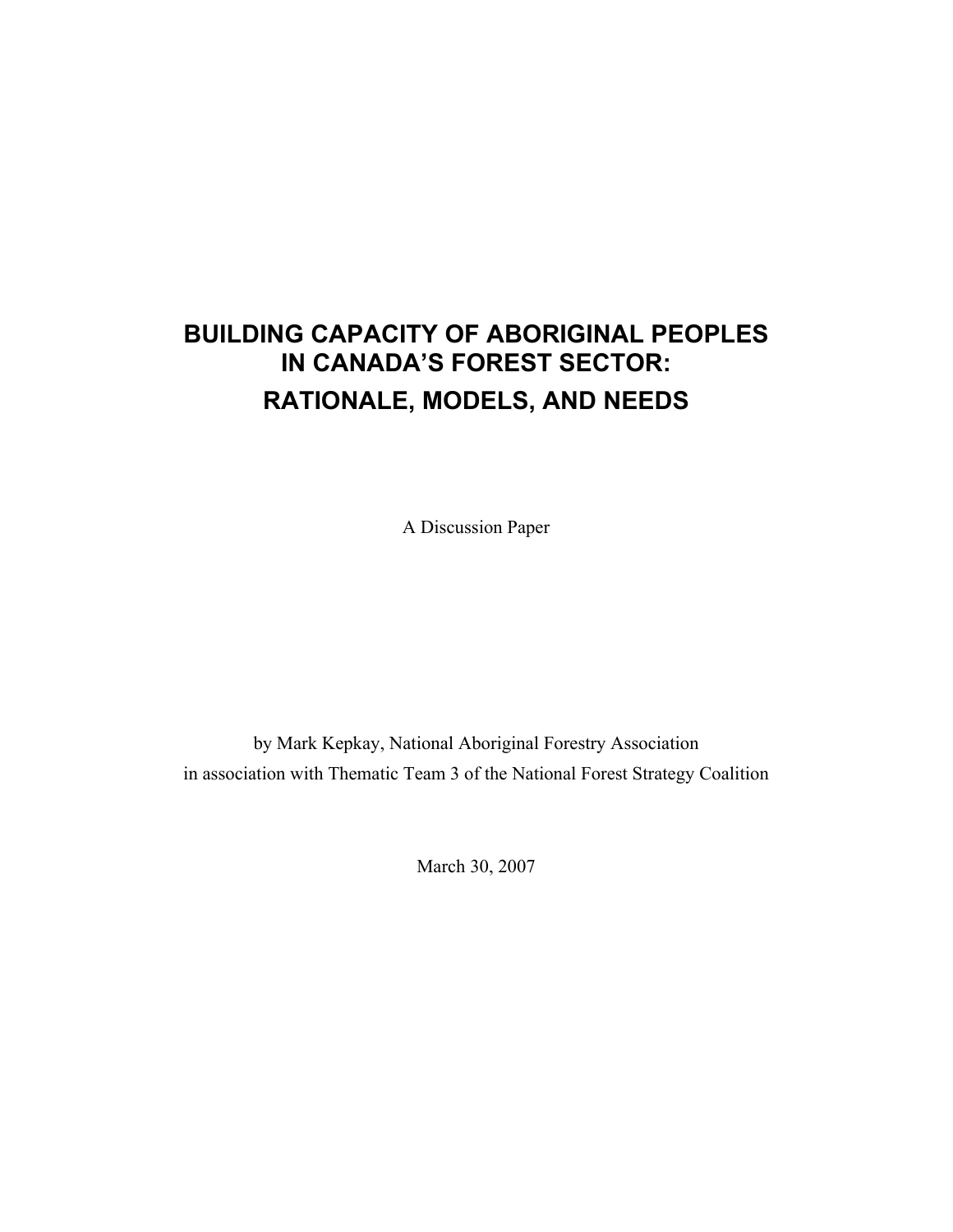# BUILDING CAPACITY OF ABORIGINAL PEOPLES IN CANADA'S FOREST SECTOR: RATIONALE, MODELS, AND NEEDS

A Discussion Paper

by Mark Kepkay, National Aboriginal Forestry Association
in association with Thematic Team 3 of the National Forest Strategy Coalition

March 30, 2007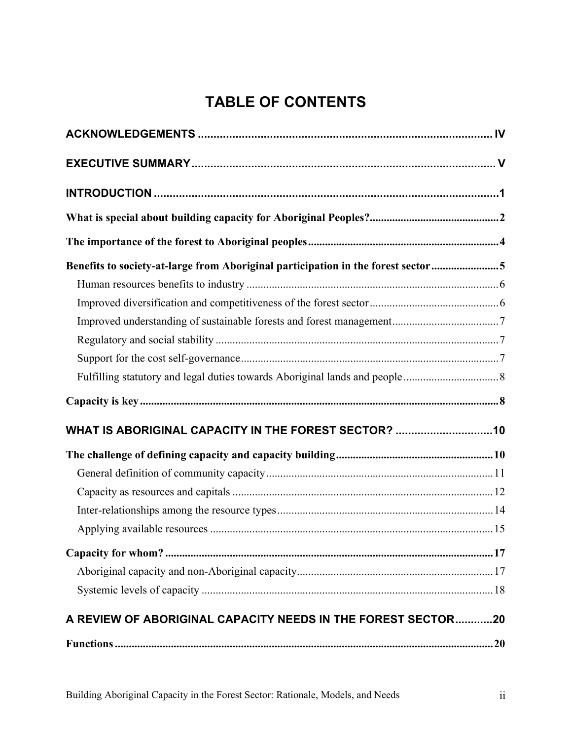# TABLE OF CONTENTS

**ACKNOWLEDGEMENTS** ..... IV

**EXECUTIVE SUMMARY** ..... V

**INTRODUCTION** ..... 1

**What is special about building capacity for Aboriginal Peoples?** ..... 2

**The importance of the forest to Aboriginal peoples** ..... 4

**Benefits to society-at-large from Aboriginal participation in the forest sector** ..... 5

- Human resources benefits to industry ..... 6
- Improved diversification and competitiveness of the forest sector ..... 6
- Improved understanding of sustainable forests and forest management ..... 7
- Regulatory and social stability ..... 7
- Support for the cost self-governance ..... 7
- Fulfilling statutory and legal duties towards Aboriginal lands and people ..... 8

**Capacity is key** ..... 8

**WHAT IS ABORIGINAL CAPACITY IN THE FOREST SECTOR?** ..... 10

**The challenge of defining capacity and capacity building** ..... 10

- General definition of community capacity ..... 11
- Capacity as resources and capitals ..... 12
- Inter-relationships among the resource types ..... 14
- Applying available resources ..... 15

**Capacity for whom?** ..... 17

- Aboriginal capacity and non-Aboriginal capacity ..... 17
- Systemic levels of capacity ..... 18

**A REVIEW OF ABORIGINAL CAPACITY NEEDS IN THE FOREST SECTOR** ..... 20

**Functions** ..... 20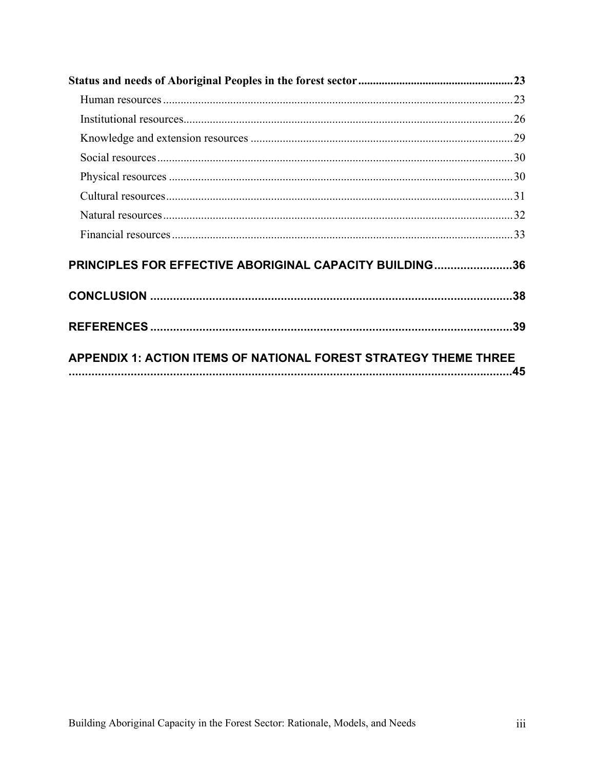**Status and needs of Aboriginal Peoples in the forest sector** .................................................... 23

Human resources ........................................................................................................ 23

Institutional resources................................................................................................. 26

Knowledge and extension resources ......................................................................... 29

Social resources .......................................................................................................... 30

Physical resources ...................................................................................................... 30

Cultural resources....................................................................................................... 31

Natural resources ........................................................................................................ 32

Financial resources ..................................................................................................... 33

**PRINCIPLES FOR EFFECTIVE ABORIGINAL CAPACITY BUILDING........................36**

**CONCLUSION ...............................................................................................................38**

**REFERENCES ...............................................................................................................39**

**APPENDIX 1: ACTION ITEMS OF NATIONAL FOREST STRATEGY THEME THREE ..........................................................................................................................45**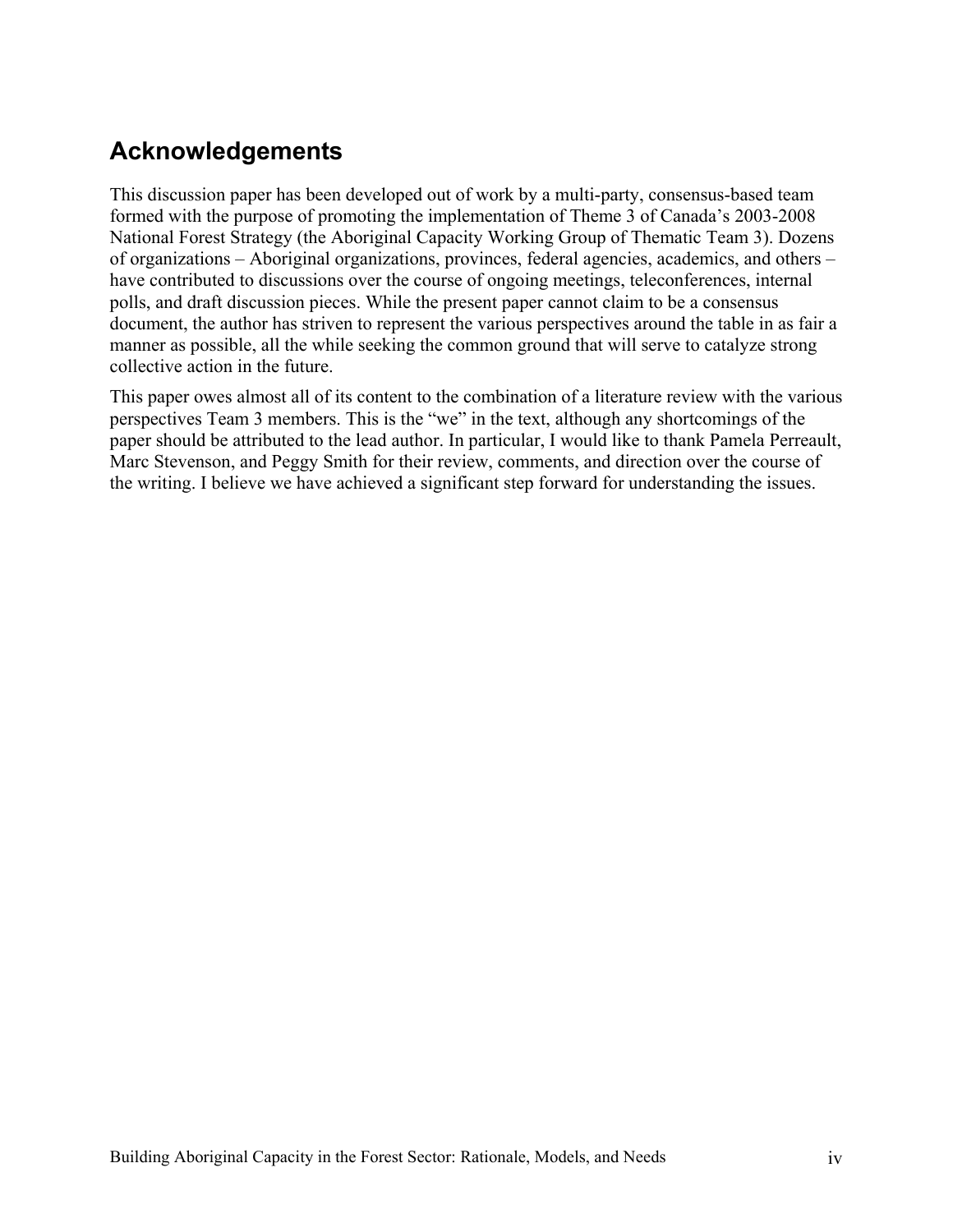## Acknowledgements

This discussion paper has been developed out of work by a multi-party, consensus-based team formed with the purpose of promoting the implementation of Theme 3 of Canada's 2003-2008 National Forest Strategy (the Aboriginal Capacity Working Group of Thematic Team 3). Dozens of organizations – Aboriginal organizations, provinces, federal agencies, academics, and others – have contributed to discussions over the course of ongoing meetings, teleconferences, internal polls, and draft discussion pieces. While the present paper cannot claim to be a consensus document, the author has striven to represent the various perspectives around the table in as fair a manner as possible, all the while seeking the common ground that will serve to catalyze strong collective action in the future.

This paper owes almost all of its content to the combination of a literature review with the various perspectives Team 3 members. This is the "we" in the text, although any shortcomings of the paper should be attributed to the lead author. In particular, I would like to thank Pamela Perreault, Marc Stevenson, and Peggy Smith for their review, comments, and direction over the course of the writing. I believe we have achieved a significant step forward for understanding the issues.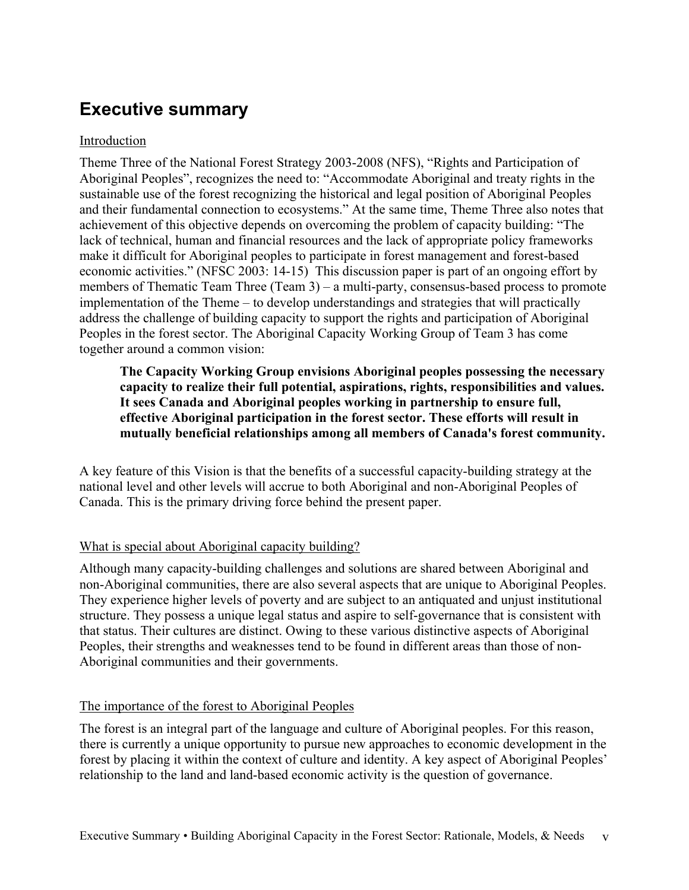# Executive summary

## Introduction

Theme Three of the National Forest Strategy 2003-2008 (NFS), "Rights and Participation of Aboriginal Peoples", recognizes the need to: "Accommodate Aboriginal and treaty rights in the sustainable use of the forest recognizing the historical and legal position of Aboriginal Peoples and their fundamental connection to ecosystems." At the same time, Theme Three also notes that achievement of this objective depends on overcoming the problem of capacity building: "The lack of technical, human and financial resources and the lack of appropriate policy frameworks make it difficult for Aboriginal peoples to participate in forest management and forest-based economic activities." (NFSC 2003: 14-15) This discussion paper is part of an ongoing effort by members of Thematic Team Three (Team 3) – a multi-party, consensus-based process to promote implementation of the Theme – to develop understandings and strategies that will practically address the challenge of building capacity to support the rights and participation of Aboriginal Peoples in the forest sector. The Aboriginal Capacity Working Group of Team 3 has come together around a common vision:

> **The Capacity Working Group envisions Aboriginal peoples possessing the necessary capacity to realize their full potential, aspirations, rights, responsibilities and values. It sees Canada and Aboriginal peoples working in partnership to ensure full, effective Aboriginal participation in the forest sector. These efforts will result in mutually beneficial relationships among all members of Canada's forest community.**

A key feature of this Vision is that the benefits of a successful capacity-building strategy at the national level and other levels will accrue to both Aboriginal and non-Aboriginal Peoples of Canada. This is the primary driving force behind the present paper.

## What is special about Aboriginal capacity building?

Although many capacity-building challenges and solutions are shared between Aboriginal and non-Aboriginal communities, there are also several aspects that are unique to Aboriginal Peoples. They experience higher levels of poverty and are subject to an antiquated and unjust institutional structure. They possess a unique legal status and aspire to self-governance that is consistent with that status. Their cultures are distinct. Owing to these various distinctive aspects of Aboriginal Peoples, their strengths and weaknesses tend to be found in different areas than those of non-Aboriginal communities and their governments.

## The importance of the forest to Aboriginal Peoples

The forest is an integral part of the language and culture of Aboriginal peoples. For this reason, there is currently a unique opportunity to pursue new approaches to economic development in the forest by placing it within the context of culture and identity. A key aspect of Aboriginal Peoples' relationship to the land and land-based economic activity is the question of governance.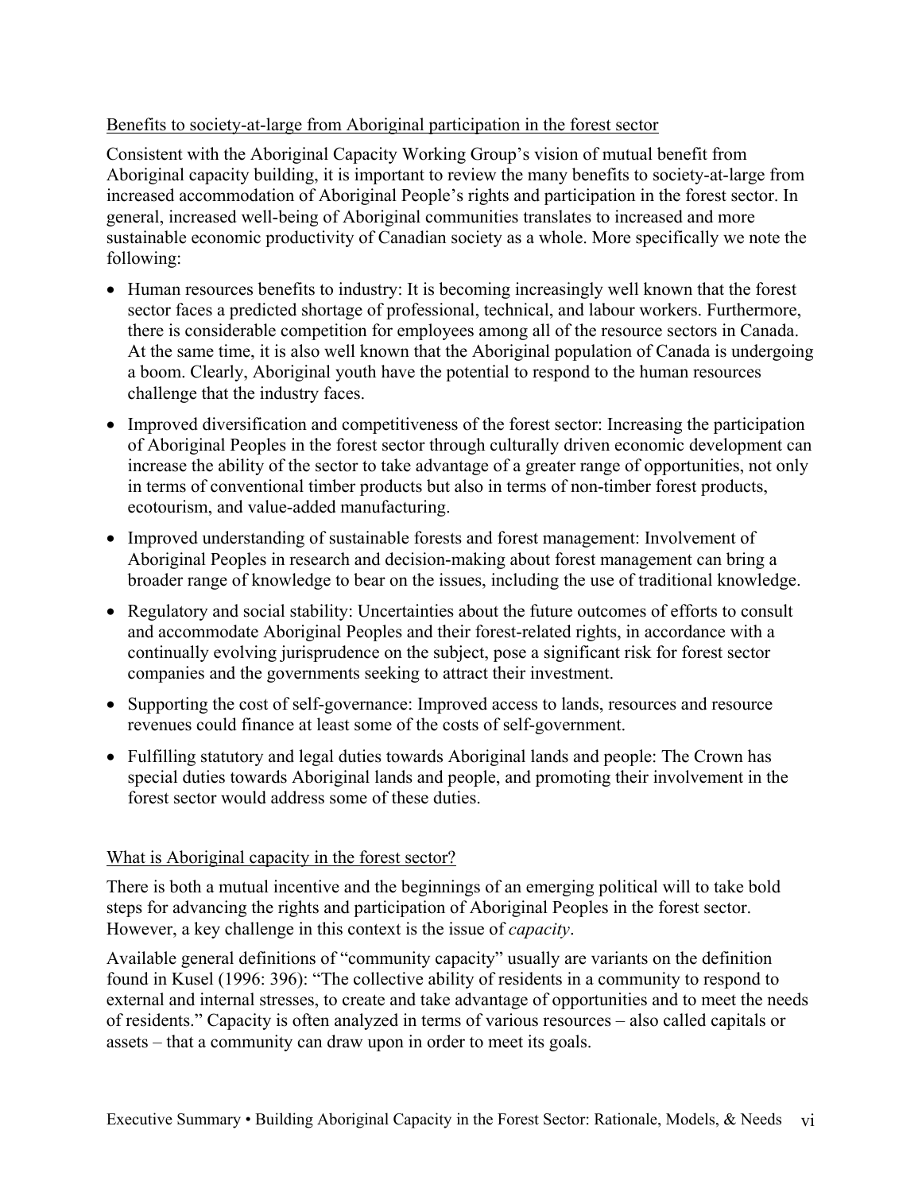Benefits to society-at-large from Aboriginal participation in the forest sector

Consistent with the Aboriginal Capacity Working Group's vision of mutual benefit from Aboriginal capacity building, it is important to review the many benefits to society-at-large from increased accommodation of Aboriginal People's rights and participation in the forest sector. In general, increased well-being of Aboriginal communities translates to increased and more sustainable economic productivity of Canadian society as a whole. More specifically we note the following:

- Human resources benefits to industry: It is becoming increasingly well known that the forest sector faces a predicted shortage of professional, technical, and labour workers. Furthermore, there is considerable competition for employees among all of the resource sectors in Canada. At the same time, it is also well known that the Aboriginal population of Canada is undergoing a boom. Clearly, Aboriginal youth have the potential to respond to the human resources challenge that the industry faces.
- Improved diversification and competitiveness of the forest sector: Increasing the participation of Aboriginal Peoples in the forest sector through culturally driven economic development can increase the ability of the sector to take advantage of a greater range of opportunities, not only in terms of conventional timber products but also in terms of non-timber forest products, ecotourism, and value-added manufacturing.
- Improved understanding of sustainable forests and forest management: Involvement of Aboriginal Peoples in research and decision-making about forest management can bring a broader range of knowledge to bear on the issues, including the use of traditional knowledge.
- Regulatory and social stability: Uncertainties about the future outcomes of efforts to consult and accommodate Aboriginal Peoples and their forest-related rights, in accordance with a continually evolving jurisprudence on the subject, pose a significant risk for forest sector companies and the governments seeking to attract their investment.
- Supporting the cost of self-governance: Improved access to lands, resources and resource revenues could finance at least some of the costs of self-government.
- Fulfilling statutory and legal duties towards Aboriginal lands and people: The Crown has special duties towards Aboriginal lands and people, and promoting their involvement in the forest sector would address some of these duties.

What is Aboriginal capacity in the forest sector?

There is both a mutual incentive and the beginnings of an emerging political will to take bold steps for advancing the rights and participation of Aboriginal Peoples in the forest sector. However, a key challenge in this context is the issue of *capacity*.

Available general definitions of "community capacity" usually are variants on the definition found in Kusel (1996: 396): "The collective ability of residents in a community to respond to external and internal stresses, to create and take advantage of opportunities and to meet the needs of residents." Capacity is often analyzed in terms of various resources – also called capitals or assets – that a community can draw upon in order to meet its goals.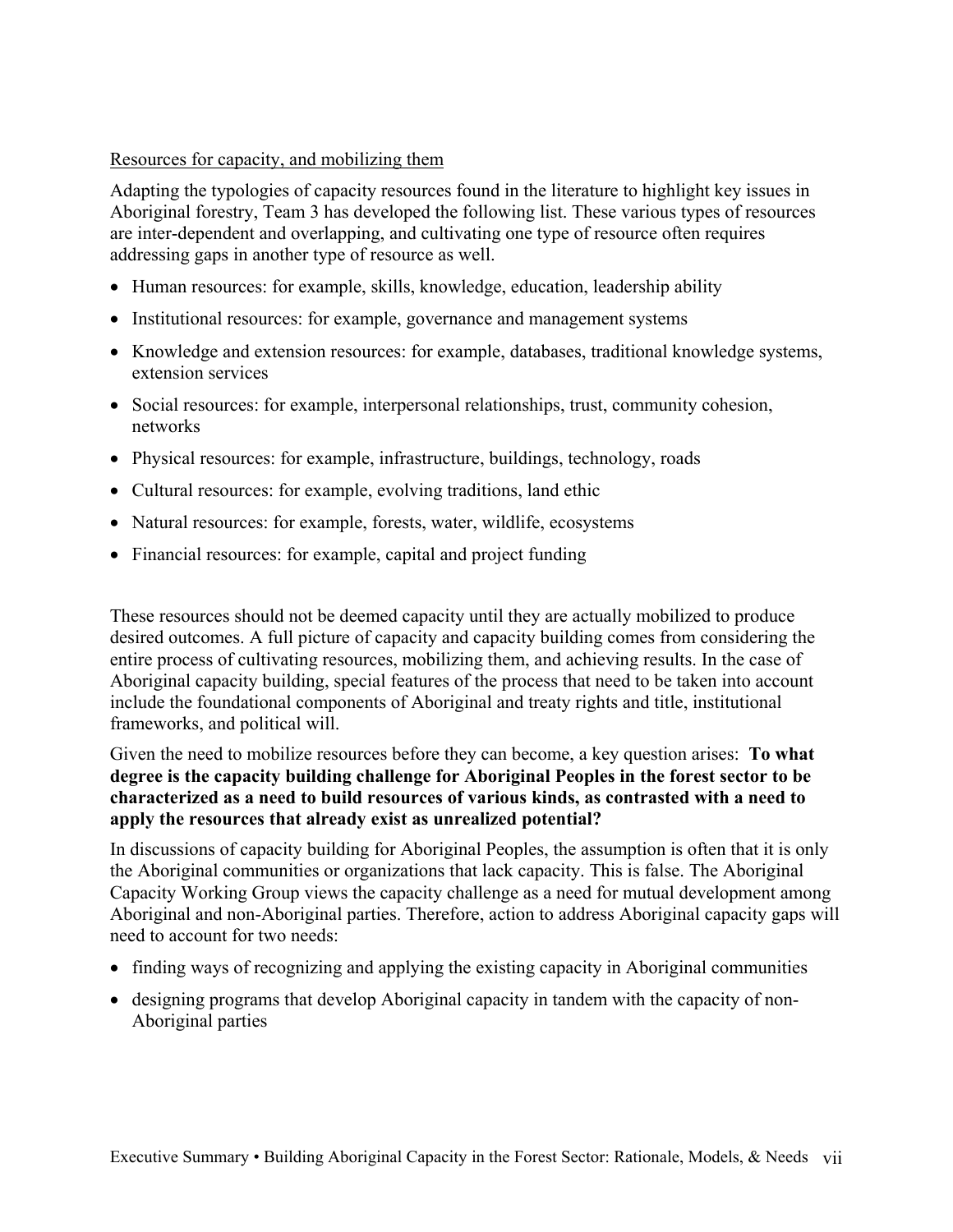<u>Resources for capacity, and mobilizing them</u>

Adapting the typologies of capacity resources found in the literature to highlight key issues in Aboriginal forestry, Team 3 has developed the following list. These various types of resources are inter-dependent and overlapping, and cultivating one type of resource often requires addressing gaps in another type of resource as well.

- Human resources: for example, skills, knowledge, education, leadership ability
- Institutional resources: for example, governance and management systems
- Knowledge and extension resources: for example, databases, traditional knowledge systems, extension services
- Social resources: for example, interpersonal relationships, trust, community cohesion, networks
- Physical resources: for example, infrastructure, buildings, technology, roads
- Cultural resources: for example, evolving traditions, land ethic
- Natural resources: for example, forests, water, wildlife, ecosystems
- Financial resources: for example, capital and project funding

These resources should not be deemed capacity until they are actually mobilized to produce desired outcomes. A full picture of capacity and capacity building comes from considering the entire process of cultivating resources, mobilizing them, and achieving results. In the case of Aboriginal capacity building, special features of the process that need to be taken into account include the foundational components of Aboriginal and treaty rights and title, institutional frameworks, and political will.

Given the need to mobilize resources before they can become, a key question arises: **To what degree is the capacity building challenge for Aboriginal Peoples in the forest sector to be characterized as a need to build resources of various kinds, as contrasted with a need to apply the resources that already exist as unrealized potential?**

In discussions of capacity building for Aboriginal Peoples, the assumption is often that it is only the Aboriginal communities or organizations that lack capacity. This is false. The Aboriginal Capacity Working Group views the capacity challenge as a need for mutual development among Aboriginal and non-Aboriginal parties. Therefore, action to address Aboriginal capacity gaps will need to account for two needs:

- finding ways of recognizing and applying the existing capacity in Aboriginal communities
- designing programs that develop Aboriginal capacity in tandem with the capacity of non-Aboriginal parties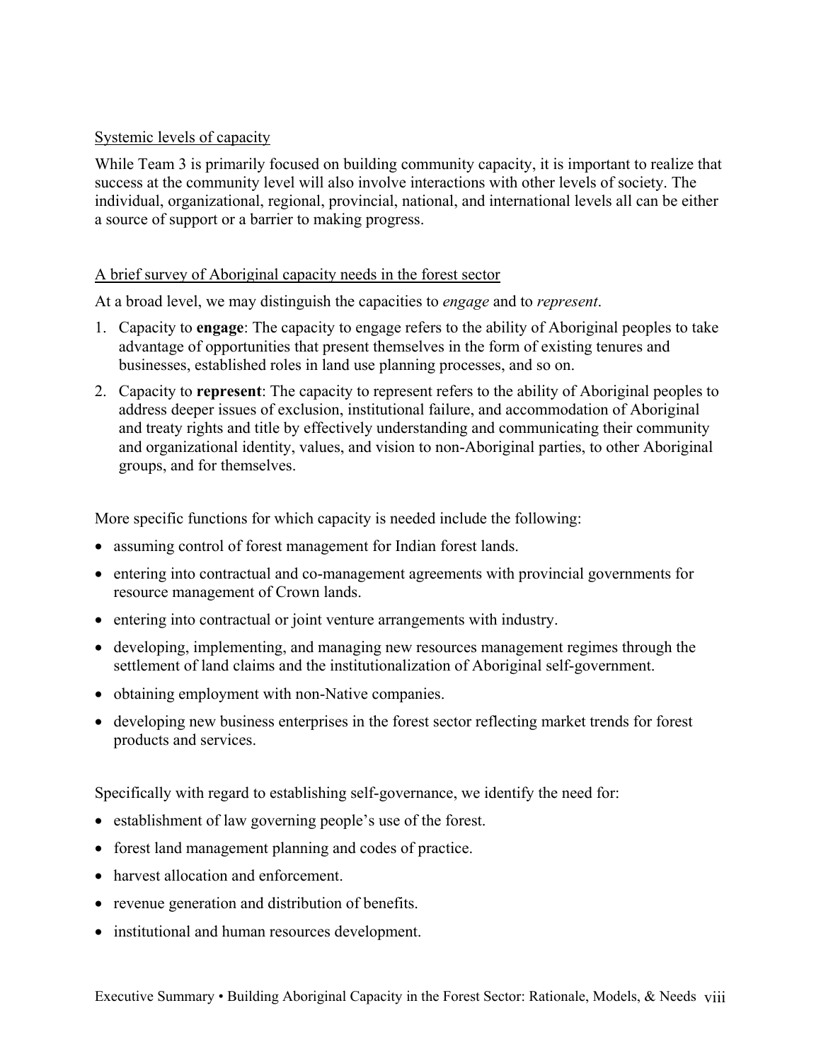Systemic levels of capacity

While Team 3 is primarily focused on building community capacity, it is important to realize that success at the community level will also involve interactions with other levels of society. The individual, organizational, regional, provincial, national, and international levels all can be either a source of support or a barrier to making progress.

A brief survey of Aboriginal capacity needs in the forest sector

At a broad level, we may distinguish the capacities to *engage* and to *represent*.

1. Capacity to **engage**: The capacity to engage refers to the ability of Aboriginal peoples to take advantage of opportunities that present themselves in the form of existing tenures and businesses, established roles in land use planning processes, and so on.
2. Capacity to **represent**: The capacity to represent refers to the ability of Aboriginal peoples to address deeper issues of exclusion, institutional failure, and accommodation of Aboriginal and treaty rights and title by effectively understanding and communicating their community and organizational identity, values, and vision to non-Aboriginal parties, to other Aboriginal groups, and for themselves.

More specific functions for which capacity is needed include the following:

- assuming control of forest management for Indian forest lands.
- entering into contractual and co-management agreements with provincial governments for resource management of Crown lands.
- entering into contractual or joint venture arrangements with industry.
- developing, implementing, and managing new resources management regimes through the settlement of land claims and the institutionalization of Aboriginal self-government.
- obtaining employment with non-Native companies.
- developing new business enterprises in the forest sector reflecting market trends for forest products and services.

Specifically with regard to establishing self-governance, we identify the need for:

- establishment of law governing people's use of the forest.
- forest land management planning and codes of practice.
- harvest allocation and enforcement.
- revenue generation and distribution of benefits.
- institutional and human resources development.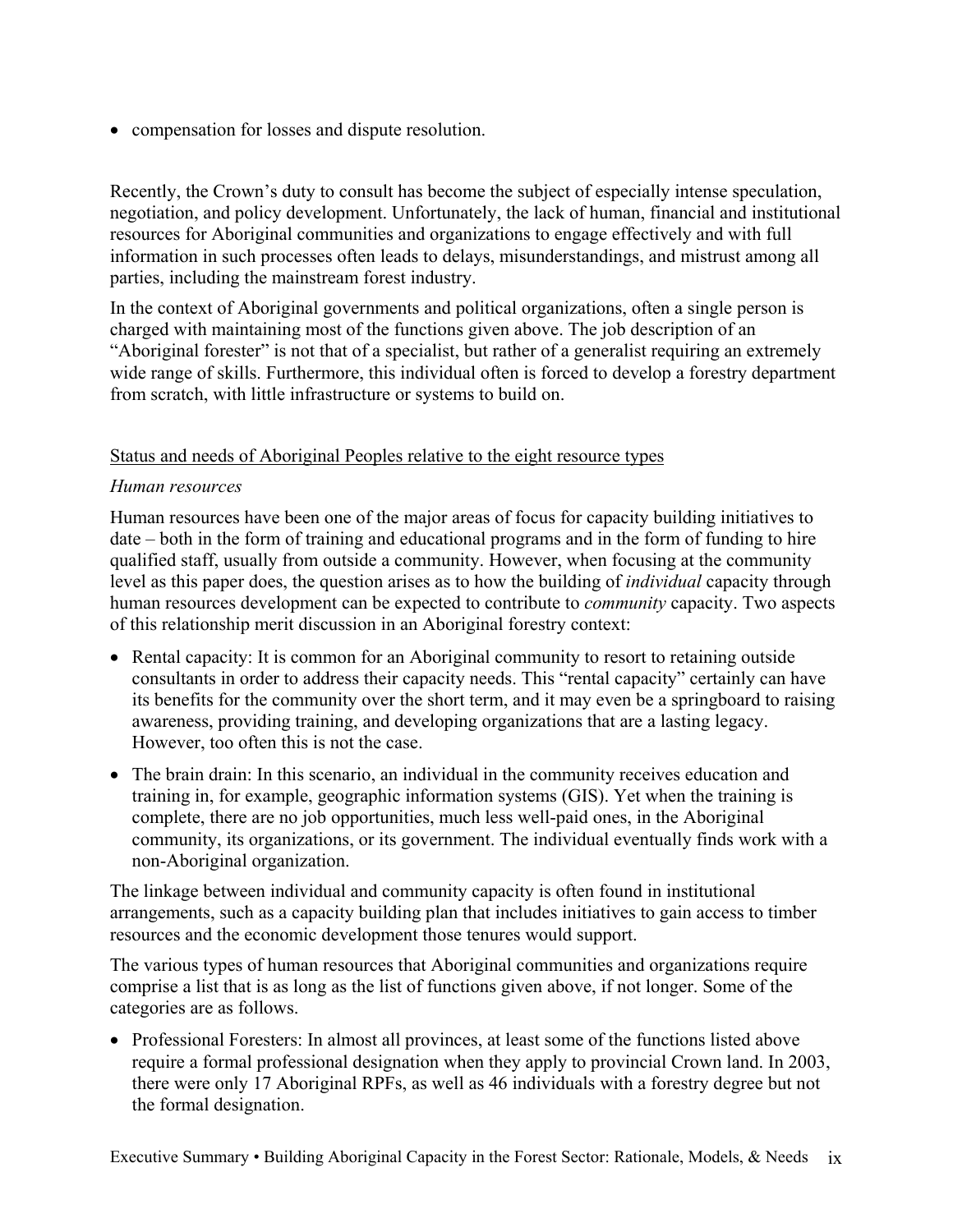- compensation for losses and dispute resolution.

Recently, the Crown's duty to consult has become the subject of especially intense speculation, negotiation, and policy development. Unfortunately, the lack of human, financial and institutional resources for Aboriginal communities and organizations to engage effectively and with full information in such processes often leads to delays, misunderstandings, and mistrust among all parties, including the mainstream forest industry.

In the context of Aboriginal governments and political organizations, often a single person is charged with maintaining most of the functions given above. The job description of an "Aboriginal forester" is not that of a specialist, but rather of a generalist requiring an extremely wide range of skills. Furthermore, this individual often is forced to develop a forestry department from scratch, with little infrastructure or systems to build on.

Status and needs of Aboriginal Peoples relative to the eight resource types

*Human resources*

Human resources have been one of the major areas of focus for capacity building initiatives to date – both in the form of training and educational programs and in the form of funding to hire qualified staff, usually from outside a community. However, when focusing at the community level as this paper does, the question arises as to how the building of *individual* capacity through human resources development can be expected to contribute to *community* capacity. Two aspects of this relationship merit discussion in an Aboriginal forestry context:

- Rental capacity: It is common for an Aboriginal community to resort to retaining outside consultants in order to address their capacity needs. This "rental capacity" certainly can have its benefits for the community over the short term, and it may even be a springboard to raising awareness, providing training, and developing organizations that are a lasting legacy. However, too often this is not the case.
- The brain drain: In this scenario, an individual in the community receives education and training in, for example, geographic information systems (GIS). Yet when the training is complete, there are no job opportunities, much less well-paid ones, in the Aboriginal community, its organizations, or its government. The individual eventually finds work with a non-Aboriginal organization.

The linkage between individual and community capacity is often found in institutional arrangements, such as a capacity building plan that includes initiatives to gain access to timber resources and the economic development those tenures would support.

The various types of human resources that Aboriginal communities and organizations require comprise a list that is as long as the list of functions given above, if not longer. Some of the categories are as follows.

- Professional Foresters: In almost all provinces, at least some of the functions listed above require a formal professional designation when they apply to provincial Crown land. In 2003, there were only 17 Aboriginal RPFs, as well as 46 individuals with a forestry degree but not the formal designation.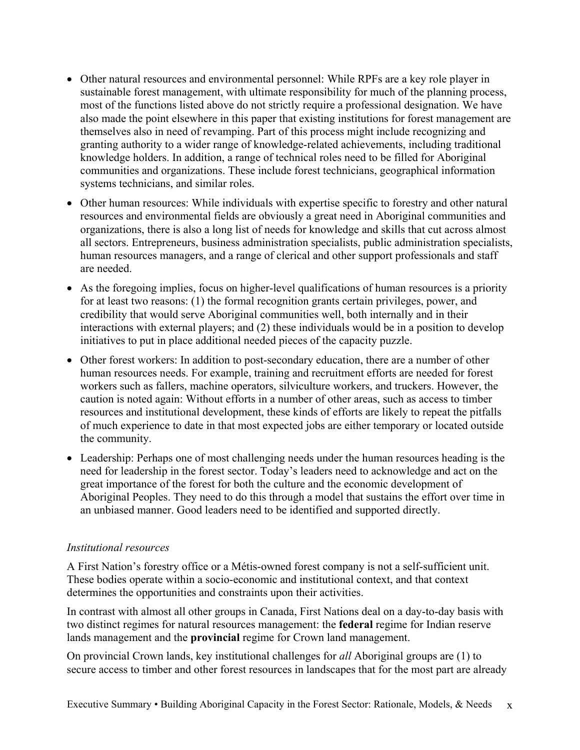- Other natural resources and environmental personnel: While RPFs are a key role player in sustainable forest management, with ultimate responsibility for much of the planning process, most of the functions listed above do not strictly require a professional designation. We have also made the point elsewhere in this paper that existing institutions for forest management are themselves also in need of revamping. Part of this process might include recognizing and granting authority to a wider range of knowledge-related achievements, including traditional knowledge holders. In addition, a range of technical roles need to be filled for Aboriginal communities and organizations. These include forest technicians, geographical information systems technicians, and similar roles.
- Other human resources: While individuals with expertise specific to forestry and other natural resources and environmental fields are obviously a great need in Aboriginal communities and organizations, there is also a long list of needs for knowledge and skills that cut across almost all sectors. Entrepreneurs, business administration specialists, public administration specialists, human resources managers, and a range of clerical and other support professionals and staff are needed.
- As the foregoing implies, focus on higher-level qualifications of human resources is a priority for at least two reasons: (1) the formal recognition grants certain privileges, power, and credibility that would serve Aboriginal communities well, both internally and in their interactions with external players; and (2) these individuals would be in a position to develop initiatives to put in place additional needed pieces of the capacity puzzle.
- Other forest workers: In addition to post-secondary education, there are a number of other human resources needs. For example, training and recruitment efforts are needed for forest workers such as fallers, machine operators, silviculture workers, and truckers. However, the caution is noted again: Without efforts in a number of other areas, such as access to timber resources and institutional development, these kinds of efforts are likely to repeat the pitfalls of much experience to date in that most expected jobs are either temporary or located outside the community.
- Leadership: Perhaps one of most challenging needs under the human resources heading is the need for leadership in the forest sector. Today's leaders need to acknowledge and act on the great importance of the forest for both the culture and the economic development of Aboriginal Peoples. They need to do this through a model that sustains the effort over time in an unbiased manner. Good leaders need to be identified and supported directly.

*Institutional resources*

A First Nation's forestry office or a Métis-owned forest company is not a self-sufficient unit. These bodies operate within a socio-economic and institutional context, and that context determines the opportunities and constraints upon their activities.

In contrast with almost all other groups in Canada, First Nations deal on a day-to-day basis with two distinct regimes for natural resources management: the **federal** regime for Indian reserve lands management and the **provincial** regime for Crown land management.

On provincial Crown lands, key institutional challenges for *all* Aboriginal groups are (1) to secure access to timber and other forest resources in landscapes that for the most part are already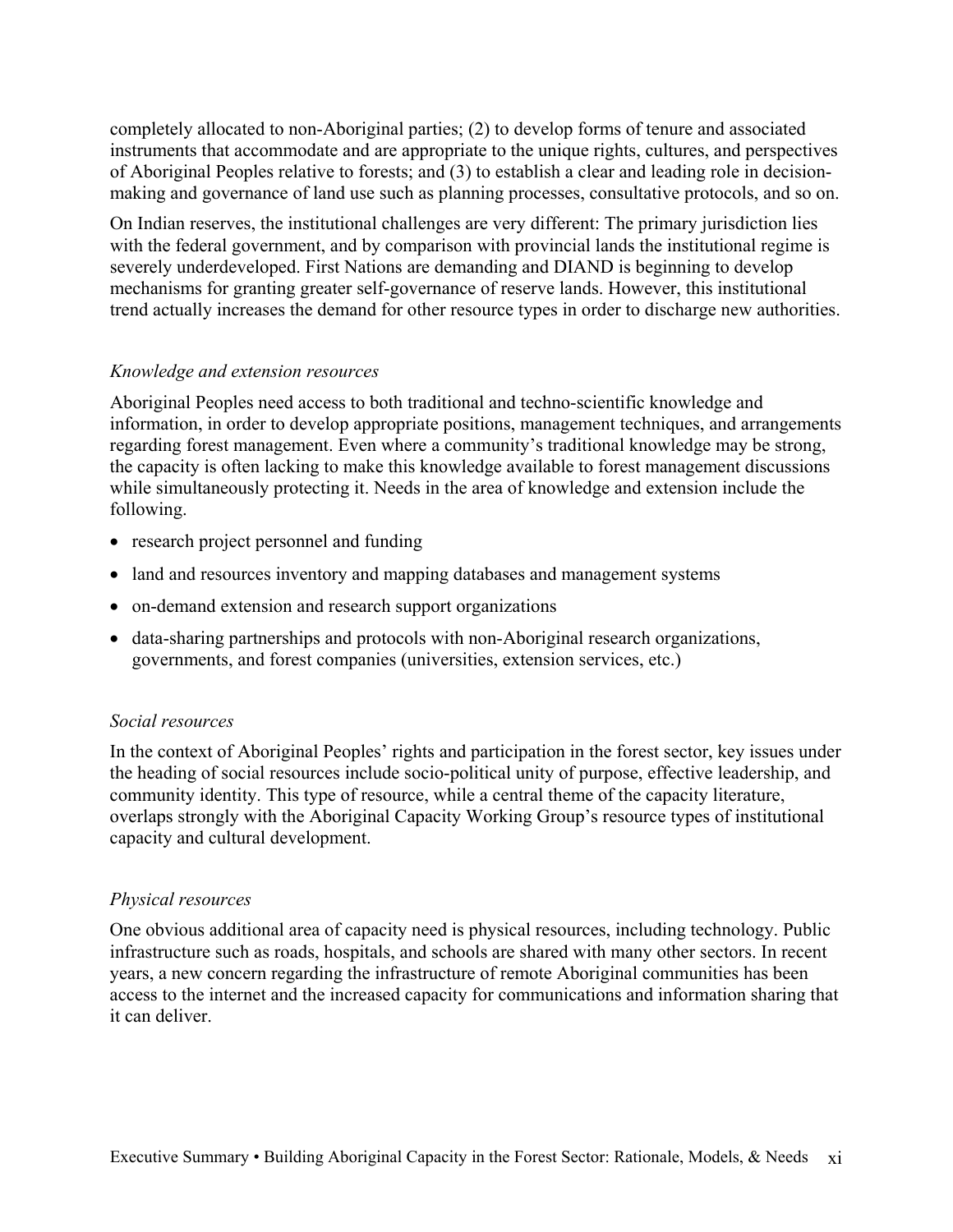completely allocated to non-Aboriginal parties; (2) to develop forms of tenure and associated instruments that accommodate and are appropriate to the unique rights, cultures, and perspectives of Aboriginal Peoples relative to forests; and (3) to establish a clear and leading role in decision-making and governance of land use such as planning processes, consultative protocols, and so on.

On Indian reserves, the institutional challenges are very different: The primary jurisdiction lies with the federal government, and by comparison with provincial lands the institutional regime is severely underdeveloped. First Nations are demanding and DIAND is beginning to develop mechanisms for granting greater self-governance of reserve lands. However, this institutional trend actually increases the demand for other resource types in order to discharge new authorities.

*Knowledge and extension resources*

Aboriginal Peoples need access to both traditional and techno-scientific knowledge and information, in order to develop appropriate positions, management techniques, and arrangements regarding forest management. Even where a community's traditional knowledge may be strong, the capacity is often lacking to make this knowledge available to forest management discussions while simultaneously protecting it. Needs in the area of knowledge and extension include the following.

- research project personnel and funding
- land and resources inventory and mapping databases and management systems
- on-demand extension and research support organizations
- data-sharing partnerships and protocols with non-Aboriginal research organizations, governments, and forest companies (universities, extension services, etc.)

*Social resources*

In the context of Aboriginal Peoples' rights and participation in the forest sector, key issues under the heading of social resources include socio-political unity of purpose, effective leadership, and community identity. This type of resource, while a central theme of the capacity literature, overlaps strongly with the Aboriginal Capacity Working Group's resource types of institutional capacity and cultural development.

*Physical resources*

One obvious additional area of capacity need is physical resources, including technology. Public infrastructure such as roads, hospitals, and schools are shared with many other sectors. In recent years, a new concern regarding the infrastructure of remote Aboriginal communities has been access to the internet and the increased capacity for communications and information sharing that it can deliver.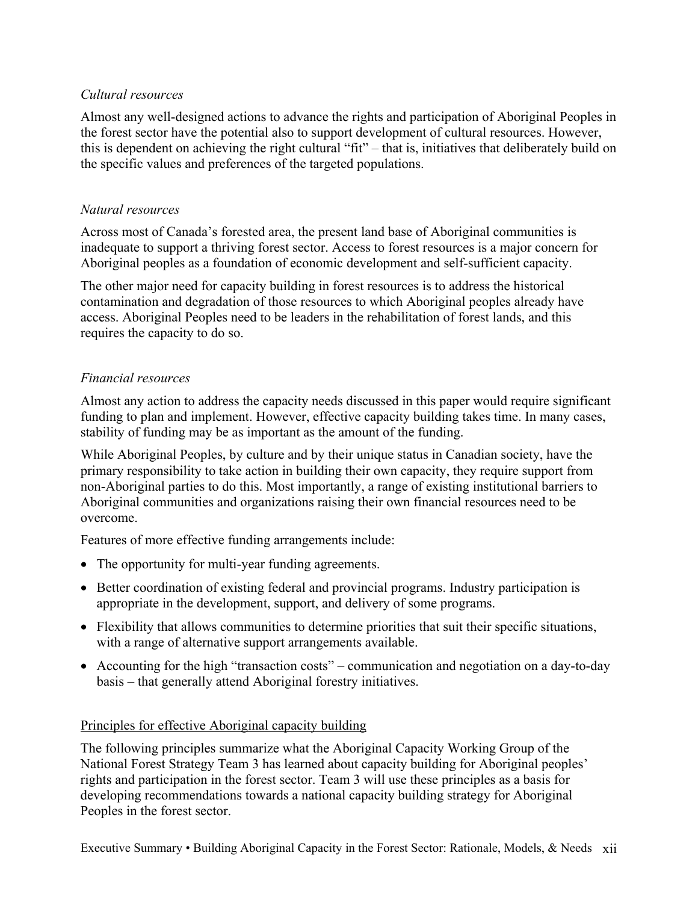*Cultural resources*

Almost any well-designed actions to advance the rights and participation of Aboriginal Peoples in the forest sector have the potential also to support development of cultural resources. However, this is dependent on achieving the right cultural "fit" – that is, initiatives that deliberately build on the specific values and preferences of the targeted populations.

*Natural resources*

Across most of Canada's forested area, the present land base of Aboriginal communities is inadequate to support a thriving forest sector. Access to forest resources is a major concern for Aboriginal peoples as a foundation of economic development and self-sufficient capacity.

The other major need for capacity building in forest resources is to address the historical contamination and degradation of those resources to which Aboriginal peoples already have access. Aboriginal Peoples need to be leaders in the rehabilitation of forest lands, and this requires the capacity to do so.

*Financial resources*

Almost any action to address the capacity needs discussed in this paper would require significant funding to plan and implement. However, effective capacity building takes time. In many cases, stability of funding may be as important as the amount of the funding.

While Aboriginal Peoples, by culture and by their unique status in Canadian society, have the primary responsibility to take action in building their own capacity, they require support from non-Aboriginal parties to do this. Most importantly, a range of existing institutional barriers to Aboriginal communities and organizations raising their own financial resources need to be overcome.

Features of more effective funding arrangements include:

- The opportunity for multi-year funding agreements.
- Better coordination of existing federal and provincial programs. Industry participation is appropriate in the development, support, and delivery of some programs.
- Flexibility that allows communities to determine priorities that suit their specific situations, with a range of alternative support arrangements available.
- Accounting for the high "transaction costs" – communication and negotiation on a day-to-day basis – that generally attend Aboriginal forestry initiatives.

<u>Principles for effective Aboriginal capacity building</u>

The following principles summarize what the Aboriginal Capacity Working Group of the National Forest Strategy Team 3 has learned about capacity building for Aboriginal peoples' rights and participation in the forest sector. Team 3 will use these principles as a basis for developing recommendations towards a national capacity building strategy for Aboriginal Peoples in the forest sector.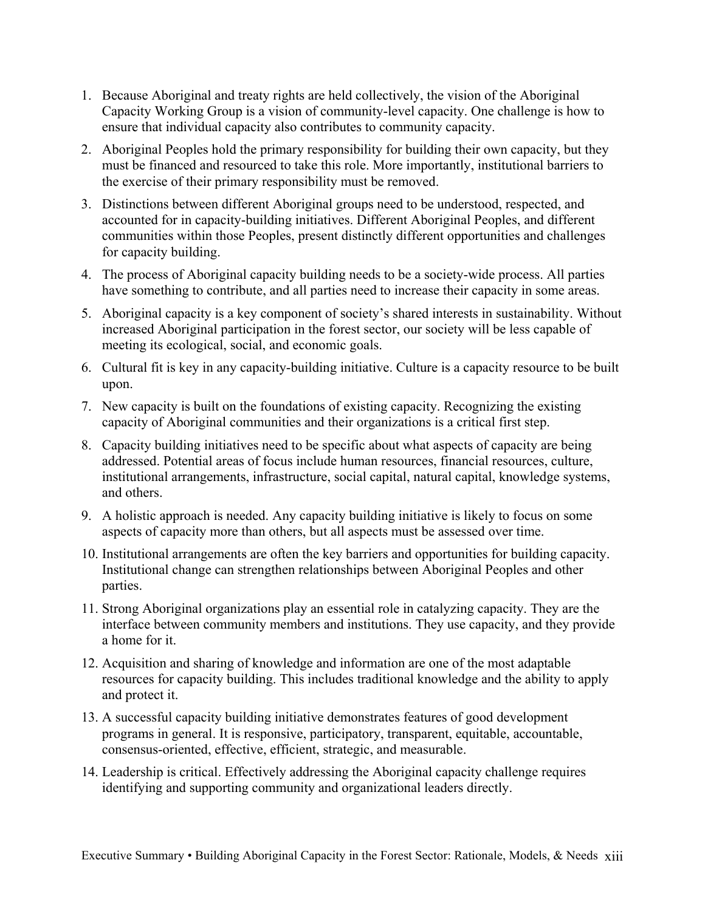1. Because Aboriginal and treaty rights are held collectively, the vision of the Aboriginal Capacity Working Group is a vision of community-level capacity. One challenge is how to ensure that individual capacity also contributes to community capacity.
2. Aboriginal Peoples hold the primary responsibility for building their own capacity, but they must be financed and resourced to take this role. More importantly, institutional barriers to the exercise of their primary responsibility must be removed.
3. Distinctions between different Aboriginal groups need to be understood, respected, and accounted for in capacity-building initiatives. Different Aboriginal Peoples, and different communities within those Peoples, present distinctly different opportunities and challenges for capacity building.
4. The process of Aboriginal capacity building needs to be a society-wide process. All parties have something to contribute, and all parties need to increase their capacity in some areas.
5. Aboriginal capacity is a key component of society's shared interests in sustainability. Without increased Aboriginal participation in the forest sector, our society will be less capable of meeting its ecological, social, and economic goals.
6. Cultural fit is key in any capacity-building initiative. Culture is a capacity resource to be built upon.
7. New capacity is built on the foundations of existing capacity. Recognizing the existing capacity of Aboriginal communities and their organizations is a critical first step.
8. Capacity building initiatives need to be specific about what aspects of capacity are being addressed. Potential areas of focus include human resources, financial resources, culture, institutional arrangements, infrastructure, social capital, natural capital, knowledge systems, and others.
9. A holistic approach is needed. Any capacity building initiative is likely to focus on some aspects of capacity more than others, but all aspects must be assessed over time.
10. Institutional arrangements are often the key barriers and opportunities for building capacity. Institutional change can strengthen relationships between Aboriginal Peoples and other parties.
11. Strong Aboriginal organizations play an essential role in catalyzing capacity. They are the interface between community members and institutions. They use capacity, and they provide a home for it.
12. Acquisition and sharing of knowledge and information are one of the most adaptable resources for capacity building. This includes traditional knowledge and the ability to apply and protect it.
13. A successful capacity building initiative demonstrates features of good development programs in general. It is responsive, participatory, transparent, equitable, accountable, consensus-oriented, effective, efficient, strategic, and measurable.
14. Leadership is critical. Effectively addressing the Aboriginal capacity challenge requires identifying and supporting community and organizational leaders directly.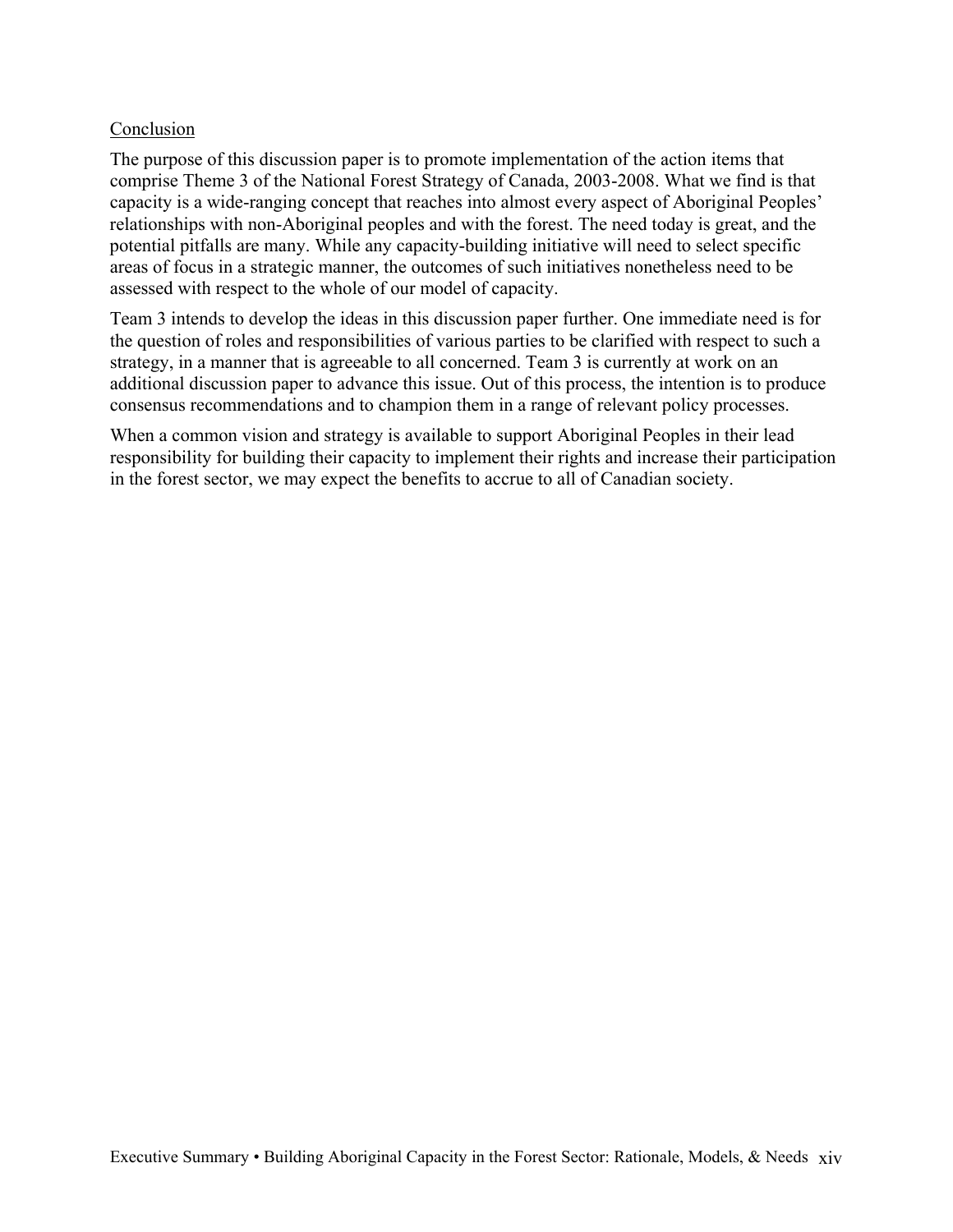## Conclusion

The purpose of this discussion paper is to promote implementation of the action items that comprise Theme 3 of the National Forest Strategy of Canada, 2003-2008. What we find is that capacity is a wide-ranging concept that reaches into almost every aspect of Aboriginal Peoples' relationships with non-Aboriginal peoples and with the forest. The need today is great, and the potential pitfalls are many. While any capacity-building initiative will need to select specific areas of focus in a strategic manner, the outcomes of such initiatives nonetheless need to be assessed with respect to the whole of our model of capacity.

Team 3 intends to develop the ideas in this discussion paper further. One immediate need is for the question of roles and responsibilities of various parties to be clarified with respect to such a strategy, in a manner that is agreeable to all concerned. Team 3 is currently at work on an additional discussion paper to advance this issue. Out of this process, the intention is to produce consensus recommendations and to champion them in a range of relevant policy processes.

When a common vision and strategy is available to support Aboriginal Peoples in their lead responsibility for building their capacity to implement their rights and increase their participation in the forest sector, we may expect the benefits to accrue to all of Canadian society.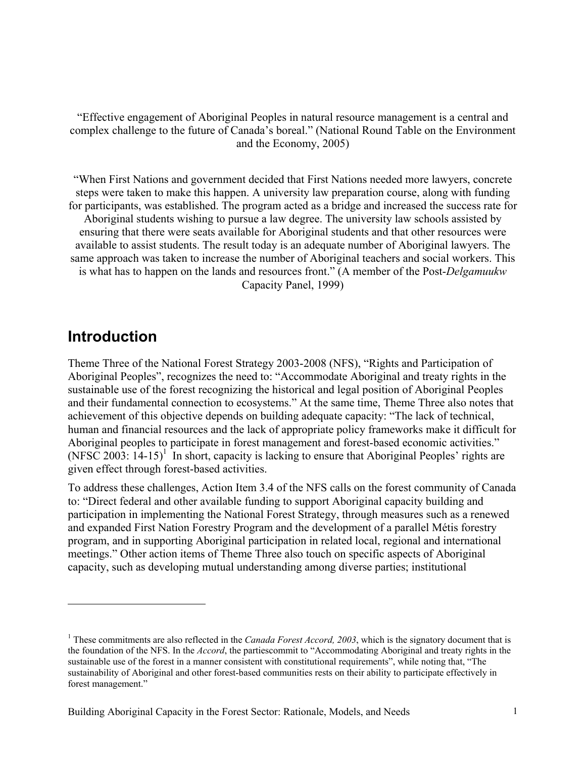"Effective engagement of Aboriginal Peoples in natural resource management is a central and complex challenge to the future of Canada's boreal." (National Round Table on the Environment and the Economy, 2005)

"When First Nations and government decided that First Nations needed more lawyers, concrete steps were taken to make this happen. A university law preparation course, along with funding for participants, was established. The program acted as a bridge and increased the success rate for Aboriginal students wishing to pursue a law degree. The university law schools assisted by ensuring that there were seats available for Aboriginal students and that other resources were available to assist students. The result today is an adequate number of Aboriginal lawyers. The same approach was taken to increase the number of Aboriginal teachers and social workers. This is what has to happen on the lands and resources front." (A member of the Post-*Delgamuukw* Capacity Panel, 1999)

## Introduction

Theme Three of the National Forest Strategy 2003-2008 (NFS), "Rights and Participation of Aboriginal Peoples", recognizes the need to: "Accommodate Aboriginal and treaty rights in the sustainable use of the forest recognizing the historical and legal position of Aboriginal Peoples and their fundamental connection to ecosystems." At the same time, Theme Three also notes that achievement of this objective depends on building adequate capacity: "The lack of technical, human and financial resources and the lack of appropriate policy frameworks make it difficult for Aboriginal peoples to participate in forest management and forest-based economic activities." (NFSC 2003: 14-15)[1] In short, capacity is lacking to ensure that Aboriginal Peoples' rights are given effect through forest-based activities.

To address these challenges, Action Item 3.4 of the NFS calls on the forest community of Canada to: "Direct federal and other available funding to support Aboriginal capacity building and participation in implementing the National Forest Strategy, through measures such as a renewed and expanded First Nation Forestry Program and the development of a parallel Métis forestry program, and in supporting Aboriginal participation in related local, regional and international meetings." Other action items of Theme Three also touch on specific aspects of Aboriginal capacity, such as developing mutual understanding among diverse parties; institutional

---

[1] These commitments are also reflected in the *Canada Forest Accord, 2003*, which is the signatory document that is the foundation of the NFS. In the *Accord*, the partiescommit to "Accommodating Aboriginal and treaty rights in the sustainable use of the forest in a manner consistent with constitutional requirements", while noting that, "The sustainability of Aboriginal and other forest-based communities rests on their ability to participate effectively in forest management."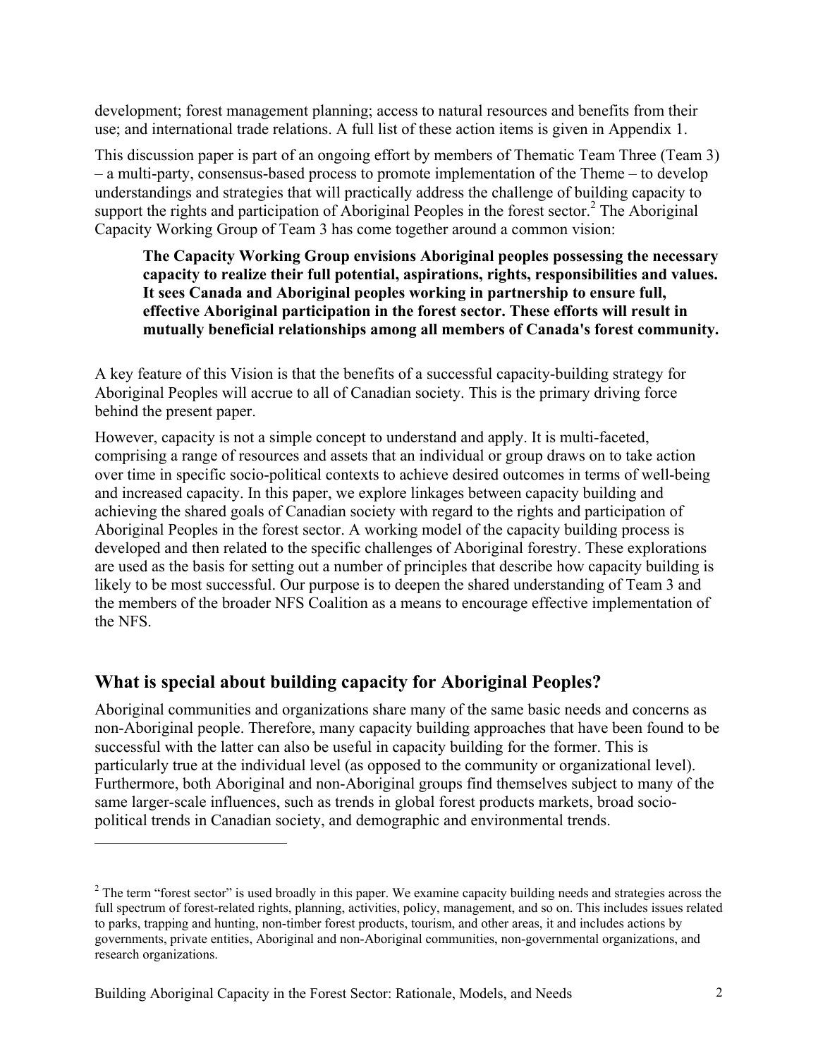development; forest management planning; access to natural resources and benefits from their use; and international trade relations. A full list of these action items is given in Appendix 1.

This discussion paper is part of an ongoing effort by members of Thematic Team Three (Team 3) – a multi-party, consensus-based process to promote implementation of the Theme – to develop understandings and strategies that will practically address the challenge of building capacity to support the rights and participation of Aboriginal Peoples in the forest sector.[2] The Aboriginal Capacity Working Group of Team 3 has come together around a common vision:

> **The Capacity Working Group envisions Aboriginal peoples possessing the necessary capacity to realize their full potential, aspirations, rights, responsibilities and values. It sees Canada and Aboriginal peoples working in partnership to ensure full, effective Aboriginal participation in the forest sector. These efforts will result in mutually beneficial relationships among all members of Canada's forest community.**

A key feature of this Vision is that the benefits of a successful capacity-building strategy for Aboriginal Peoples will accrue to all of Canadian society. This is the primary driving force behind the present paper.

However, capacity is not a simple concept to understand and apply. It is multi-faceted, comprising a range of resources and assets that an individual or group draws on to take action over time in specific socio-political contexts to achieve desired outcomes in terms of well-being and increased capacity. In this paper, we explore linkages between capacity building and achieving the shared goals of Canadian society with regard to the rights and participation of Aboriginal Peoples in the forest sector. A working model of the capacity building process is developed and then related to the specific challenges of Aboriginal forestry. These explorations are used as the basis for setting out a number of principles that describe how capacity building is likely to be most successful. Our purpose is to deepen the shared understanding of Team 3 and the members of the broader NFS Coalition as a means to encourage effective implementation of the NFS.

## What is special about building capacity for Aboriginal Peoples?

Aboriginal communities and organizations share many of the same basic needs and concerns as non-Aboriginal people. Therefore, many capacity building approaches that have been found to be successful with the latter can also be useful in capacity building for the former. This is particularly true at the individual level (as opposed to the community or organizational level). Furthermore, both Aboriginal and non-Aboriginal groups find themselves subject to many of the same larger-scale influences, such as trends in global forest products markets, broad socio-political trends in Canadian society, and demographic and environmental trends.

---

[2] The term "forest sector" is used broadly in this paper. We examine capacity building needs and strategies across the full spectrum of forest-related rights, planning, activities, policy, management, and so on. This includes issues related to parks, trapping and hunting, non-timber forest products, tourism, and other areas, it and includes actions by governments, private entities, Aboriginal and non-Aboriginal communities, non-governmental organizations, and research organizations.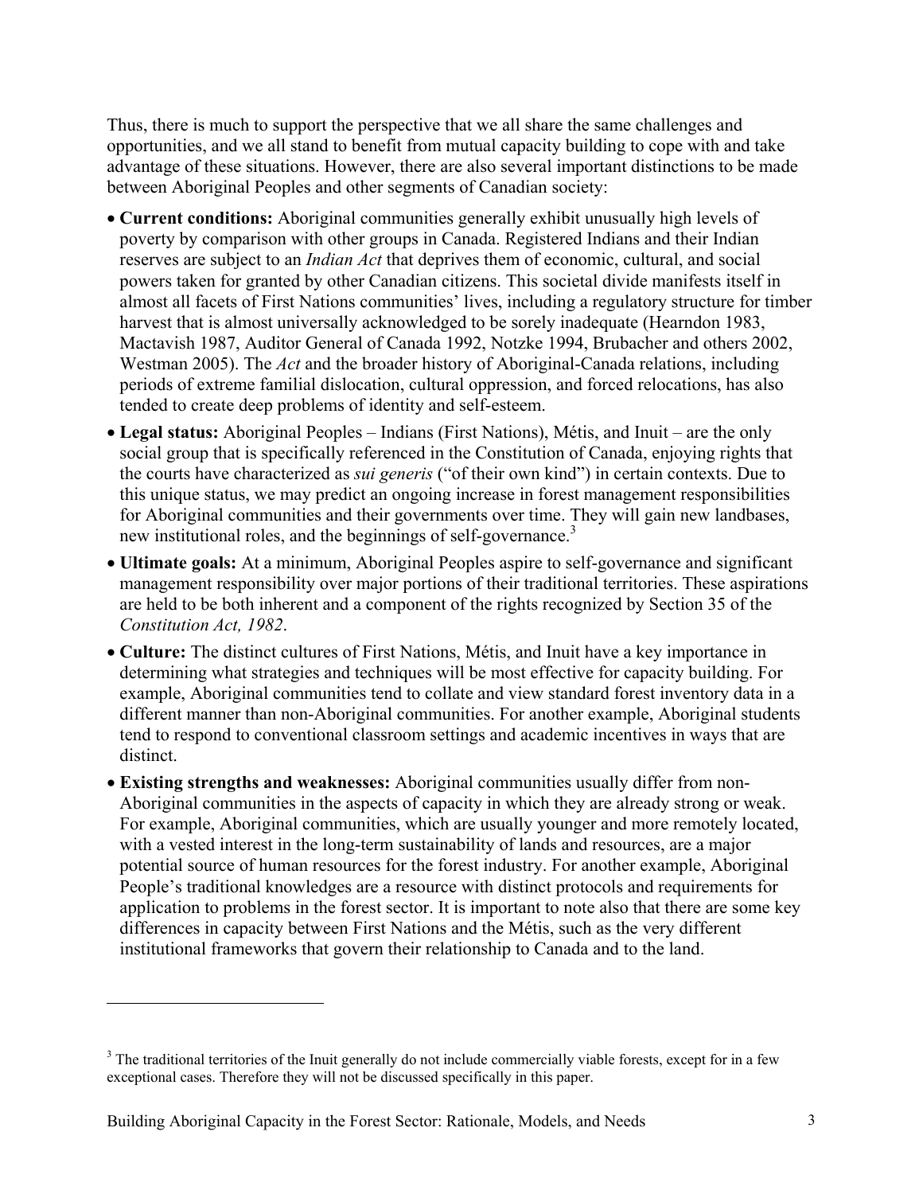Thus, there is much to support the perspective that we all share the same challenges and opportunities, and we all stand to benefit from mutual capacity building to cope with and take advantage of these situations. However, there are also several important distinctions to be made between Aboriginal Peoples and other segments of Canadian society:

- **Current conditions:** Aboriginal communities generally exhibit unusually high levels of poverty by comparison with other groups in Canada. Registered Indians and their Indian reserves are subject to an *Indian Act* that deprives them of economic, cultural, and social powers taken for granted by other Canadian citizens. This societal divide manifests itself in almost all facets of First Nations communities' lives, including a regulatory structure for timber harvest that is almost universally acknowledged to be sorely inadequate (Hearndon 1983, Mactavish 1987, Auditor General of Canada 1992, Notzke 1994, Brubacher and others 2002, Westman 2005). The *Act* and the broader history of Aboriginal-Canada relations, including periods of extreme familial dislocation, cultural oppression, and forced relocations, has also tended to create deep problems of identity and self-esteem.
- **Legal status:** Aboriginal Peoples – Indians (First Nations), Métis, and Inuit – are the only social group that is specifically referenced in the Constitution of Canada, enjoying rights that the courts have characterized as *sui generis* ("of their own kind") in certain contexts. Due to this unique status, we may predict an ongoing increase in forest management responsibilities for Aboriginal communities and their governments over time. They will gain new landbases, new institutional roles, and the beginnings of self-governance.[3]
- **Ultimate goals:** At a minimum, Aboriginal Peoples aspire to self-governance and significant management responsibility over major portions of their traditional territories. These aspirations are held to be both inherent and a component of the rights recognized by Section 35 of the *Constitution Act, 1982*.
- **Culture:** The distinct cultures of First Nations, Métis, and Inuit have a key importance in determining what strategies and techniques will be most effective for capacity building. For example, Aboriginal communities tend to collate and view standard forest inventory data in a different manner than non-Aboriginal communities. For another example, Aboriginal students tend to respond to conventional classroom settings and academic incentives in ways that are distinct.
- **Existing strengths and weaknesses:** Aboriginal communities usually differ from non-Aboriginal communities in the aspects of capacity in which they are already strong or weak. For example, Aboriginal communities, which are usually younger and more remotely located, with a vested interest in the long-term sustainability of lands and resources, are a major potential source of human resources for the forest industry. For another example, Aboriginal People's traditional knowledges are a resource with distinct protocols and requirements for application to problems in the forest sector. It is important to note also that there are some key differences in capacity between First Nations and the Métis, such as the very different institutional frameworks that govern their relationship to Canada and to the land.

---

[3] The traditional territories of the Inuit generally do not include commercially viable forests, except for in a few exceptional cases. Therefore they will not be discussed specifically in this paper.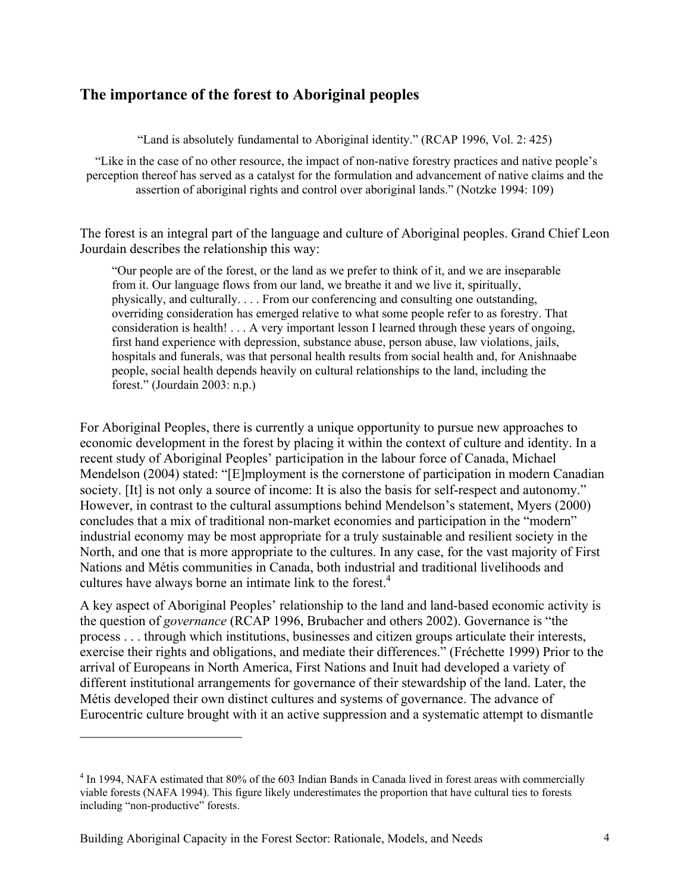## The importance of the forest to Aboriginal peoples

"Land is absolutely fundamental to Aboriginal identity." (RCAP 1996, Vol. 2: 425)

"Like in the case of no other resource, the impact of non-native forestry practices and native people's perception thereof has served as a catalyst for the formulation and advancement of native claims and the assertion of aboriginal rights and control over aboriginal lands." (Notzke 1994: 109)

The forest is an integral part of the language and culture of Aboriginal peoples. Grand Chief Leon Jourdain describes the relationship this way:

> "Our people are of the forest, or the land as we prefer to think of it, and we are inseparable from it. Our language flows from our land, we breathe it and we live it, spiritually, physically, and culturally. . . . From our conferencing and consulting one outstanding, overriding consideration has emerged relative to what some people refer to as forestry. That consideration is health! . . . A very important lesson I learned through these years of ongoing, first hand experience with depression, substance abuse, person abuse, law violations, jails, hospitals and funerals, was that personal health results from social health and, for Anishnaabe people, social health depends heavily on cultural relationships to the land, including the forest." (Jourdain 2003: n.p.)

For Aboriginal Peoples, there is currently a unique opportunity to pursue new approaches to economic development in the forest by placing it within the context of culture and identity. In a recent study of Aboriginal Peoples' participation in the labour force of Canada, Michael Mendelson (2004) stated: "[E]mployment is the cornerstone of participation in modern Canadian society. [It] is not only a source of income: It is also the basis for self-respect and autonomy." However, in contrast to the cultural assumptions behind Mendelson's statement, Myers (2000) concludes that a mix of traditional non-market economies and participation in the "modern" industrial economy may be most appropriate for a truly sustainable and resilient society in the North, and one that is more appropriate to the cultures. In any case, for the vast majority of First Nations and Métis communities in Canada, both industrial and traditional livelihoods and cultures have always borne an intimate link to the forest.[4]

A key aspect of Aboriginal Peoples' relationship to the land and land-based economic activity is the question of *governance* (RCAP 1996, Brubacher and others 2002). Governance is "the process . . . through which institutions, businesses and citizen groups articulate their interests, exercise their rights and obligations, and mediate their differences." (Fréchette 1999) Prior to the arrival of Europeans in North America, First Nations and Inuit had developed a variety of different institutional arrangements for governance of their stewardship of the land. Later, the Métis developed their own distinct cultures and systems of governance. The advance of Eurocentric culture brought with it an active suppression and a systematic attempt to dismantle

---

[4] In 1994, NAFA estimated that 80% of the 603 Indian Bands in Canada lived in forest areas with commercially viable forests (NAFA 1994). This figure likely underestimates the proportion that have cultural ties to forests including "non-productive" forests.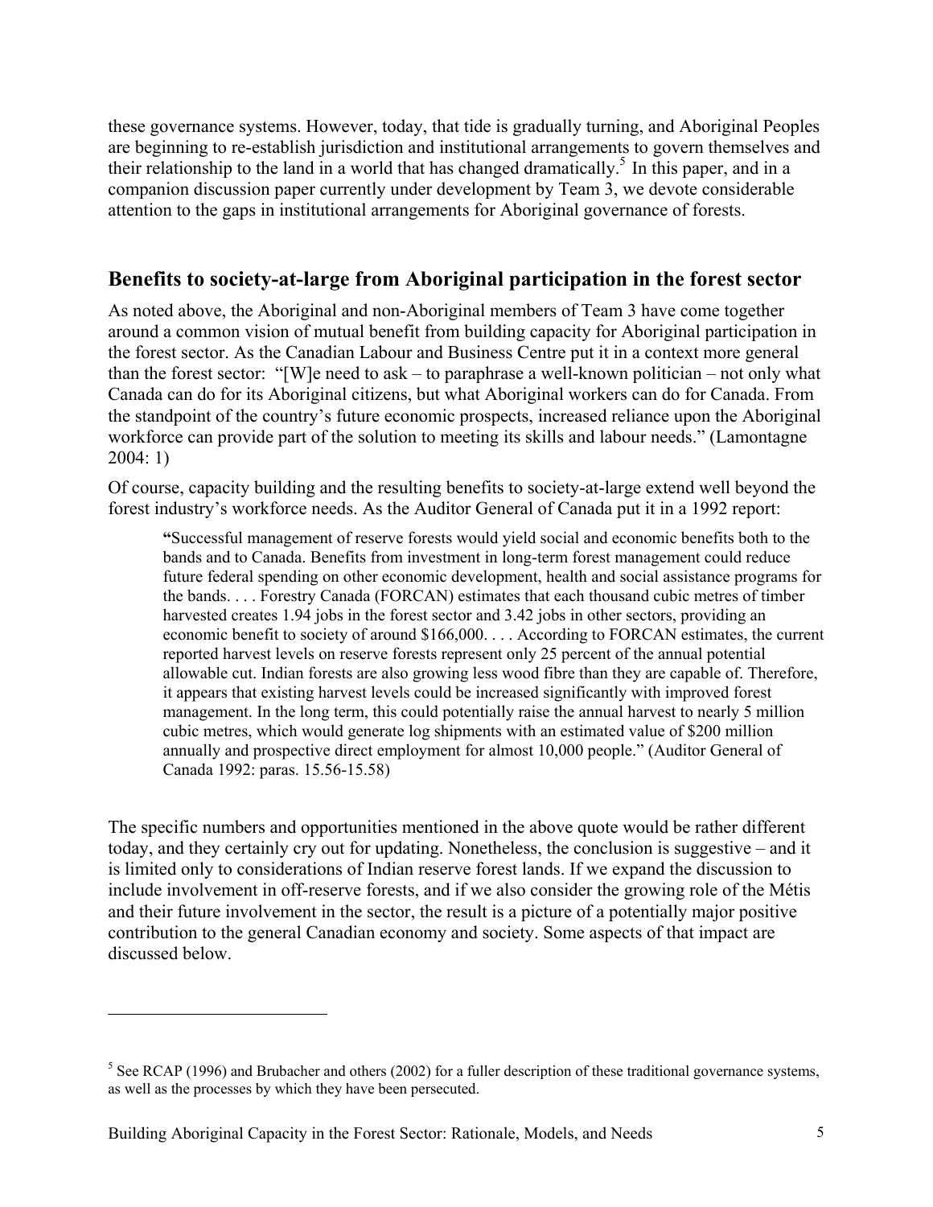these governance systems. However, today, that tide is gradually turning, and Aboriginal Peoples are beginning to re-establish jurisdiction and institutional arrangements to govern themselves and their relationship to the land in a world that has changed dramatically.[5] In this paper, and in a companion discussion paper currently under development by Team 3, we devote considerable attention to the gaps in institutional arrangements for Aboriginal governance of forests.

## Benefits to society-at-large from Aboriginal participation in the forest sector

As noted above, the Aboriginal and non-Aboriginal members of Team 3 have come together around a common vision of mutual benefit from building capacity for Aboriginal participation in the forest sector. As the Canadian Labour and Business Centre put it in a context more general than the forest sector: "[W]e need to ask – to paraphrase a well-known politician – not only what Canada can do for its Aboriginal citizens, but what Aboriginal workers can do for Canada. From the standpoint of the country's future economic prospects, increased reliance upon the Aboriginal workforce can provide part of the solution to meeting its skills and labour needs." (Lamontagne 2004: 1)

Of course, capacity building and the resulting benefits to society-at-large extend well beyond the forest industry's workforce needs. As the Auditor General of Canada put it in a 1992 report:

> **"**Successful management of reserve forests would yield social and economic benefits both to the bands and to Canada. Benefits from investment in long-term forest management could reduce future federal spending on other economic development, health and social assistance programs for the bands. . . . Forestry Canada (FORCAN) estimates that each thousand cubic metres of timber harvested creates 1.94 jobs in the forest sector and 3.42 jobs in other sectors, providing an economic benefit to society of around $166,000. . . . According to FORCAN estimates, the current reported harvest levels on reserve forests represent only 25 percent of the annual potential allowable cut. Indian forests are also growing less wood fibre than they are capable of. Therefore, it appears that existing harvest levels could be increased significantly with improved forest management. In the long term, this could potentially raise the annual harvest to nearly 5 million cubic metres, which would generate log shipments with an estimated value of $200 million annually and prospective direct employment for almost 10,000 people." (Auditor General of Canada 1992: paras. 15.56-15.58)

The specific numbers and opportunities mentioned in the above quote would be rather different today, and they certainly cry out for updating. Nonetheless, the conclusion is suggestive – and it is limited only to considerations of Indian reserve forest lands. If we expand the discussion to include involvement in off-reserve forests, and if we also consider the growing role of the Métis and their future involvement in the sector, the result is a picture of a potentially major positive contribution to the general Canadian economy and society. Some aspects of that impact are discussed below.

---

[5] See RCAP (1996) and Brubacher and others (2002) for a fuller description of these traditional governance systems, as well as the processes by which they have been persecuted.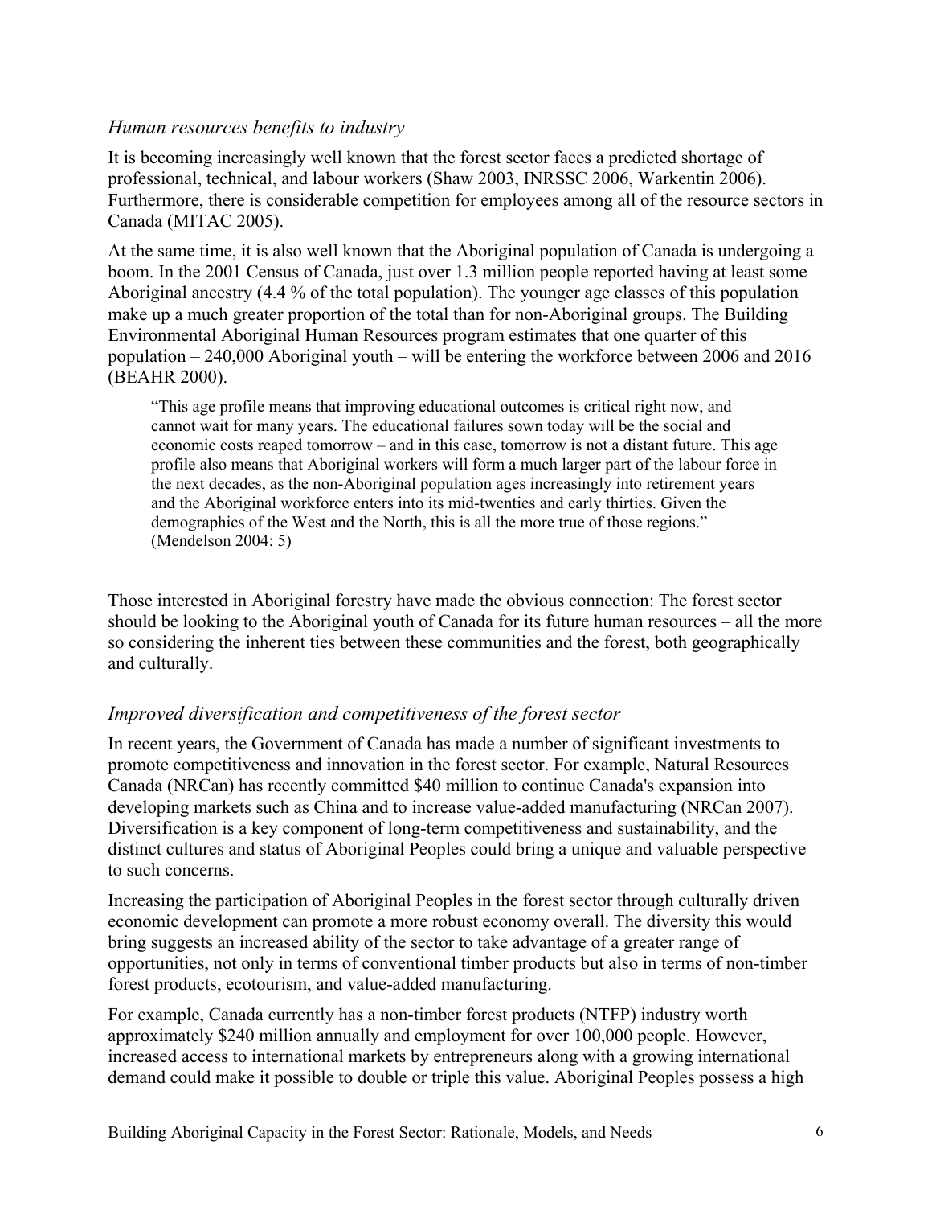### *Human resources benefits to industry*

It is becoming increasingly well known that the forest sector faces a predicted shortage of professional, technical, and labour workers (Shaw 2003, INRSSC 2006, Warkentin 2006). Furthermore, there is considerable competition for employees among all of the resource sectors in Canada (MITAC 2005).

At the same time, it is also well known that the Aboriginal population of Canada is undergoing a boom. In the 2001 Census of Canada, just over 1.3 million people reported having at least some Aboriginal ancestry (4.4 % of the total population). The younger age classes of this population make up a much greater proportion of the total than for non-Aboriginal groups. The Building Environmental Aboriginal Human Resources program estimates that one quarter of this population – 240,000 Aboriginal youth – will be entering the workforce between 2006 and 2016 (BEAHR 2000).

> "This age profile means that improving educational outcomes is critical right now, and cannot wait for many years. The educational failures sown today will be the social and economic costs reaped tomorrow – and in this case, tomorrow is not a distant future. This age profile also means that Aboriginal workers will form a much larger part of the labour force in the next decades, as the non-Aboriginal population ages increasingly into retirement years and the Aboriginal workforce enters into its mid-twenties and early thirties. Given the demographics of the West and the North, this is all the more true of those regions." (Mendelson 2004: 5)

Those interested in Aboriginal forestry have made the obvious connection: The forest sector should be looking to the Aboriginal youth of Canada for its future human resources – all the more so considering the inherent ties between these communities and the forest, both geographically and culturally.

### *Improved diversification and competitiveness of the forest sector*

In recent years, the Government of Canada has made a number of significant investments to promote competitiveness and innovation in the forest sector. For example, Natural Resources Canada (NRCan) has recently committed $40 million to continue Canada's expansion into developing markets such as China and to increase value-added manufacturing (NRCan 2007). Diversification is a key component of long-term competitiveness and sustainability, and the distinct cultures and status of Aboriginal Peoples could bring a unique and valuable perspective to such concerns.

Increasing the participation of Aboriginal Peoples in the forest sector through culturally driven economic development can promote a more robust economy overall. The diversity this would bring suggests an increased ability of the sector to take advantage of a greater range of opportunities, not only in terms of conventional timber products but also in terms of non-timber forest products, ecotourism, and value-added manufacturing.

For example, Canada currently has a non-timber forest products (NTFP) industry worth approximately $240 million annually and employment for over 100,000 people. However, increased access to international markets by entrepreneurs along with a growing international demand could make it possible to double or triple this value. Aboriginal Peoples possess a high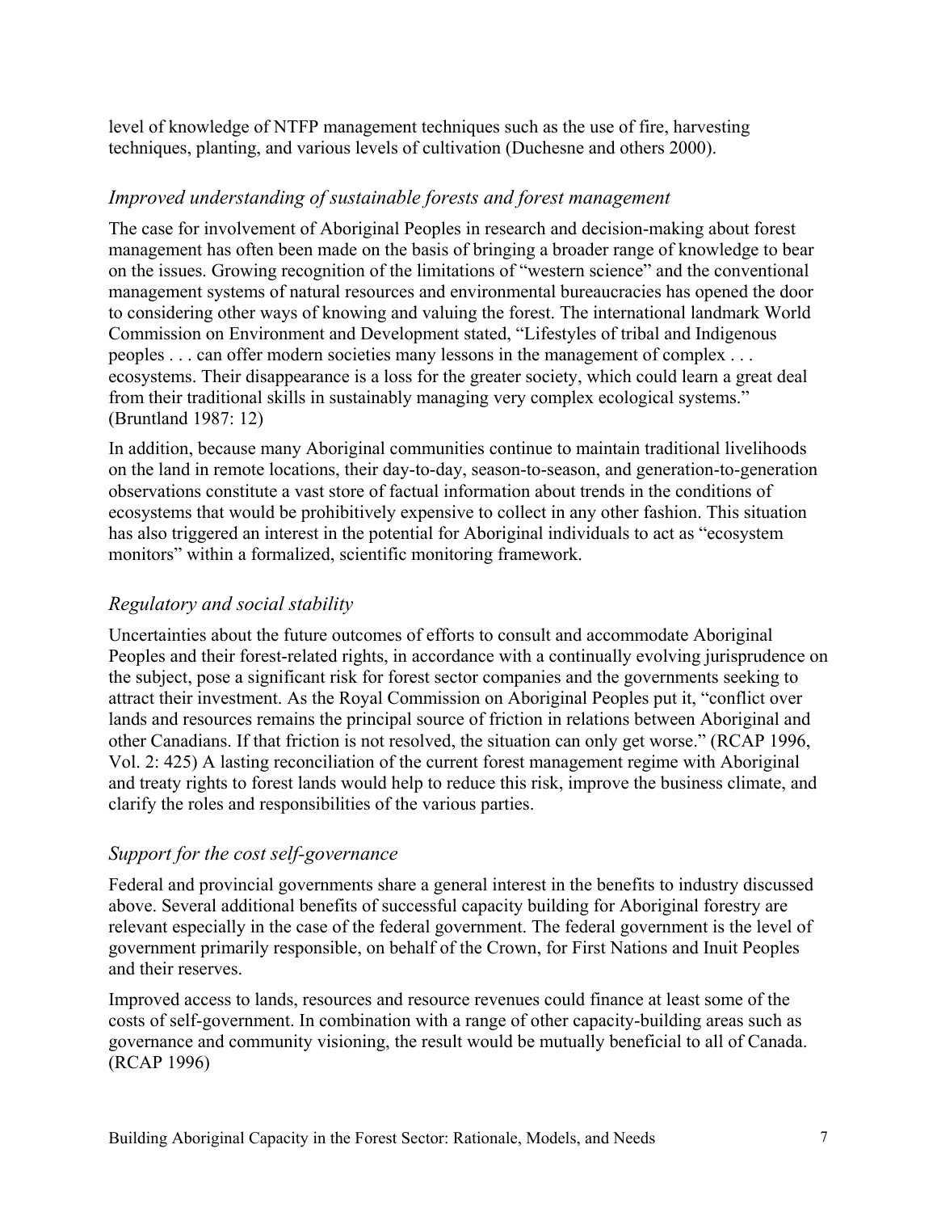level of knowledge of NTFP management techniques such as the use of fire, harvesting techniques, planting, and various levels of cultivation (Duchesne and others 2000).

### *Improved understanding of sustainable forests and forest management*

The case for involvement of Aboriginal Peoples in research and decision-making about forest management has often been made on the basis of bringing a broader range of knowledge to bear on the issues. Growing recognition of the limitations of "western science" and the conventional management systems of natural resources and environmental bureaucracies has opened the door to considering other ways of knowing and valuing the forest. The international landmark World Commission on Environment and Development stated, "Lifestyles of tribal and Indigenous peoples . . . can offer modern societies many lessons in the management of complex . . . ecosystems. Their disappearance is a loss for the greater society, which could learn a great deal from their traditional skills in sustainably managing very complex ecological systems." (Bruntland 1987: 12)

In addition, because many Aboriginal communities continue to maintain traditional livelihoods on the land in remote locations, their day-to-day, season-to-season, and generation-to-generation observations constitute a vast store of factual information about trends in the conditions of ecosystems that would be prohibitively expensive to collect in any other fashion. This situation has also triggered an interest in the potential for Aboriginal individuals to act as "ecosystem monitors" within a formalized, scientific monitoring framework.

### *Regulatory and social stability*

Uncertainties about the future outcomes of efforts to consult and accommodate Aboriginal Peoples and their forest-related rights, in accordance with a continually evolving jurisprudence on the subject, pose a significant risk for forest sector companies and the governments seeking to attract their investment. As the Royal Commission on Aboriginal Peoples put it, "conflict over lands and resources remains the principal source of friction in relations between Aboriginal and other Canadians. If that friction is not resolved, the situation can only get worse." (RCAP 1996, Vol. 2: 425) A lasting reconciliation of the current forest management regime with Aboriginal and treaty rights to forest lands would help to reduce this risk, improve the business climate, and clarify the roles and responsibilities of the various parties.

### *Support for the cost self-governance*

Federal and provincial governments share a general interest in the benefits to industry discussed above. Several additional benefits of successful capacity building for Aboriginal forestry are relevant especially in the case of the federal government. The federal government is the level of government primarily responsible, on behalf of the Crown, for First Nations and Inuit Peoples and their reserves.

Improved access to lands, resources and resource revenues could finance at least some of the costs of self-government. In combination with a range of other capacity-building areas such as governance and community visioning, the result would be mutually beneficial to all of Canada. (RCAP 1996)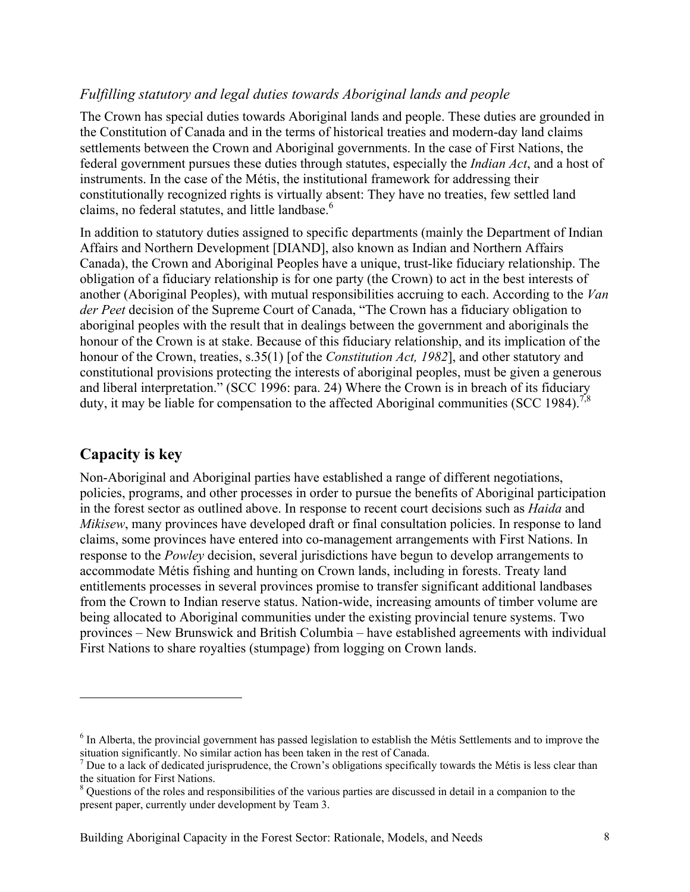### *Fulfilling statutory and legal duties towards Aboriginal lands and people*

The Crown has special duties towards Aboriginal lands and people. These duties are grounded in the Constitution of Canada and in the terms of historical treaties and modern-day land claims settlements between the Crown and Aboriginal governments. In the case of First Nations, the federal government pursues these duties through statutes, especially the *Indian Act*, and a host of instruments. In the case of the Métis, the institutional framework for addressing their constitutionally recognized rights is virtually absent: They have no treaties, few settled land claims, no federal statutes, and little landbase.[6]

In addition to statutory duties assigned to specific departments (mainly the Department of Indian Affairs and Northern Development [DIAND], also known as Indian and Northern Affairs Canada), the Crown and Aboriginal Peoples have a unique, trust-like fiduciary relationship. The obligation of a fiduciary relationship is for one party (the Crown) to act in the best interests of another (Aboriginal Peoples), with mutual responsibilities accruing to each. According to the *Van der Peet* decision of the Supreme Court of Canada, "The Crown has a fiduciary obligation to aboriginal peoples with the result that in dealings between the government and aboriginals the honour of the Crown is at stake. Because of this fiduciary relationship, and its implication of the honour of the Crown, treaties, s.35(1) [of the *Constitution Act, 1982*], and other statutory and constitutional provisions protecting the interests of aboriginal peoples, must be given a generous and liberal interpretation." (SCC 1996: para. 24) Where the Crown is in breach of its fiduciary duty, it may be liable for compensation to the affected Aboriginal communities (SCC 1984).[7,8]

## Capacity is key

Non-Aboriginal and Aboriginal parties have established a range of different negotiations, policies, programs, and other processes in order to pursue the benefits of Aboriginal participation in the forest sector as outlined above. In response to recent court decisions such as *Haida* and *Mikisew*, many provinces have developed draft or final consultation policies. In response to land claims, some provinces have entered into co-management arrangements with First Nations. In response to the *Powley* decision, several jurisdictions have begun to develop arrangements to accommodate Métis fishing and hunting on Crown lands, including in forests. Treaty land entitlements processes in several provinces promise to transfer significant additional landbases from the Crown to Indian reserve status. Nation-wide, increasing amounts of timber volume are being allocated to Aboriginal communities under the existing provincial tenure systems. Two provinces – New Brunswick and British Columbia – have established agreements with individual First Nations to share royalties (stumpage) from logging on Crown lands.

---

[6] In Alberta, the provincial government has passed legislation to establish the Métis Settlements and to improve the situation significantly. No similar action has been taken in the rest of Canada.

[7] Due to a lack of dedicated jurisprudence, the Crown's obligations specifically towards the Métis is less clear than the situation for First Nations.

[8] Questions of the roles and responsibilities of the various parties are discussed in detail in a companion to the present paper, currently under development by Team 3.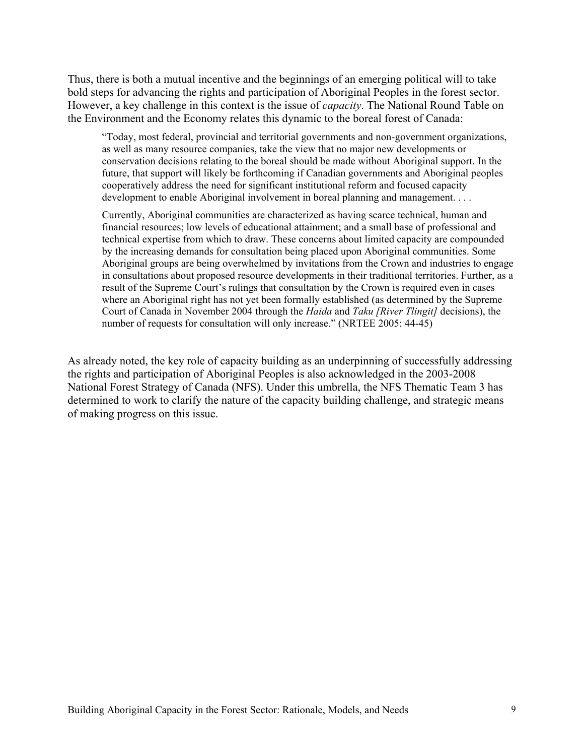Thus, there is both a mutual incentive and the beginnings of an emerging political will to take bold steps for advancing the rights and participation of Aboriginal Peoples in the forest sector. However, a key challenge in this context is the issue of *capacity*. The National Round Table on the Environment and the Economy relates this dynamic to the boreal forest of Canada:

> "Today, most federal, provincial and territorial governments and non-government organizations, as well as many resource companies, take the view that no major new developments or conservation decisions relating to the boreal should be made without Aboriginal support. In the future, that support will likely be forthcoming if Canadian governments and Aboriginal peoples cooperatively address the need for significant institutional reform and focused capacity development to enable Aboriginal involvement in boreal planning and management. . . .
>
> Currently, Aboriginal communities are characterized as having scarce technical, human and financial resources; low levels of educational attainment; and a small base of professional and technical expertise from which to draw. These concerns about limited capacity are compounded by the increasing demands for consultation being placed upon Aboriginal communities. Some Aboriginal groups are being overwhelmed by invitations from the Crown and industries to engage in consultations about proposed resource developments in their traditional territories. Further, as a result of the Supreme Court's rulings that consultation by the Crown is required even in cases where an Aboriginal right has not yet been formally established (as determined by the Supreme Court of Canada in November 2004 through the *Haida* and *Taku [River Tlingit]* decisions), the number of requests for consultation will only increase." (NRTEE 2005: 44-45)

As already noted, the key role of capacity building as an underpinning of successfully addressing the rights and participation of Aboriginal Peoples is also acknowledged in the 2003-2008 National Forest Strategy of Canada (NFS). Under this umbrella, the NFS Thematic Team 3 has determined to work to clarify the nature of the capacity building challenge, and strategic means of making progress on this issue.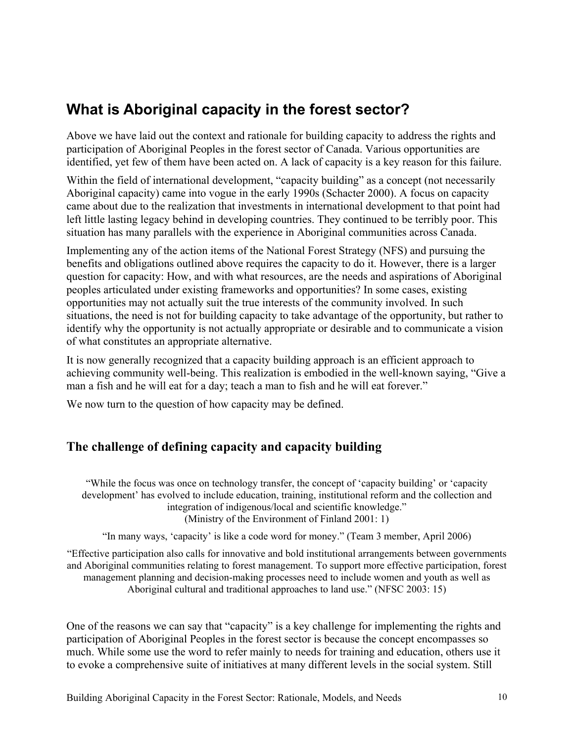## What is Aboriginal capacity in the forest sector?

Above we have laid out the context and rationale for building capacity to address the rights and participation of Aboriginal Peoples in the forest sector of Canada. Various opportunities are identified, yet few of them have been acted on. A lack of capacity is a key reason for this failure.

Within the field of international development, "capacity building" as a concept (not necessarily Aboriginal capacity) came into vogue in the early 1990s (Schacter 2000). A focus on capacity came about due to the realization that investments in international development to that point had left little lasting legacy behind in developing countries. They continued to be terribly poor. This situation has many parallels with the experience in Aboriginal communities across Canada.

Implementing any of the action items of the National Forest Strategy (NFS) and pursuing the benefits and obligations outlined above requires the capacity to do it. However, there is a larger question for capacity: How, and with what resources, are the needs and aspirations of Aboriginal peoples articulated under existing frameworks and opportunities? In some cases, existing opportunities may not actually suit the true interests of the community involved. In such situations, the need is not for building capacity to take advantage of the opportunity, but rather to identify why the opportunity is not actually appropriate or desirable and to communicate a vision of what constitutes an appropriate alternative.

It is now generally recognized that a capacity building approach is an efficient approach to achieving community well-being. This realization is embodied in the well-known saying, "Give a man a fish and he will eat for a day; teach a man to fish and he will eat forever."

We now turn to the question of how capacity may be defined.

### The challenge of defining capacity and capacity building

"While the focus was once on technology transfer, the concept of 'capacity building' or 'capacity development' has evolved to include education, training, institutional reform and the collection and integration of indigenous/local and scientific knowledge." (Ministry of the Environment of Finland 2001: 1)

"In many ways, 'capacity' is like a code word for money." (Team 3 member, April 2006)

"Effective participation also calls for innovative and bold institutional arrangements between governments and Aboriginal communities relating to forest management. To support more effective participation, forest management planning and decision-making processes need to include women and youth as well as Aboriginal cultural and traditional approaches to land use." (NFSC 2003: 15)

One of the reasons we can say that "capacity" is a key challenge for implementing the rights and participation of Aboriginal Peoples in the forest sector is because the concept encompasses so much. While some use the word to refer mainly to needs for training and education, others use it to evoke a comprehensive suite of initiatives at many different levels in the social system. Still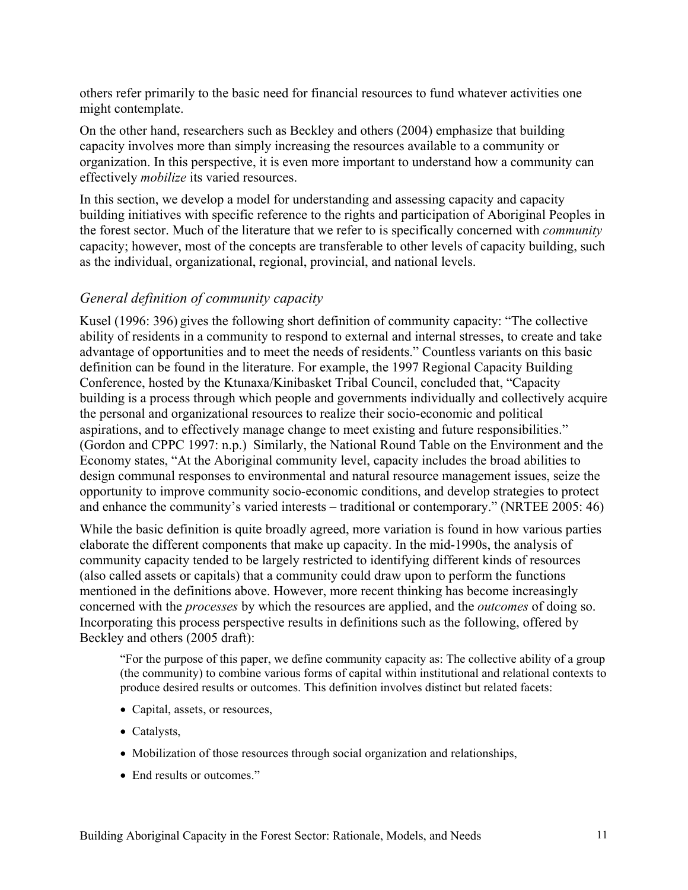others refer primarily to the basic need for financial resources to fund whatever activities one might contemplate.

On the other hand, researchers such as Beckley and others (2004) emphasize that building capacity involves more than simply increasing the resources available to a community or organization. In this perspective, it is even more important to understand how a community can effectively *mobilize* its varied resources.

In this section, we develop a model for understanding and assessing capacity and capacity building initiatives with specific reference to the rights and participation of Aboriginal Peoples in the forest sector. Much of the literature that we refer to is specifically concerned with *community* capacity; however, most of the concepts are transferable to other levels of capacity building, such as the individual, organizational, regional, provincial, and national levels.

### *General definition of community capacity*

Kusel (1996: 396) gives the following short definition of community capacity: "The collective ability of residents in a community to respond to external and internal stresses, to create and take advantage of opportunities and to meet the needs of residents." Countless variants on this basic definition can be found in the literature. For example, the 1997 Regional Capacity Building Conference, hosted by the Ktunaxa/Kinibasket Tribal Council, concluded that, "Capacity building is a process through which people and governments individually and collectively acquire the personal and organizational resources to realize their socio-economic and political aspirations, and to effectively manage change to meet existing and future responsibilities." (Gordon and CPPC 1997: n.p.) Similarly, the National Round Table on the Environment and the Economy states, "At the Aboriginal community level, capacity includes the broad abilities to design communal responses to environmental and natural resource management issues, seize the opportunity to improve community socio-economic conditions, and develop strategies to protect and enhance the community's varied interests – traditional or contemporary." (NRTEE 2005: 46)

While the basic definition is quite broadly agreed, more variation is found in how various parties elaborate the different components that make up capacity. In the mid-1990s, the analysis of community capacity tended to be largely restricted to identifying different kinds of resources (also called assets or capitals) that a community could draw upon to perform the functions mentioned in the definitions above. However, more recent thinking has become increasingly concerned with the *processes* by which the resources are applied, and the *outcomes* of doing so. Incorporating this process perspective results in definitions such as the following, offered by Beckley and others (2005 draft):

> "For the purpose of this paper, we define community capacity as: The collective ability of a group (the community) to combine various forms of capital within institutional and relational contexts to produce desired results or outcomes. This definition involves distinct but related facets:
>
> - Capital, assets, or resources,
> - Catalysts,
> - Mobilization of those resources through social organization and relationships,
> - End results or outcomes."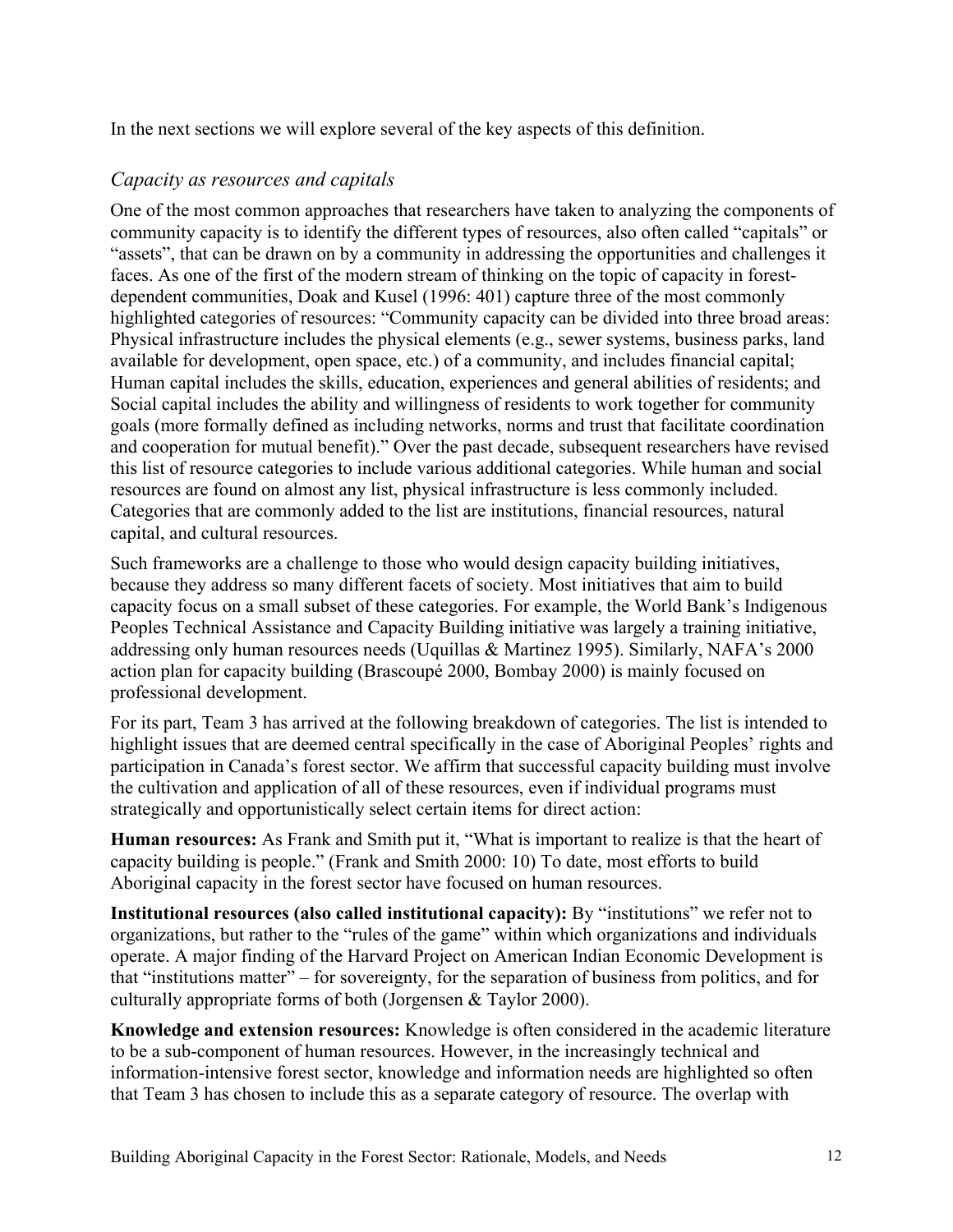In the next sections we will explore several of the key aspects of this definition.

### *Capacity as resources and capitals*

One of the most common approaches that researchers have taken to analyzing the components of community capacity is to identify the different types of resources, also often called "capitals" or "assets", that can be drawn on by a community in addressing the opportunities and challenges it faces. As one of the first of the modern stream of thinking on the topic of capacity in forest-dependent communities, Doak and Kusel (1996: 401) capture three of the most commonly highlighted categories of resources: "Community capacity can be divided into three broad areas: Physical infrastructure includes the physical elements (e.g., sewer systems, business parks, land available for development, open space, etc.) of a community, and includes financial capital; Human capital includes the skills, education, experiences and general abilities of residents; and Social capital includes the ability and willingness of residents to work together for community goals (more formally defined as including networks, norms and trust that facilitate coordination and cooperation for mutual benefit)." Over the past decade, subsequent researchers have revised this list of resource categories to include various additional categories. While human and social resources are found on almost any list, physical infrastructure is less commonly included. Categories that are commonly added to the list are institutions, financial resources, natural capital, and cultural resources.

Such frameworks are a challenge to those who would design capacity building initiatives, because they address so many different facets of society. Most initiatives that aim to build capacity focus on a small subset of these categories. For example, the World Bank's Indigenous Peoples Technical Assistance and Capacity Building initiative was largely a training initiative, addressing only human resources needs (Uquillas & Martinez 1995). Similarly, NAFA's 2000 action plan for capacity building (Brascoupé 2000, Bombay 2000) is mainly focused on professional development.

For its part, Team 3 has arrived at the following breakdown of categories. The list is intended to highlight issues that are deemed central specifically in the case of Aboriginal Peoples' rights and participation in Canada's forest sector. We affirm that successful capacity building must involve the cultivation and application of all of these resources, even if individual programs must strategically and opportunistically select certain items for direct action:

**Human resources:** As Frank and Smith put it, "What is important to realize is that the heart of capacity building is people." (Frank and Smith 2000: 10) To date, most efforts to build Aboriginal capacity in the forest sector have focused on human resources.

**Institutional resources (also called institutional capacity):** By "institutions" we refer not to organizations, but rather to the "rules of the game" within which organizations and individuals operate. A major finding of the Harvard Project on American Indian Economic Development is that "institutions matter" – for sovereignty, for the separation of business from politics, and for culturally appropriate forms of both (Jorgensen & Taylor 2000).

**Knowledge and extension resources:** Knowledge is often considered in the academic literature to be a sub-component of human resources. However, in the increasingly technical and information-intensive forest sector, knowledge and information needs are highlighted so often that Team 3 has chosen to include this as a separate category of resource. The overlap with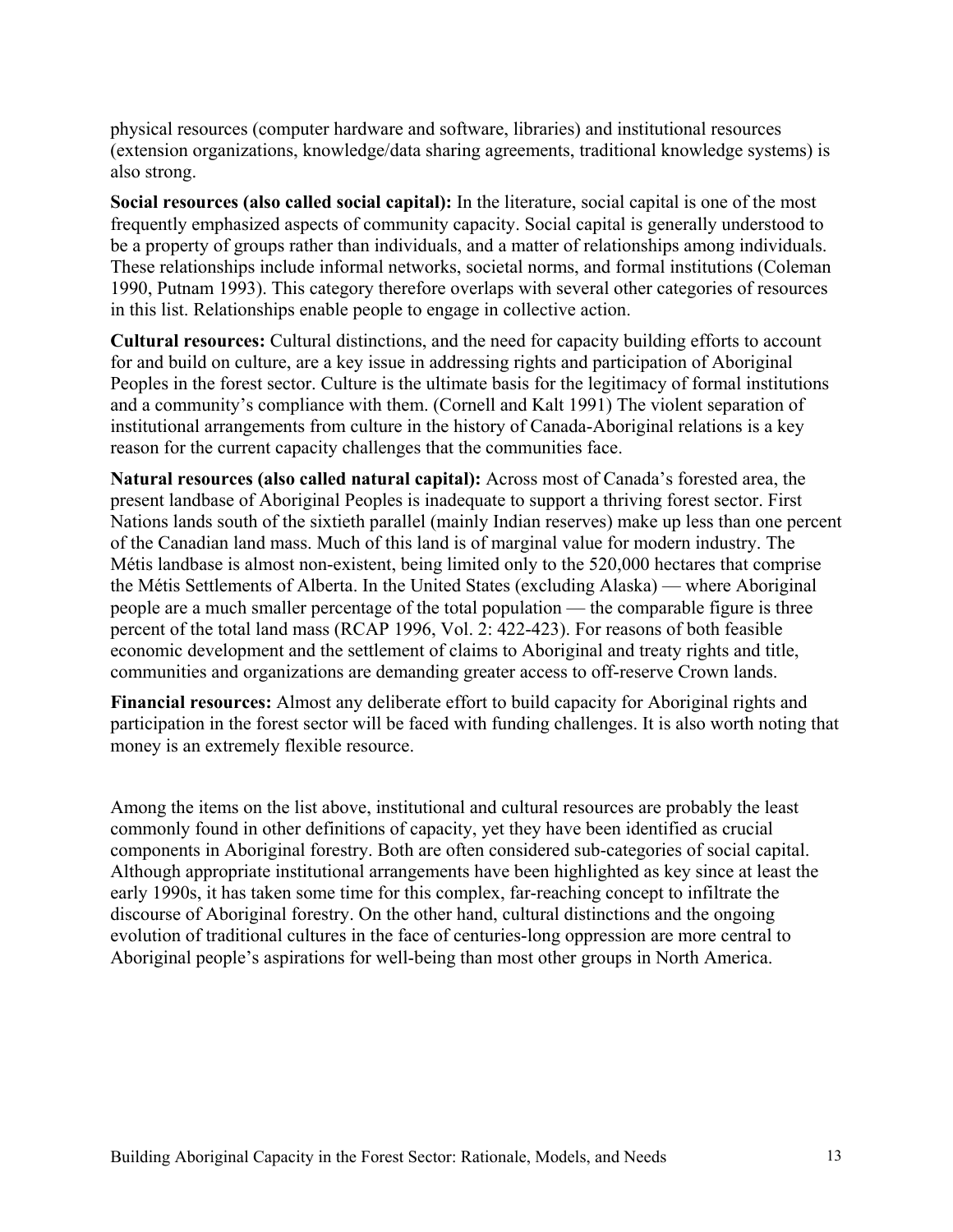physical resources (computer hardware and software, libraries) and institutional resources (extension organizations, knowledge/data sharing agreements, traditional knowledge systems) is also strong.

**Social resources (also called social capital):** In the literature, social capital is one of the most frequently emphasized aspects of community capacity. Social capital is generally understood to be a property of groups rather than individuals, and a matter of relationships among individuals. These relationships include informal networks, societal norms, and formal institutions (Coleman 1990, Putnam 1993). This category therefore overlaps with several other categories of resources in this list. Relationships enable people to engage in collective action.

**Cultural resources:** Cultural distinctions, and the need for capacity building efforts to account for and build on culture, are a key issue in addressing rights and participation of Aboriginal Peoples in the forest sector. Culture is the ultimate basis for the legitimacy of formal institutions and a community's compliance with them. (Cornell and Kalt 1991) The violent separation of institutional arrangements from culture in the history of Canada-Aboriginal relations is a key reason for the current capacity challenges that the communities face.

**Natural resources (also called natural capital):** Across most of Canada's forested area, the present landbase of Aboriginal Peoples is inadequate to support a thriving forest sector. First Nations lands south of the sixtieth parallel (mainly Indian reserves) make up less than one percent of the Canadian land mass. Much of this land is of marginal value for modern industry. The Métis landbase is almost non-existent, being limited only to the 520,000 hectares that comprise the Métis Settlements of Alberta. In the United States (excluding Alaska) — where Aboriginal people are a much smaller percentage of the total population — the comparable figure is three percent of the total land mass (RCAP 1996, Vol. 2: 422-423). For reasons of both feasible economic development and the settlement of claims to Aboriginal and treaty rights and title, communities and organizations are demanding greater access to off-reserve Crown lands.

**Financial resources:** Almost any deliberate effort to build capacity for Aboriginal rights and participation in the forest sector will be faced with funding challenges. It is also worth noting that money is an extremely flexible resource.

Among the items on the list above, institutional and cultural resources are probably the least commonly found in other definitions of capacity, yet they have been identified as crucial components in Aboriginal forestry. Both are often considered sub-categories of social capital. Although appropriate institutional arrangements have been highlighted as key since at least the early 1990s, it has taken some time for this complex, far-reaching concept to infiltrate the discourse of Aboriginal forestry. On the other hand, cultural distinctions and the ongoing evolution of traditional cultures in the face of centuries-long oppression are more central to Aboriginal people's aspirations for well-being than most other groups in North America.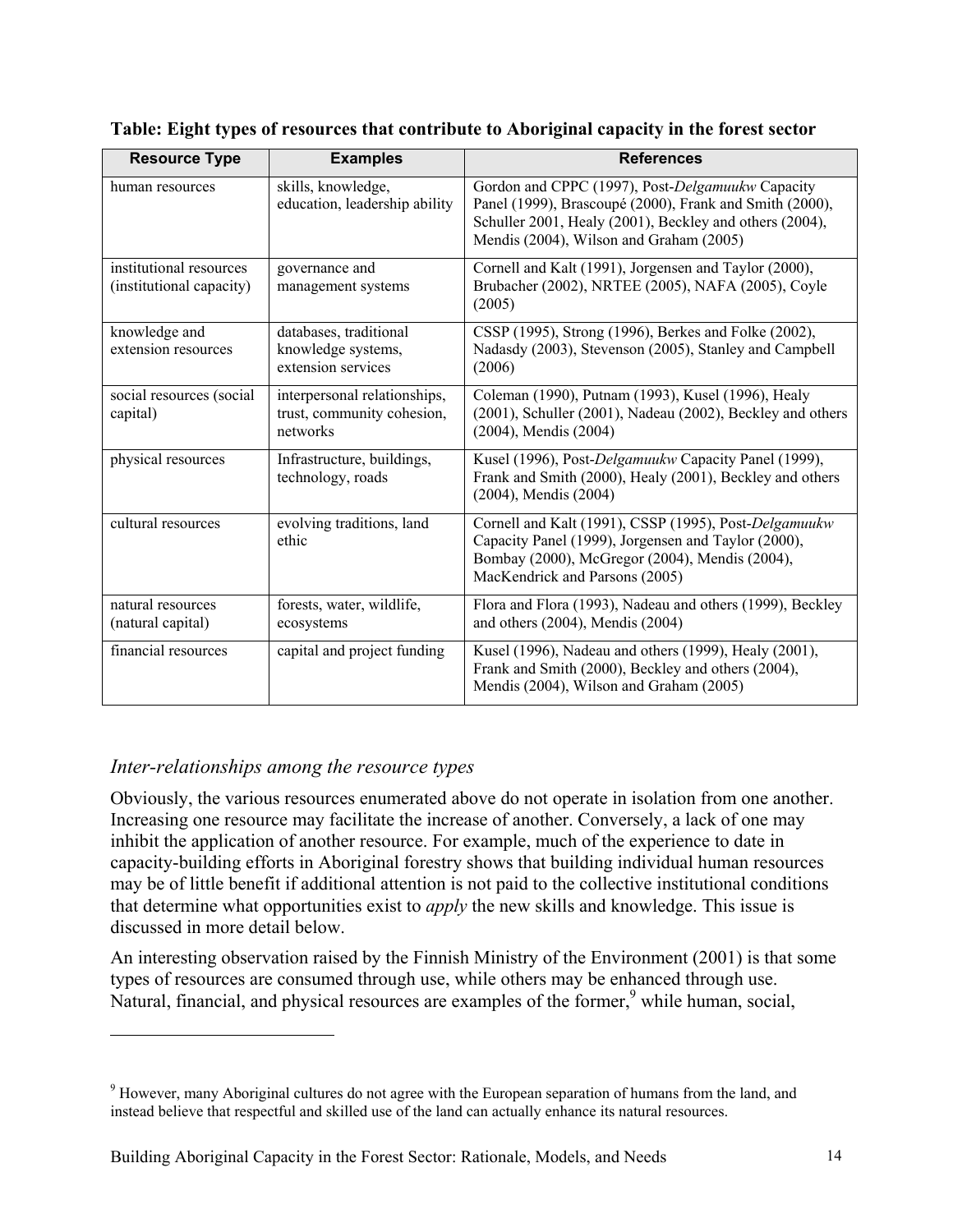**Table: Eight types of resources that contribute to Aboriginal capacity in the forest sector**

| Resource Type | Examples | References |
|---|---|---|
| human resources | skills, knowledge, education, leadership ability | Gordon and CPPC (1997), Post-*Delgamuukw* Capacity Panel (1999), Brascoupé (2000), Frank and Smith (2000), Schuller 2001, Healy (2001), Beckley and others (2004), Mendis (2004), Wilson and Graham (2005) |
| institutional resources (institutional capacity) | governance and management systems | Cornell and Kalt (1991), Jorgensen and Taylor (2000), Brubacher (2002), NRTEE (2005), NAFA (2005), Coyle (2005) |
| knowledge and extension resources | databases, traditional knowledge systems, extension services | CSSP (1995), Strong (1996), Berkes and Folke (2002), Nadasdy (2003), Stevenson (2005), Stanley and Campbell (2006) |
| social resources (social capital) | interpersonal relationships, trust, community cohesion, networks | Coleman (1990), Putnam (1993), Kusel (1996), Healy (2001), Schuller (2001), Nadeau (2002), Beckley and others (2004), Mendis (2004) |
| physical resources | Infrastructure, buildings, technology, roads | Kusel (1996), Post-*Delgamuukw* Capacity Panel (1999), Frank and Smith (2000), Healy (2001), Beckley and others (2004), Mendis (2004) |
| cultural resources | evolving traditions, land ethic | Cornell and Kalt (1991), CSSP (1995), Post-*Delgamuukw* Capacity Panel (1999), Jorgensen and Taylor (2000), Bombay (2000), McGregor (2004), Mendis (2004), MacKendrick and Parsons (2005) |
| natural resources (natural capital) | forests, water, wildlife, ecosystems | Flora and Flora (1993), Nadeau and others (1999), Beckley and others (2004), Mendis (2004) |
| financial resources | capital and project funding | Kusel (1996), Nadeau and others (1999), Healy (2001), Frank and Smith (2000), Beckley and others (2004), Mendis (2004), Wilson and Graham (2005) |

### *Inter-relationships among the resource types*

Obviously, the various resources enumerated above do not operate in isolation from one another. Increasing one resource may facilitate the increase of another. Conversely, a lack of one may inhibit the application of another resource. For example, much of the experience to date in capacity-building efforts in Aboriginal forestry shows that building individual human resources may be of little benefit if additional attention is not paid to the collective institutional conditions that determine what opportunities exist to *apply* the new skills and knowledge. This issue is discussed in more detail below.

An interesting observation raised by the Finnish Ministry of the Environment (2001) is that some types of resources are consumed through use, while others may be enhanced through use. Natural, financial, and physical resources are examples of the former,[9] while human, social,

[9] However, many Aboriginal cultures do not agree with the European separation of humans from the land, and instead believe that respectful and skilled use of the land can actually enhance its natural resources.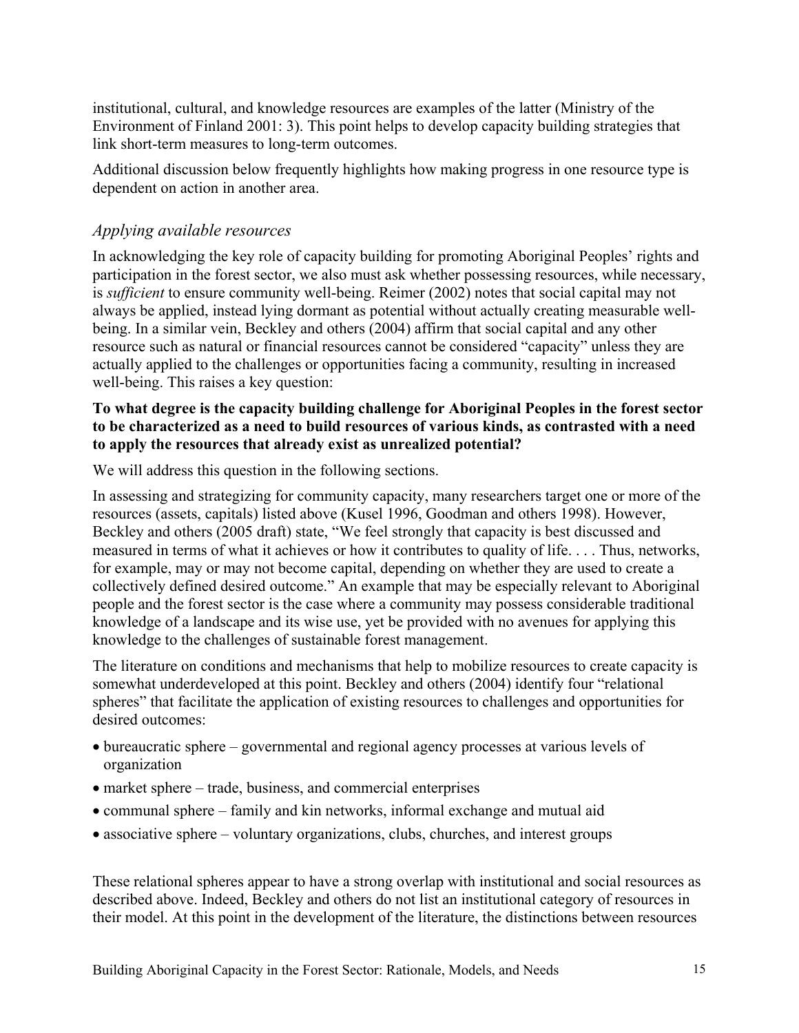institutional, cultural, and knowledge resources are examples of the latter (Ministry of the Environment of Finland 2001: 3). This point helps to develop capacity building strategies that link short-term measures to long-term outcomes.

Additional discussion below frequently highlights how making progress in one resource type is dependent on action in another area.

### *Applying available resources*

In acknowledging the key role of capacity building for promoting Aboriginal Peoples' rights and participation in the forest sector, we also must ask whether possessing resources, while necessary, is *sufficient* to ensure community well-being. Reimer (2002) notes that social capital may not always be applied, instead lying dormant as potential without actually creating measurable well-being. In a similar vein, Beckley and others (2004) affirm that social capital and any other resource such as natural or financial resources cannot be considered "capacity" unless they are actually applied to the challenges or opportunities facing a community, resulting in increased well-being. This raises a key question:

**To what degree is the capacity building challenge for Aboriginal Peoples in the forest sector to be characterized as a need to build resources of various kinds, as contrasted with a need to apply the resources that already exist as unrealized potential?**

We will address this question in the following sections.

In assessing and strategizing for community capacity, many researchers target one or more of the resources (assets, capitals) listed above (Kusel 1996, Goodman and others 1998). However, Beckley and others (2005 draft) state, "We feel strongly that capacity is best discussed and measured in terms of what it achieves or how it contributes to quality of life. . . . Thus, networks, for example, may or may not become capital, depending on whether they are used to create a collectively defined desired outcome." An example that may be especially relevant to Aboriginal people and the forest sector is the case where a community may possess considerable traditional knowledge of a landscape and its wise use, yet be provided with no avenues for applying this knowledge to the challenges of sustainable forest management.

The literature on conditions and mechanisms that help to mobilize resources to create capacity is somewhat underdeveloped at this point. Beckley and others (2004) identify four "relational spheres" that facilitate the application of existing resources to challenges and opportunities for desired outcomes:

- bureaucratic sphere – governmental and regional agency processes at various levels of organization
- market sphere – trade, business, and commercial enterprises
- communal sphere – family and kin networks, informal exchange and mutual aid
- associative sphere – voluntary organizations, clubs, churches, and interest groups

These relational spheres appear to have a strong overlap with institutional and social resources as described above. Indeed, Beckley and others do not list an institutional category of resources in their model. At this point in the development of the literature, the distinctions between resources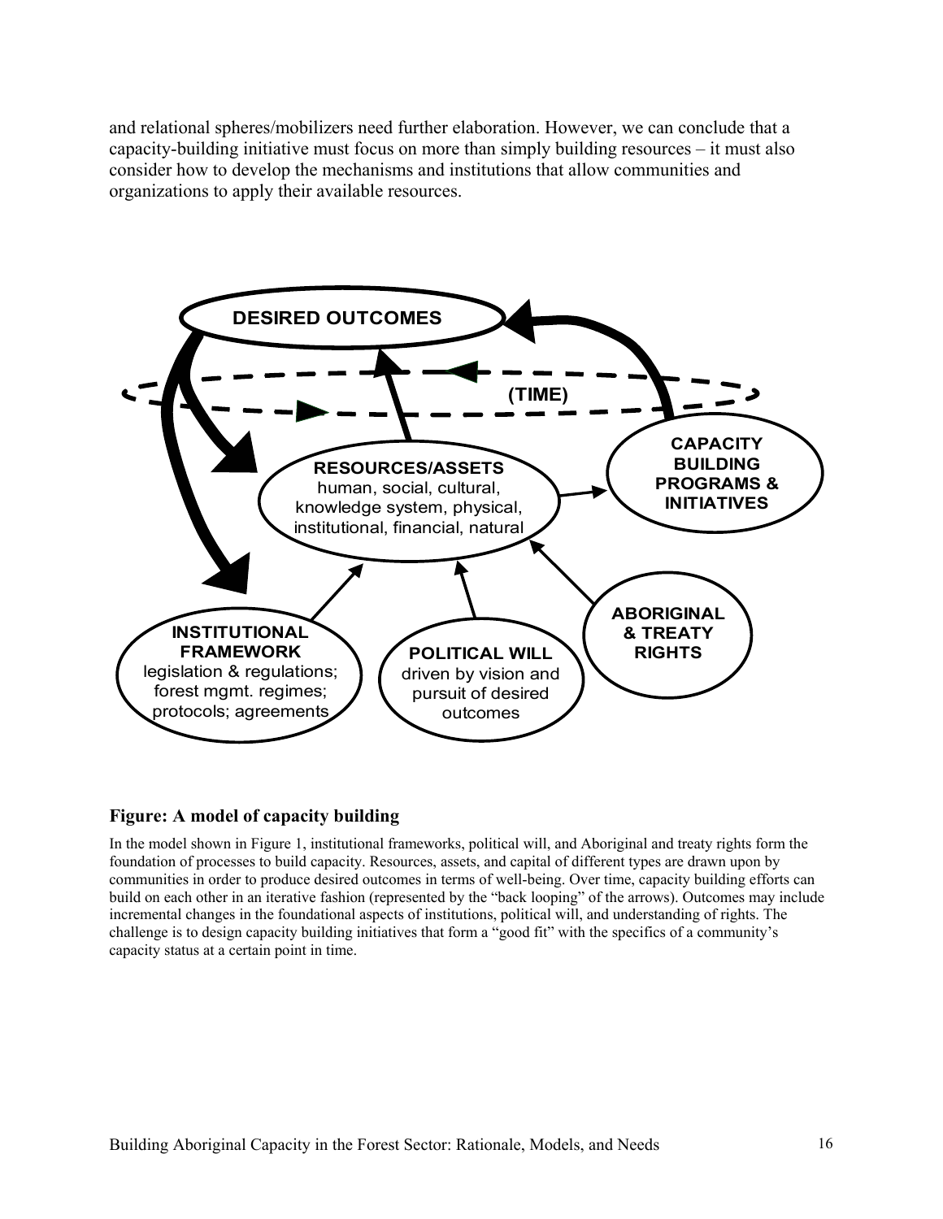and relational spheres/mobilizers need further elaboration. However, we can conclude that a capacity-building initiative must focus on more than simply building resources – it must also consider how to develop the mechanisms and institutions that allow communities and organizations to apply their available resources.

DESIRED OUTCOMES

(TIME)

RESOURCES/ASSETS
human, social, cultural, knowledge system, physical, institutional, financial, natural

CAPACITY BUILDING PROGRAMS & INITIATIVES

INSTITUTIONAL FRAMEWORK
legislation & regulations; forest mgmt. regimes; protocols; agreements

POLITICAL WILL
driven by vision and pursuit of desired outcomes

ABORIGINAL & TREATY RIGHTS

### Figure: A model of capacity building

In the model shown in Figure 1, institutional frameworks, political will, and Aboriginal and treaty rights form the foundation of processes to build capacity. Resources, assets, and capital of different types are drawn upon by communities in order to produce desired outcomes in terms of well-being. Over time, capacity building efforts can build on each other in an iterative fashion (represented by the "back looping" of the arrows). Outcomes may include incremental changes in the foundational aspects of institutions, political will, and understanding of rights. The challenge is to design capacity building initiatives that form a "good fit" with the specifics of a community's capacity status at a certain point in time.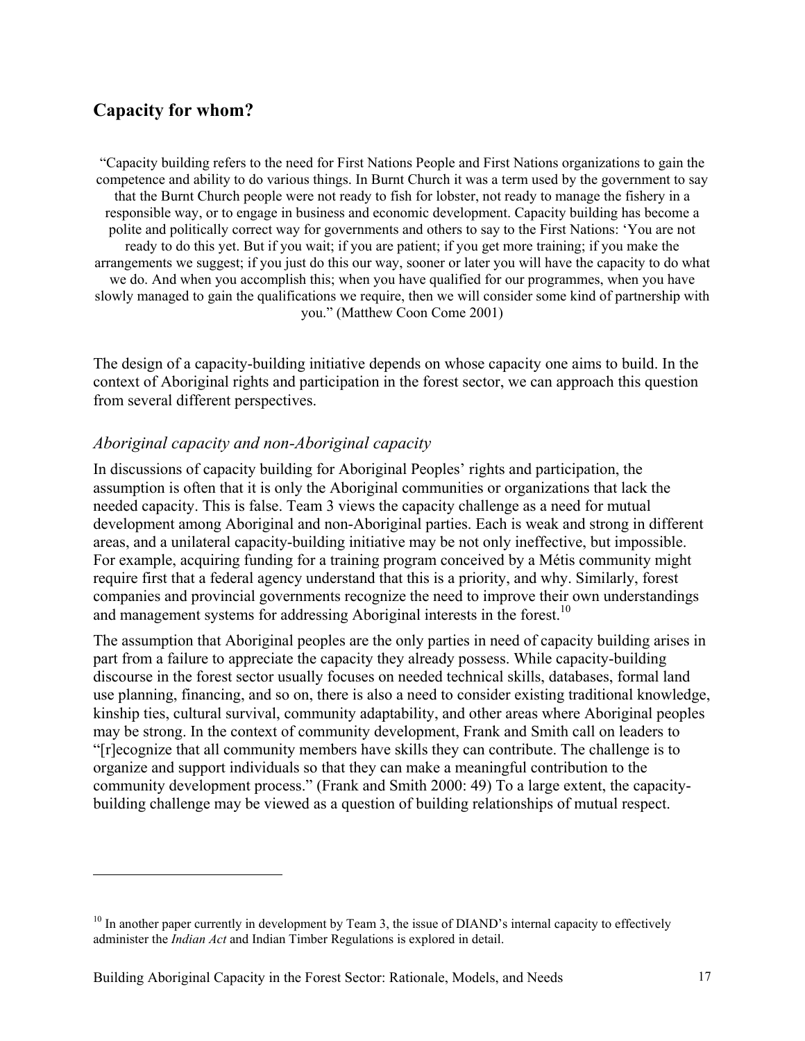## Capacity for whom?

> "Capacity building refers to the need for First Nations People and First Nations organizations to gain the competence and ability to do various things. In Burnt Church it was a term used by the government to say that the Burnt Church people were not ready to fish for lobster, not ready to manage the fishery in a responsible way, or to engage in business and economic development. Capacity building has become a polite and politically correct way for governments and others to say to the First Nations: 'You are not ready to do this yet. But if you wait; if you are patient; if you get more training; if you make the arrangements we suggest; if you just do this our way, sooner or later you will have the capacity to do what we do. And when you accomplish this; when you have qualified for our programmes, when you have slowly managed to gain the qualifications we require, then we will consider some kind of partnership with you." (Matthew Coon Come 2001)

The design of a capacity-building initiative depends on whose capacity one aims to build. In the context of Aboriginal rights and participation in the forest sector, we can approach this question from several different perspectives.

### *Aboriginal capacity and non-Aboriginal capacity*

In discussions of capacity building for Aboriginal Peoples' rights and participation, the assumption is often that it is only the Aboriginal communities or organizations that lack the needed capacity. This is false. Team 3 views the capacity challenge as a need for mutual development among Aboriginal and non-Aboriginal parties. Each is weak and strong in different areas, and a unilateral capacity-building initiative may be not only ineffective, but impossible. For example, acquiring funding for a training program conceived by a Métis community might require first that a federal agency understand that this is a priority, and why. Similarly, forest companies and provincial governments recognize the need to improve their own understandings and management systems for addressing Aboriginal interests in the forest.[10]

The assumption that Aboriginal peoples are the only parties in need of capacity building arises in part from a failure to appreciate the capacity they already possess. While capacity-building discourse in the forest sector usually focuses on needed technical skills, databases, formal land use planning, financing, and so on, there is also a need to consider existing traditional knowledge, kinship ties, cultural survival, community adaptability, and other areas where Aboriginal peoples may be strong. In the context of community development, Frank and Smith call on leaders to "[r]ecognize that all community members have skills they can contribute. The challenge is to organize and support individuals so that they can make a meaningful contribution to the community development process." (Frank and Smith 2000: 49) To a large extent, the capacity-building challenge may be viewed as a question of building relationships of mutual respect.

---

[10] In another paper currently in development by Team 3, the issue of DIAND's internal capacity to effectively administer the *Indian Act* and Indian Timber Regulations is explored in detail.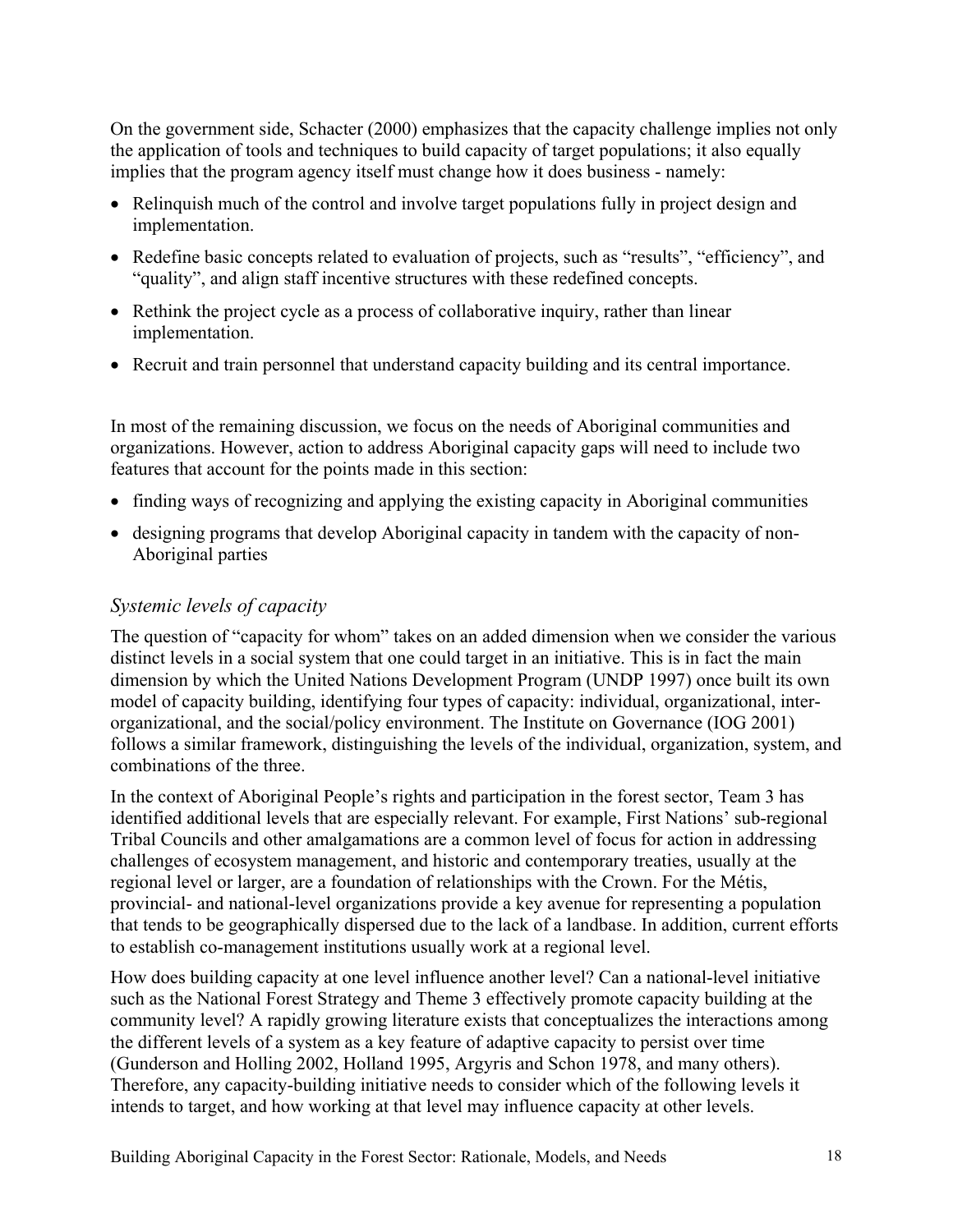On the government side, Schacter (2000) emphasizes that the capacity challenge implies not only the application of tools and techniques to build capacity of target populations; it also equally implies that the program agency itself must change how it does business - namely:

- Relinquish much of the control and involve target populations fully in project design and implementation.
- Redefine basic concepts related to evaluation of projects, such as “results”, “efficiency”, and “quality”, and align staff incentive structures with these redefined concepts.
- Rethink the project cycle as a process of collaborative inquiry, rather than linear implementation.
- Recruit and train personnel that understand capacity building and its central importance.

In most of the remaining discussion, we focus on the needs of Aboriginal communities and organizations. However, action to address Aboriginal capacity gaps will need to include two features that account for the points made in this section:

- finding ways of recognizing and applying the existing capacity in Aboriginal communities
- designing programs that develop Aboriginal capacity in tandem with the capacity of non-Aboriginal parties

### *Systemic levels of capacity*

The question of “capacity for whom” takes on an added dimension when we consider the various distinct levels in a social system that one could target in an initiative. This is in fact the main dimension by which the United Nations Development Program (UNDP 1997) once built its own model of capacity building, identifying four types of capacity: individual, organizational, inter-organizational, and the social/policy environment. The Institute on Governance (IOG 2001) follows a similar framework, distinguishing the levels of the individual, organization, system, and combinations of the three.

In the context of Aboriginal People’s rights and participation in the forest sector, Team 3 has identified additional levels that are especially relevant. For example, First Nations’ sub-regional Tribal Councils and other amalgamations are a common level of focus for action in addressing challenges of ecosystem management, and historic and contemporary treaties, usually at the regional level or larger, are a foundation of relationships with the Crown. For the Métis, provincial- and national-level organizations provide a key avenue for representing a population that tends to be geographically dispersed due to the lack of a landbase. In addition, current efforts to establish co-management institutions usually work at a regional level.

How does building capacity at one level influence another level? Can a national-level initiative such as the National Forest Strategy and Theme 3 effectively promote capacity building at the community level? A rapidly growing literature exists that conceptualizes the interactions among the different levels of a system as a key feature of adaptive capacity to persist over time (Gunderson and Holling 2002, Holland 1995, Argyris and Schon 1978, and many others). Therefore, any capacity-building initiative needs to consider which of the following levels it intends to target, and how working at that level may influence capacity at other levels.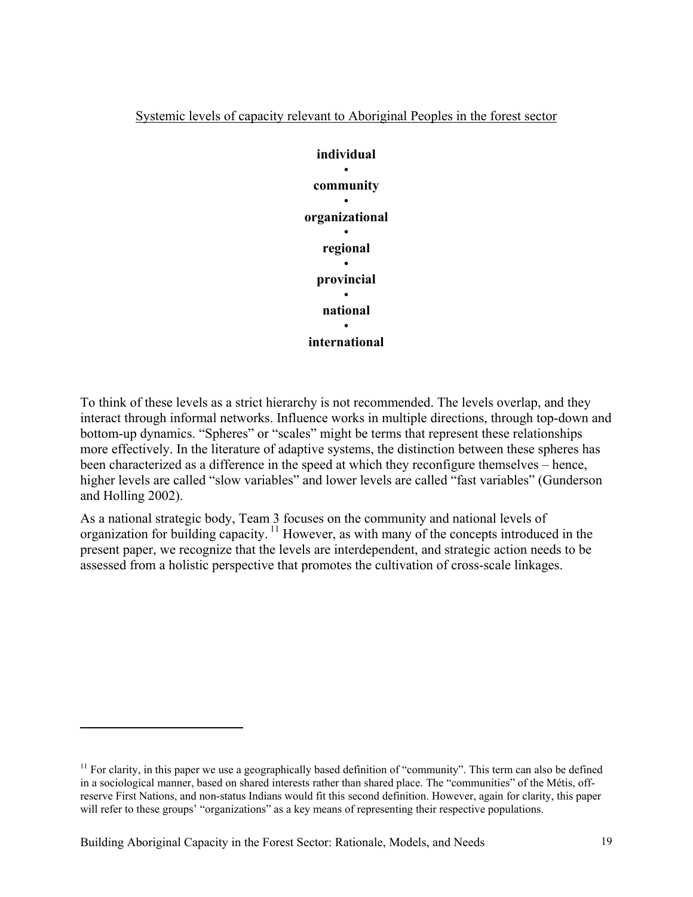Systemic levels of capacity relevant to Aboriginal Peoples in the forest sector

**individual**
•
**community**
•
**organizational**
•
**regional**
•
**provincial**
•
**national**
•
**international**

To think of these levels as a strict hierarchy is not recommended. The levels overlap, and they interact through informal networks. Influence works in multiple directions, through top-down and bottom-up dynamics. "Spheres" or "scales" might be terms that represent these relationships more effectively. In the literature of adaptive systems, the distinction between these spheres has been characterized as a difference in the speed at which they reconfigure themselves – hence, higher levels are called "slow variables" and lower levels are called "fast variables" (Gunderson and Holling 2002).

As a national strategic body, Team 3 focuses on the community and national levels of organization for building capacity.[11] However, as with many of the concepts introduced in the present paper, we recognize that the levels are interdependent, and strategic action needs to be assessed from a holistic perspective that promotes the cultivation of cross-scale linkages.

[11] For clarity, in this paper we use a geographically based definition of "community". This term can also be defined in a sociological manner, based on shared interests rather than shared place. The "communities" of the Métis, off-reserve First Nations, and non-status Indians would fit this second definition. However, again for clarity, this paper will refer to these groups' "organizations" as a key means of representing their respective populations.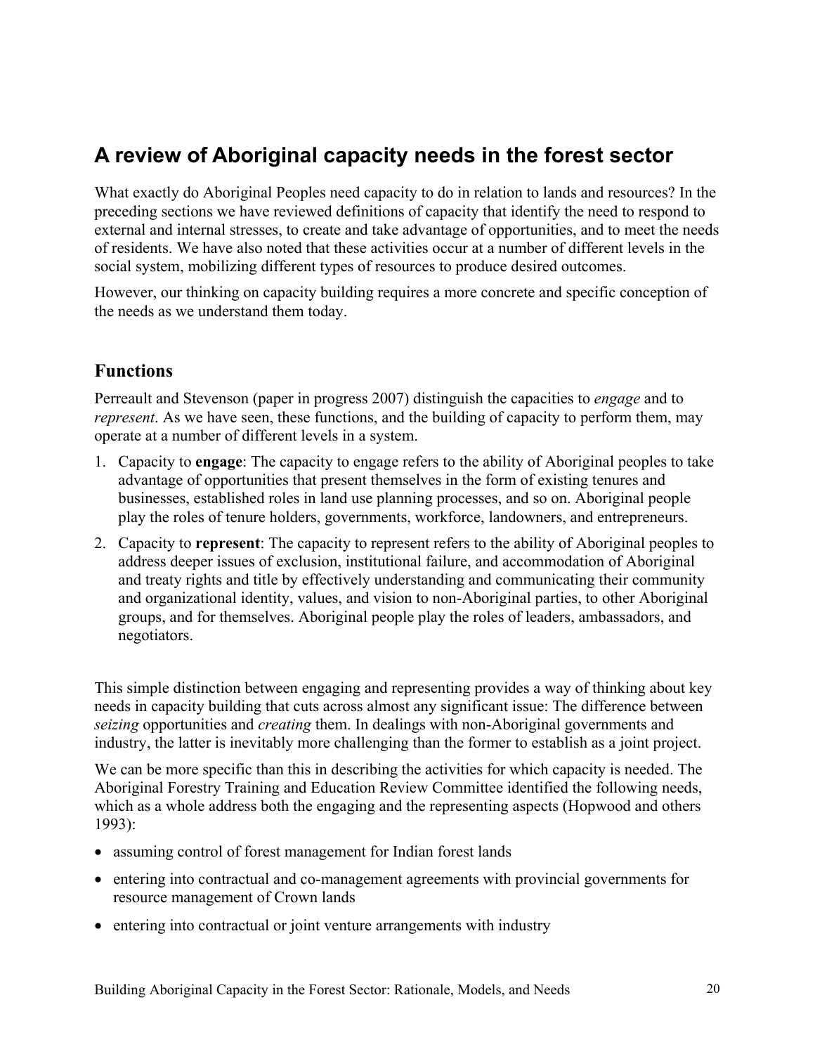## A review of Aboriginal capacity needs in the forest sector

What exactly do Aboriginal Peoples need capacity to do in relation to lands and resources? In the preceding sections we have reviewed definitions of capacity that identify the need to respond to external and internal stresses, to create and take advantage of opportunities, and to meet the needs of residents. We have also noted that these activities occur at a number of different levels in the social system, mobilizing different types of resources to produce desired outcomes.

However, our thinking on capacity building requires a more concrete and specific conception of the needs as we understand them today.

### Functions

Perreault and Stevenson (paper in progress 2007) distinguish the capacities to *engage* and to *represent*. As we have seen, these functions, and the building of capacity to perform them, may operate at a number of different levels in a system.

1. Capacity to **engage**: The capacity to engage refers to the ability of Aboriginal peoples to take advantage of opportunities that present themselves in the form of existing tenures and businesses, established roles in land use planning processes, and so on. Aboriginal people play the roles of tenure holders, governments, workforce, landowners, and entrepreneurs.
2. Capacity to **represent**: The capacity to represent refers to the ability of Aboriginal peoples to address deeper issues of exclusion, institutional failure, and accommodation of Aboriginal and treaty rights and title by effectively understanding and communicating their community and organizational identity, values, and vision to non-Aboriginal parties, to other Aboriginal groups, and for themselves. Aboriginal people play the roles of leaders, ambassadors, and negotiators.

This simple distinction between engaging and representing provides a way of thinking about key needs in capacity building that cuts across almost any significant issue: The difference between *seizing* opportunities and *creating* them. In dealings with non-Aboriginal governments and industry, the latter is inevitably more challenging than the former to establish as a joint project.

We can be more specific than this in describing the activities for which capacity is needed. The Aboriginal Forestry Training and Education Review Committee identified the following needs, which as a whole address both the engaging and the representing aspects (Hopwood and others 1993):

- assuming control of forest management for Indian forest lands
- entering into contractual and co-management agreements with provincial governments for resource management of Crown lands
- entering into contractual or joint venture arrangements with industry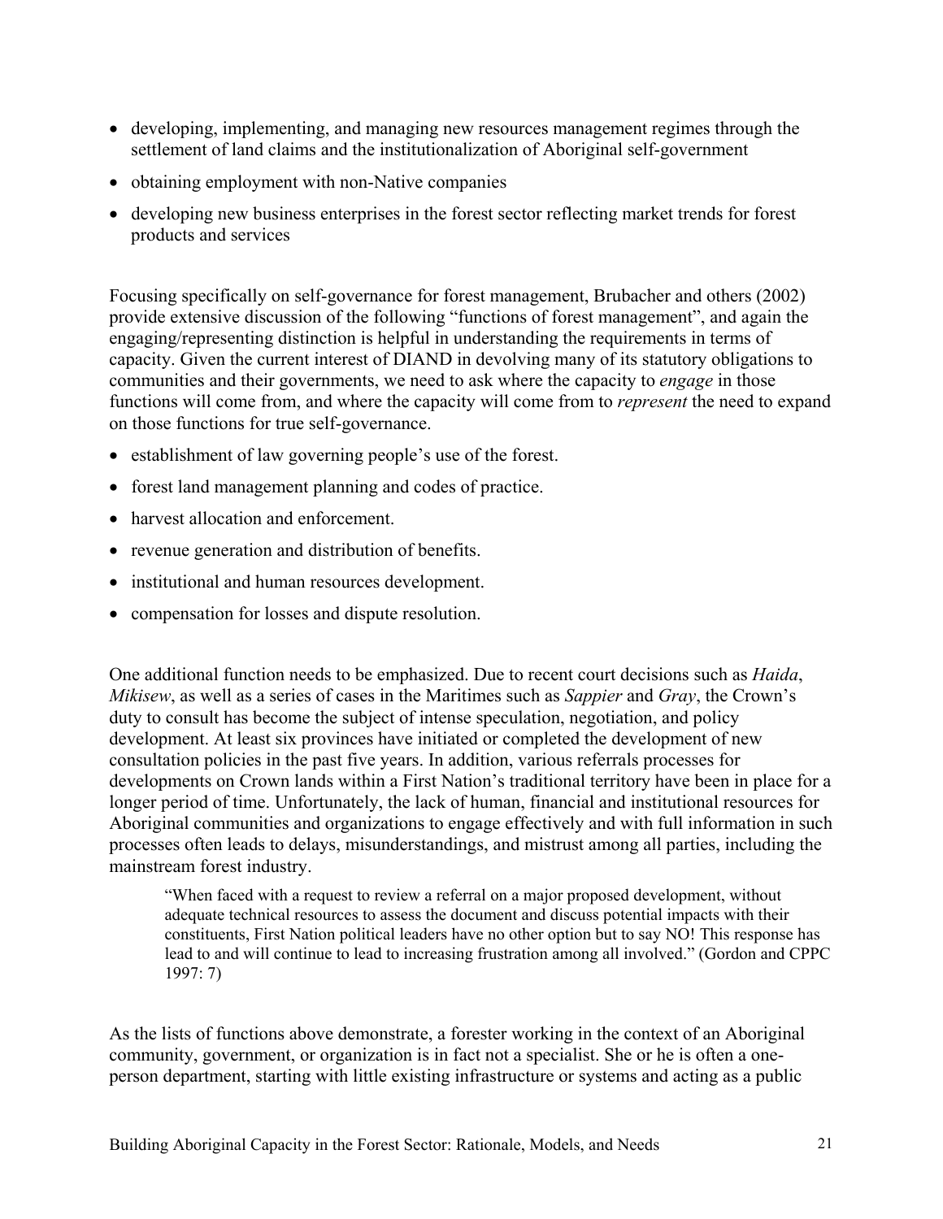- developing, implementing, and managing new resources management regimes through the settlement of land claims and the institutionalization of Aboriginal self-government
- obtaining employment with non-Native companies
- developing new business enterprises in the forest sector reflecting market trends for forest products and services

Focusing specifically on self-governance for forest management, Brubacher and others (2002) provide extensive discussion of the following "functions of forest management", and again the engaging/representing distinction is helpful in understanding the requirements in terms of capacity. Given the current interest of DIAND in devolving many of its statutory obligations to communities and their governments, we need to ask where the capacity to *engage* in those functions will come from, and where the capacity will come from to *represent* the need to expand on those functions for true self-governance.

- establishment of law governing people's use of the forest.
- forest land management planning and codes of practice.
- harvest allocation and enforcement.
- revenue generation and distribution of benefits.
- institutional and human resources development.
- compensation for losses and dispute resolution.

One additional function needs to be emphasized. Due to recent court decisions such as *Haida*, *Mikisew*, as well as a series of cases in the Maritimes such as *Sappier* and *Gray*, the Crown's duty to consult has become the subject of intense speculation, negotiation, and policy development. At least six provinces have initiated or completed the development of new consultation policies in the past five years. In addition, various referrals processes for developments on Crown lands within a First Nation's traditional territory have been in place for a longer period of time. Unfortunately, the lack of human, financial and institutional resources for Aboriginal communities and organizations to engage effectively and with full information in such processes often leads to delays, misunderstandings, and mistrust among all parties, including the mainstream forest industry.

> "When faced with a request to review a referral on a major proposed development, without adequate technical resources to assess the document and discuss potential impacts with their constituents, First Nation political leaders have no other option but to say NO! This response has lead to and will continue to lead to increasing frustration among all involved." (Gordon and CPPC 1997: 7)

As the lists of functions above demonstrate, a forester working in the context of an Aboriginal community, government, or organization is in fact not a specialist. She or he is often a one-person department, starting with little existing infrastructure or systems and acting as a public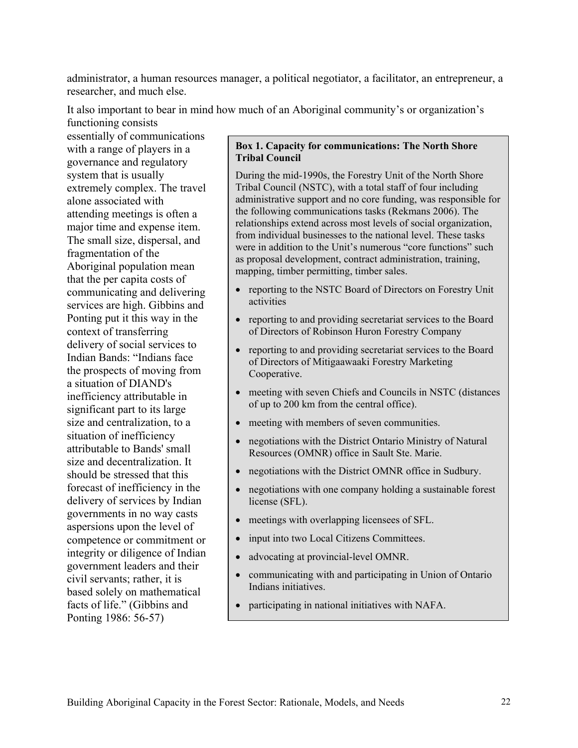administrator, a human resources manager, a political negotiator, a facilitator, an entrepreneur, a researcher, and much else.

It also important to bear in mind how much of an Aboriginal community's or organization's functioning consists essentially of communications with a range of players in a governance and regulatory system that is usually extremely complex. The travel alone associated with attending meetings is often a major time and expense item. The small size, dispersal, and fragmentation of the Aboriginal population mean that the per capita costs of communicating and delivering services are high. Gibbins and Ponting put it this way in the context of transferring delivery of social services to Indian Bands: "Indians face the prospects of moving from a situation of DIAND's inefficiency attributable in significant part to its large size and centralization, to a situation of inefficiency attributable to Bands' small size and decentralization. It should be stressed that this forecast of inefficiency in the delivery of services by Indian governments in no way casts aspersions upon the level of competence or commitment or integrity or diligence of Indian government leaders and their civil servants; rather, it is based solely on mathematical facts of life." (Gibbins and Ponting 1986: 56-57)

**Box 1. Capacity for communications: The North Shore Tribal Council**

During the mid-1990s, the Forestry Unit of the North Shore Tribal Council (NSTC), with a total staff of four including administrative support and no core funding, was responsible for the following communications tasks (Rekmans 2006). The relationships extend across most levels of social organization, from individual businesses to the national level. These tasks were in addition to the Unit's numerous "core functions" such as proposal development, contract administration, training, mapping, timber permitting, timber sales.

- reporting to the NSTC Board of Directors on Forestry Unit activities
- reporting to and providing secretariat services to the Board of Directors of Robinson Huron Forestry Company
- reporting to and providing secretariat services to the Board of Directors of Mitigaawaaki Forestry Marketing Cooperative.
- meeting with seven Chiefs and Councils in NSTC (distances of up to 200 km from the central office).
- meeting with members of seven communities.
- negotiations with the District Ontario Ministry of Natural Resources (OMNR) office in Sault Ste. Marie.
- negotiations with the District OMNR office in Sudbury.
- negotiations with one company holding a sustainable forest license (SFL).
- meetings with overlapping licensees of SFL.
- input into two Local Citizens Committees.
- advocating at provincial-level OMNR.
- communicating with and participating in Union of Ontario Indians initiatives.
- participating in national initiatives with NAFA.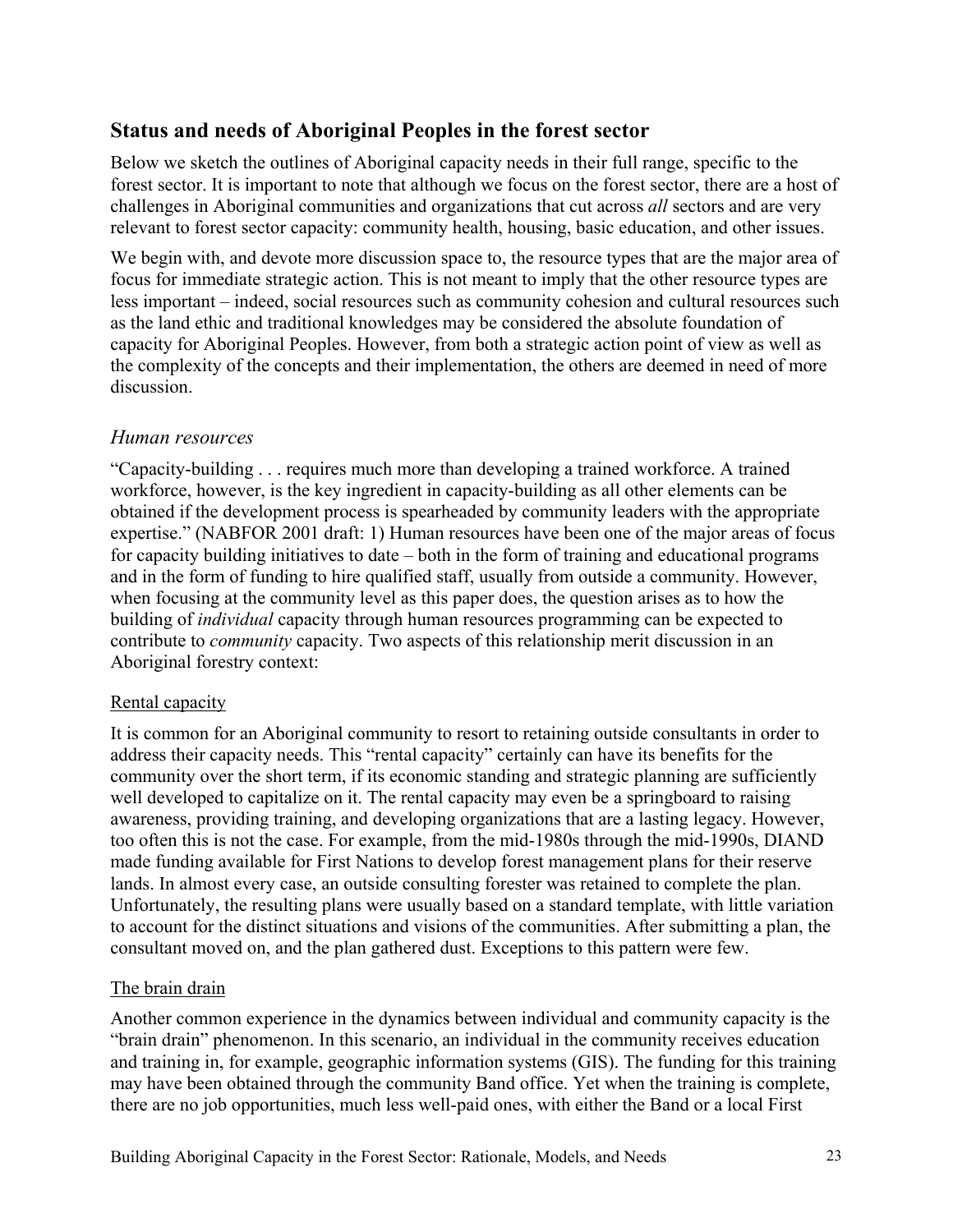## Status and needs of Aboriginal Peoples in the forest sector

Below we sketch the outlines of Aboriginal capacity needs in their full range, specific to the forest sector. It is important to note that although we focus on the forest sector, there are a host of challenges in Aboriginal communities and organizations that cut across *all* sectors and are very relevant to forest sector capacity: community health, housing, basic education, and other issues.

We begin with, and devote more discussion space to, the resource types that are the major area of focus for immediate strategic action. This is not meant to imply that the other resource types are less important – indeed, social resources such as community cohesion and cultural resources such as the land ethic and traditional knowledges may be considered the absolute foundation of capacity for Aboriginal Peoples. However, from both a strategic action point of view as well as the complexity of the concepts and their implementation, the others are deemed in need of more discussion.

### *Human resources*

"Capacity-building . . . requires much more than developing a trained workforce. A trained workforce, however, is the key ingredient in capacity-building as all other elements can be obtained if the development process is spearheaded by community leaders with the appropriate expertise." (NABFOR 2001 draft: 1) Human resources have been one of the major areas of focus for capacity building initiatives to date – both in the form of training and educational programs and in the form of funding to hire qualified staff, usually from outside a community. However, when focusing at the community level as this paper does, the question arises as to how the building of *individual* capacity through human resources programming can be expected to contribute to *community* capacity. Two aspects of this relationship merit discussion in an Aboriginal forestry context:

<u>Rental capacity</u>

It is common for an Aboriginal community to resort to retaining outside consultants in order to address their capacity needs. This "rental capacity" certainly can have its benefits for the community over the short term, if its economic standing and strategic planning are sufficiently well developed to capitalize on it. The rental capacity may even be a springboard to raising awareness, providing training, and developing organizations that are a lasting legacy. However, too often this is not the case. For example, from the mid-1980s through the mid-1990s, DIAND made funding available for First Nations to develop forest management plans for their reserve lands. In almost every case, an outside consulting forester was retained to complete the plan. Unfortunately, the resulting plans were usually based on a standard template, with little variation to account for the distinct situations and visions of the communities. After submitting a plan, the consultant moved on, and the plan gathered dust. Exceptions to this pattern were few.

<u>The brain drain</u>

Another common experience in the dynamics between individual and community capacity is the "brain drain" phenomenon. In this scenario, an individual in the community receives education and training in, for example, geographic information systems (GIS). The funding for this training may have been obtained through the community Band office. Yet when the training is complete, there are no job opportunities, much less well-paid ones, with either the Band or a local First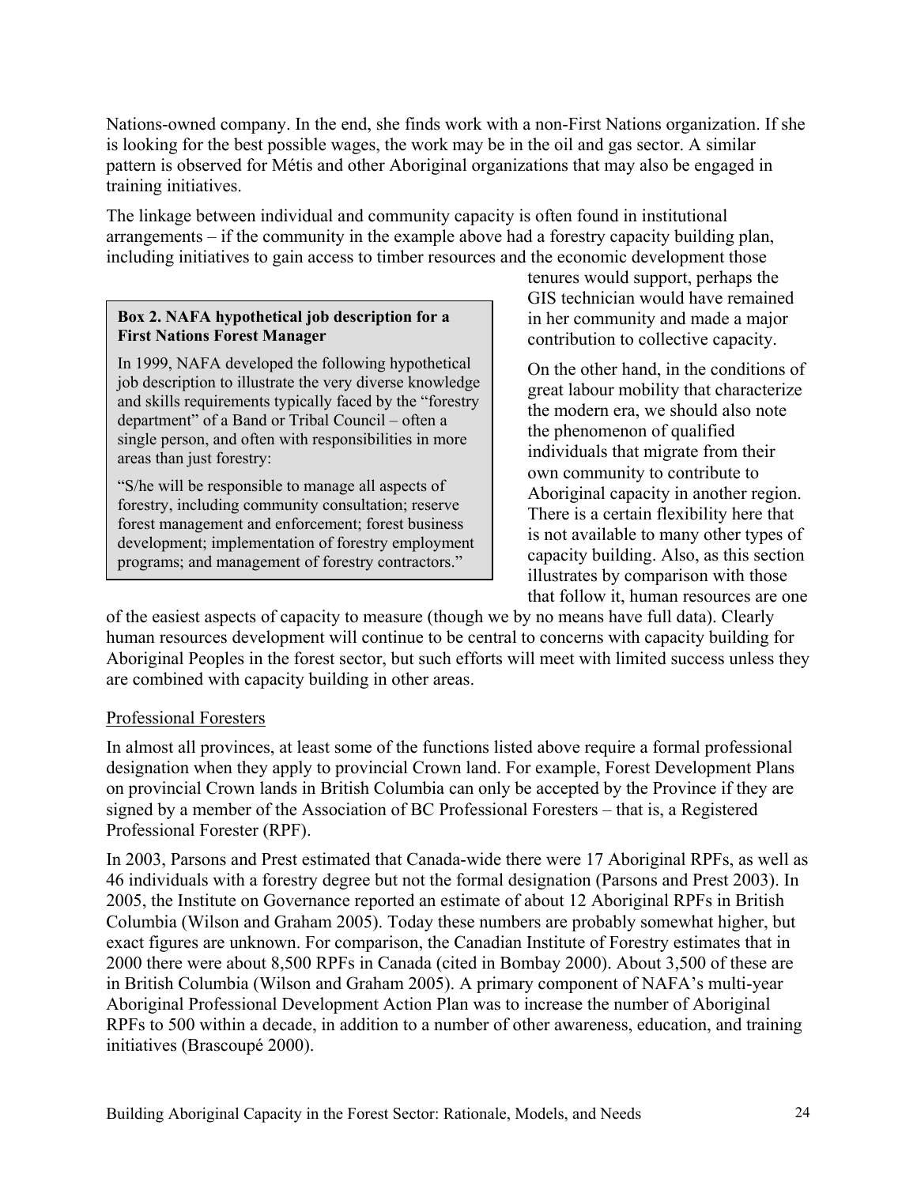Nations-owned company. In the end, she finds work with a non-First Nations organization. If she is looking for the best possible wages, the work may be in the oil and gas sector. A similar pattern is observed for Métis and other Aboriginal organizations that may also be engaged in training initiatives.

The linkage between individual and community capacity is often found in institutional arrangements – if the community in the example above had a forestry capacity building plan, including initiatives to gain access to timber resources and the economic development those tenures would support, perhaps the GIS technician would have remained in her community and made a major contribution to collective capacity.

> **Box 2. NAFA hypothetical job description for a First Nations Forest Manager**
>
> In 1999, NAFA developed the following hypothetical job description to illustrate the very diverse knowledge and skills requirements typically faced by the "forestry department" of a Band or Tribal Council – often a single person, and often with responsibilities in more areas than just forestry:
>
> "S/he will be responsible to manage all aspects of forestry, including community consultation; reserve forest management and enforcement; forest business development; implementation of forestry employment programs; and management of forestry contractors."

On the other hand, in the conditions of great labour mobility that characterize the modern era, we should also note the phenomenon of qualified individuals that migrate from their own community to contribute to Aboriginal capacity in another region. There is a certain flexibility here that is not available to many other types of capacity building. Also, as this section illustrates by comparison with those that follow it, human resources are one of the easiest aspects of capacity to measure (though we by no means have full data). Clearly human resources development will continue to be central to concerns with capacity building for Aboriginal Peoples in the forest sector, but such efforts will meet with limited success unless they are combined with capacity building in other areas.

Professional Foresters

In almost all provinces, at least some of the functions listed above require a formal professional designation when they apply to provincial Crown land. For example, Forest Development Plans on provincial Crown lands in British Columbia can only be accepted by the Province if they are signed by a member of the Association of BC Professional Foresters – that is, a Registered Professional Forester (RPF).

In 2003, Parsons and Prest estimated that Canada-wide there were 17 Aboriginal RPFs, as well as 46 individuals with a forestry degree but not the formal designation (Parsons and Prest 2003). In 2005, the Institute on Governance reported an estimate of about 12 Aboriginal RPFs in British Columbia (Wilson and Graham 2005). Today these numbers are probably somewhat higher, but exact figures are unknown. For comparison, the Canadian Institute of Forestry estimates that in 2000 there were about 8,500 RPFs in Canada (cited in Bombay 2000). About 3,500 of these are in British Columbia (Wilson and Graham 2005). A primary component of NAFA's multi-year Aboriginal Professional Development Action Plan was to increase the number of Aboriginal RPFs to 500 within a decade, in addition to a number of other awareness, education, and training initiatives (Brascoupé 2000).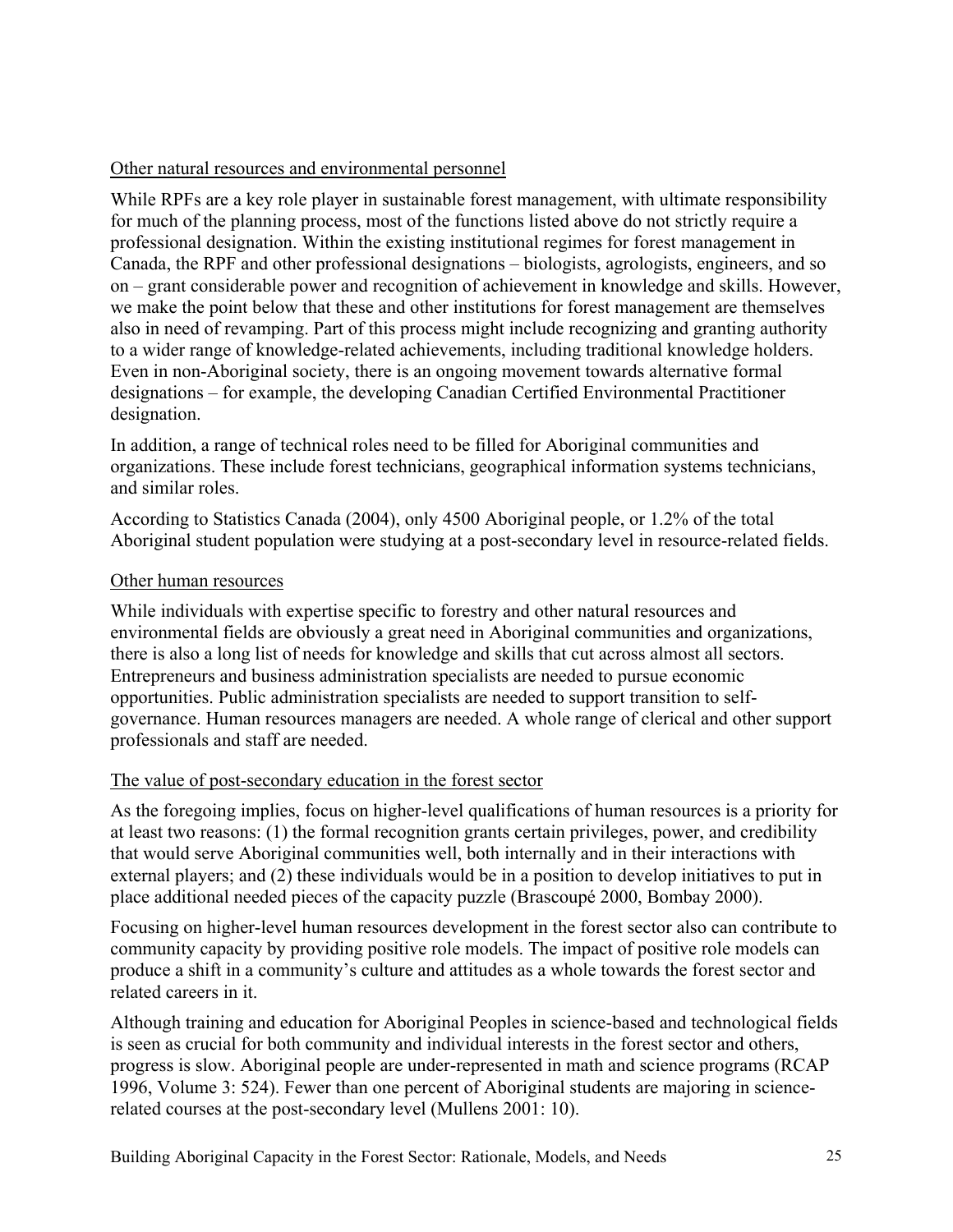## Other natural resources and environmental personnel

While RPFs are a key role player in sustainable forest management, with ultimate responsibility for much of the planning process, most of the functions listed above do not strictly require a professional designation. Within the existing institutional regimes for forest management in Canada, the RPF and other professional designations – biologists, agrologists, engineers, and so on – grant considerable power and recognition of achievement in knowledge and skills. However, we make the point below that these and other institutions for forest management are themselves also in need of revamping. Part of this process might include recognizing and granting authority to a wider range of knowledge-related achievements, including traditional knowledge holders. Even in non-Aboriginal society, there is an ongoing movement towards alternative formal designations – for example, the developing Canadian Certified Environmental Practitioner designation.

In addition, a range of technical roles need to be filled for Aboriginal communities and organizations. These include forest technicians, geographical information systems technicians, and similar roles.

According to Statistics Canada (2004), only 4500 Aboriginal people, or 1.2% of the total Aboriginal student population were studying at a post-secondary level in resource-related fields.

## Other human resources

While individuals with expertise specific to forestry and other natural resources and environmental fields are obviously a great need in Aboriginal communities and organizations, there is also a long list of needs for knowledge and skills that cut across almost all sectors. Entrepreneurs and business administration specialists are needed to pursue economic opportunities. Public administration specialists are needed to support transition to self-governance. Human resources managers are needed. A whole range of clerical and other support professionals and staff are needed.

## The value of post-secondary education in the forest sector

As the foregoing implies, focus on higher-level qualifications of human resources is a priority for at least two reasons: (1) the formal recognition grants certain privileges, power, and credibility that would serve Aboriginal communities well, both internally and in their interactions with external players; and (2) these individuals would be in a position to develop initiatives to put in place additional needed pieces of the capacity puzzle (Brascoupé 2000, Bombay 2000).

Focusing on higher-level human resources development in the forest sector also can contribute to community capacity by providing positive role models. The impact of positive role models can produce a shift in a community's culture and attitudes as a whole towards the forest sector and related careers in it.

Although training and education for Aboriginal Peoples in science-based and technological fields is seen as crucial for both community and individual interests in the forest sector and others, progress is slow. Aboriginal people are under-represented in math and science programs (RCAP 1996, Volume 3: 524). Fewer than one percent of Aboriginal students are majoring in science-related courses at the post-secondary level (Mullens 2001: 10).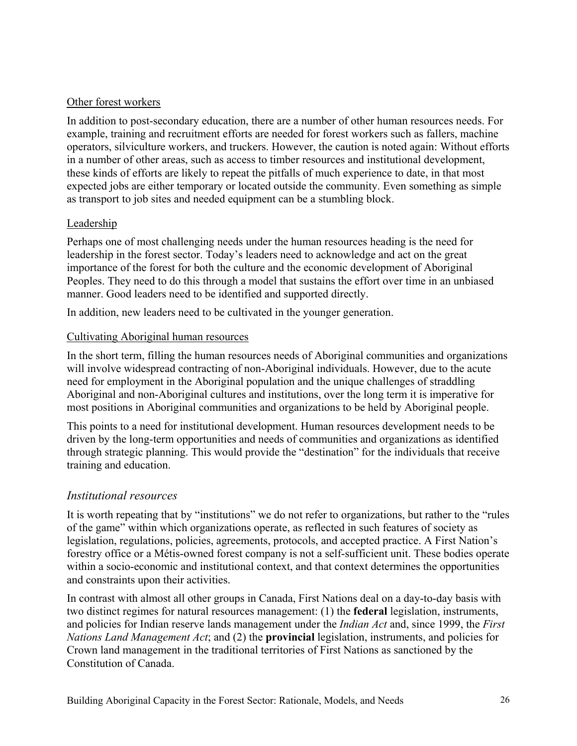Other forest workers

In addition to post-secondary education, there are a number of other human resources needs. For example, training and recruitment efforts are needed for forest workers such as fallers, machine operators, silviculture workers, and truckers. However, the caution is noted again: Without efforts in a number of other areas, such as access to timber resources and institutional development, these kinds of efforts are likely to repeat the pitfalls of much experience to date, in that most expected jobs are either temporary or located outside the community. Even something as simple as transport to job sites and needed equipment can be a stumbling block.

Leadership

Perhaps one of most challenging needs under the human resources heading is the need for leadership in the forest sector. Today's leaders need to acknowledge and act on the great importance of the forest for both the culture and the economic development of Aboriginal Peoples. They need to do this through a model that sustains the effort over time in an unbiased manner. Good leaders need to be identified and supported directly.

In addition, new leaders need to be cultivated in the younger generation.

Cultivating Aboriginal human resources

In the short term, filling the human resources needs of Aboriginal communities and organizations will involve widespread contracting of non-Aboriginal individuals. However, due to the acute need for employment in the Aboriginal population and the unique challenges of straddling Aboriginal and non-Aboriginal cultures and institutions, over the long term it is imperative for most positions in Aboriginal communities and organizations to be held by Aboriginal people.

This points to a need for institutional development. Human resources development needs to be driven by the long-term opportunities and needs of communities and organizations as identified through strategic planning. This would provide the "destination" for the individuals that receive training and education.

### *Institutional resources*

It is worth repeating that by "institutions" we do not refer to organizations, but rather to the "rules of the game" within which organizations operate, as reflected in such features of society as legislation, regulations, policies, agreements, protocols, and accepted practice. A First Nation's forestry office or a Métis-owned forest company is not a self-sufficient unit. These bodies operate within a socio-economic and institutional context, and that context determines the opportunities and constraints upon their activities.

In contrast with almost all other groups in Canada, First Nations deal on a day-to-day basis with two distinct regimes for natural resources management: (1) the **federal** legislation, instruments, and policies for Indian reserve lands management under the *Indian Act* and, since 1999, the *First Nations Land Management Act*; and (2) the **provincial** legislation, instruments, and policies for Crown land management in the traditional territories of First Nations as sanctioned by the Constitution of Canada.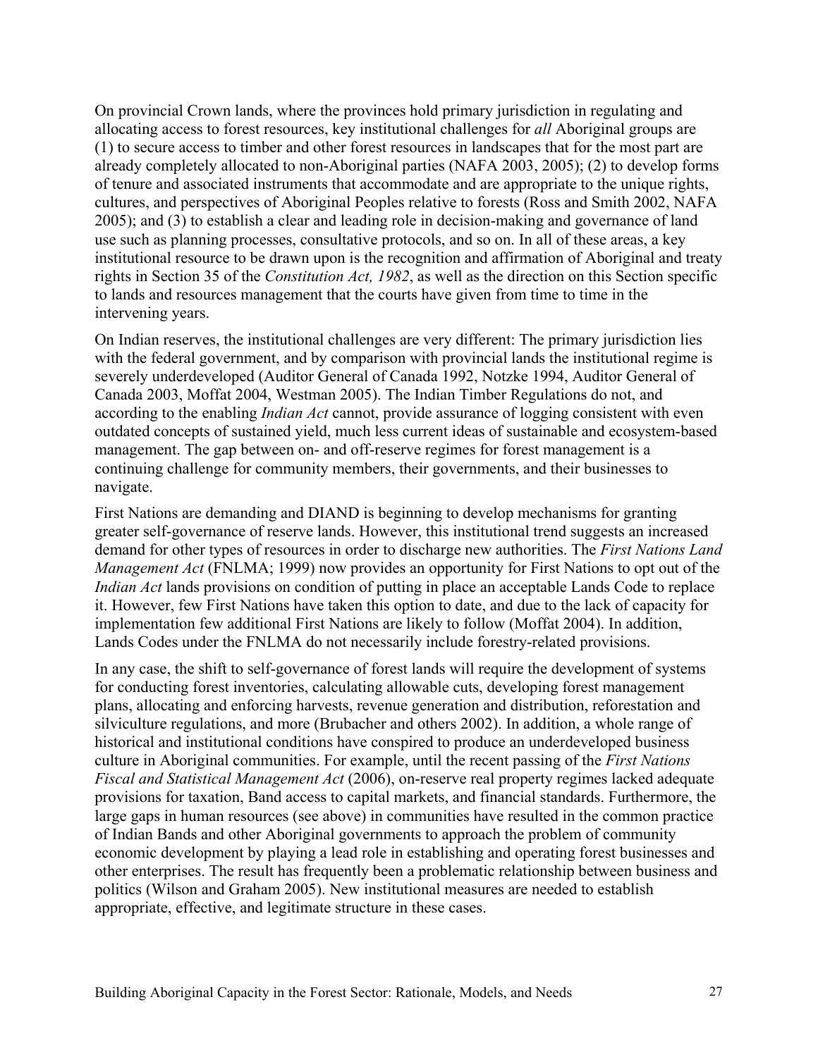On provincial Crown lands, where the provinces hold primary jurisdiction in regulating and allocating access to forest resources, key institutional challenges for *all* Aboriginal groups are (1) to secure access to timber and other forest resources in landscapes that for the most part are already completely allocated to non-Aboriginal parties (NAFA 2003, 2005); (2) to develop forms of tenure and associated instruments that accommodate and are appropriate to the unique rights, cultures, and perspectives of Aboriginal Peoples relative to forests (Ross and Smith 2002, NAFA 2005); and (3) to establish a clear and leading role in decision-making and governance of land use such as planning processes, consultative protocols, and so on. In all of these areas, a key institutional resource to be drawn upon is the recognition and affirmation of Aboriginal and treaty rights in Section 35 of the *Constitution Act, 1982*, as well as the direction on this Section specific to lands and resources management that the courts have given from time to time in the intervening years.

On Indian reserves, the institutional challenges are very different: The primary jurisdiction lies with the federal government, and by comparison with provincial lands the institutional regime is severely underdeveloped (Auditor General of Canada 1992, Notzke 1994, Auditor General of Canada 2003, Moffat 2004, Westman 2005). The Indian Timber Regulations do not, and according to the enabling *Indian Act* cannot, provide assurance of logging consistent with even outdated concepts of sustained yield, much less current ideas of sustainable and ecosystem-based management. The gap between on- and off-reserve regimes for forest management is a continuing challenge for community members, their governments, and their businesses to navigate.

First Nations are demanding and DIAND is beginning to develop mechanisms for granting greater self-governance of reserve lands. However, this institutional trend suggests an increased demand for other types of resources in order to discharge new authorities. The *First Nations Land Management Act* (FNLMA; 1999) now provides an opportunity for First Nations to opt out of the *Indian Act* lands provisions on condition of putting in place an acceptable Lands Code to replace it. However, few First Nations have taken this option to date, and due to the lack of capacity for implementation few additional First Nations are likely to follow (Moffat 2004). In addition, Lands Codes under the FNLMA do not necessarily include forestry-related provisions.

In any case, the shift to self-governance of forest lands will require the development of systems for conducting forest inventories, calculating allowable cuts, developing forest management plans, allocating and enforcing harvests, revenue generation and distribution, reforestation and silviculture regulations, and more (Brubacher and others 2002). In addition, a whole range of historical and institutional conditions have conspired to produce an underdeveloped business culture in Aboriginal communities. For example, until the recent passing of the *First Nations Fiscal and Statistical Management Act* (2006), on-reserve real property regimes lacked adequate provisions for taxation, Band access to capital markets, and financial standards. Furthermore, the large gaps in human resources (see above) in communities have resulted in the common practice of Indian Bands and other Aboriginal governments to approach the problem of community economic development by playing a lead role in establishing and operating forest businesses and other enterprises. The result has frequently been a problematic relationship between business and politics (Wilson and Graham 2005). New institutional measures are needed to establish appropriate, effective, and legitimate structure in these cases.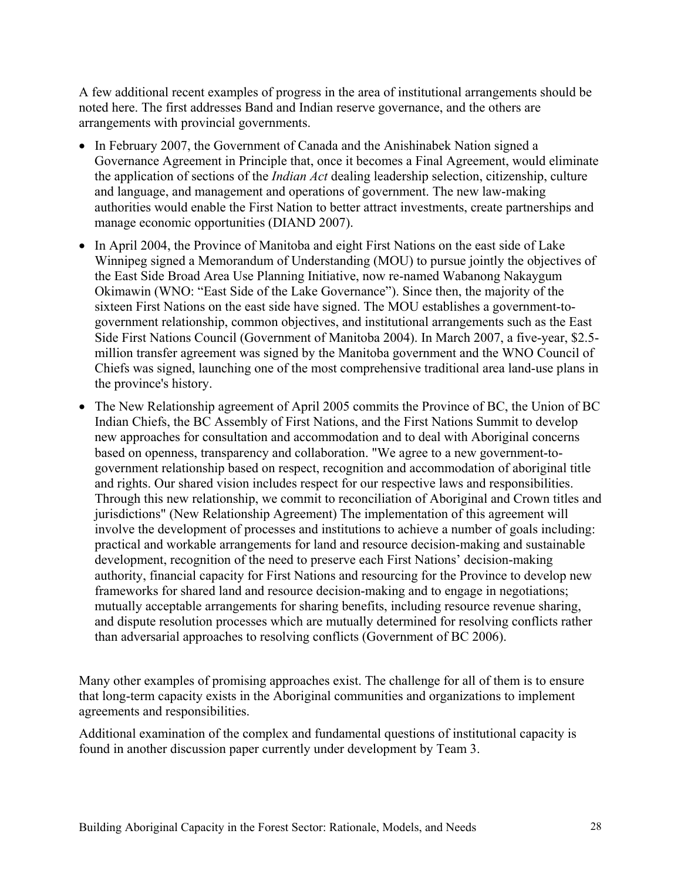A few additional recent examples of progress in the area of institutional arrangements should be noted here. The first addresses Band and Indian reserve governance, and the others are arrangements with provincial governments.

- In February 2007, the Government of Canada and the Anishinabek Nation signed a Governance Agreement in Principle that, once it becomes a Final Agreement, would eliminate the application of sections of the *Indian Act* dealing leadership selection, citizenship, culture and language, and management and operations of government. The new law-making authorities would enable the First Nation to better attract investments, create partnerships and manage economic opportunities (DIAND 2007).
- In April 2004, the Province of Manitoba and eight First Nations on the east side of Lake Winnipeg signed a Memorandum of Understanding (MOU) to pursue jointly the objectives of the East Side Broad Area Use Planning Initiative, now re-named Wabanong Nakaygum Okimawin (WNO: "East Side of the Lake Governance"). Since then, the majority of the sixteen First Nations on the east side have signed. The MOU establishes a government-to-government relationship, common objectives, and institutional arrangements such as the East Side First Nations Council (Government of Manitoba 2004). In March 2007, a five-year, $2.5-million transfer agreement was signed by the Manitoba government and the WNO Council of Chiefs was signed, launching one of the most comprehensive traditional area land-use plans in the province's history.
- The New Relationship agreement of April 2005 commits the Province of BC, the Union of BC Indian Chiefs, the BC Assembly of First Nations, and the First Nations Summit to develop new approaches for consultation and accommodation and to deal with Aboriginal concerns based on openness, transparency and collaboration. "We agree to a new government-to-government relationship based on respect, recognition and accommodation of aboriginal title and rights. Our shared vision includes respect for our respective laws and responsibilities. Through this new relationship, we commit to reconciliation of Aboriginal and Crown titles and jurisdictions" (New Relationship Agreement) The implementation of this agreement will involve the development of processes and institutions to achieve a number of goals including: practical and workable arrangements for land and resource decision-making and sustainable development, recognition of the need to preserve each First Nations' decision-making authority, financial capacity for First Nations and resourcing for the Province to develop new frameworks for shared land and resource decision-making and to engage in negotiations; mutually acceptable arrangements for sharing benefits, including resource revenue sharing, and dispute resolution processes which are mutually determined for resolving conflicts rather than adversarial approaches to resolving conflicts (Government of BC 2006).

Many other examples of promising approaches exist. The challenge for all of them is to ensure that long-term capacity exists in the Aboriginal communities and organizations to implement agreements and responsibilities.

Additional examination of the complex and fundamental questions of institutional capacity is found in another discussion paper currently under development by Team 3.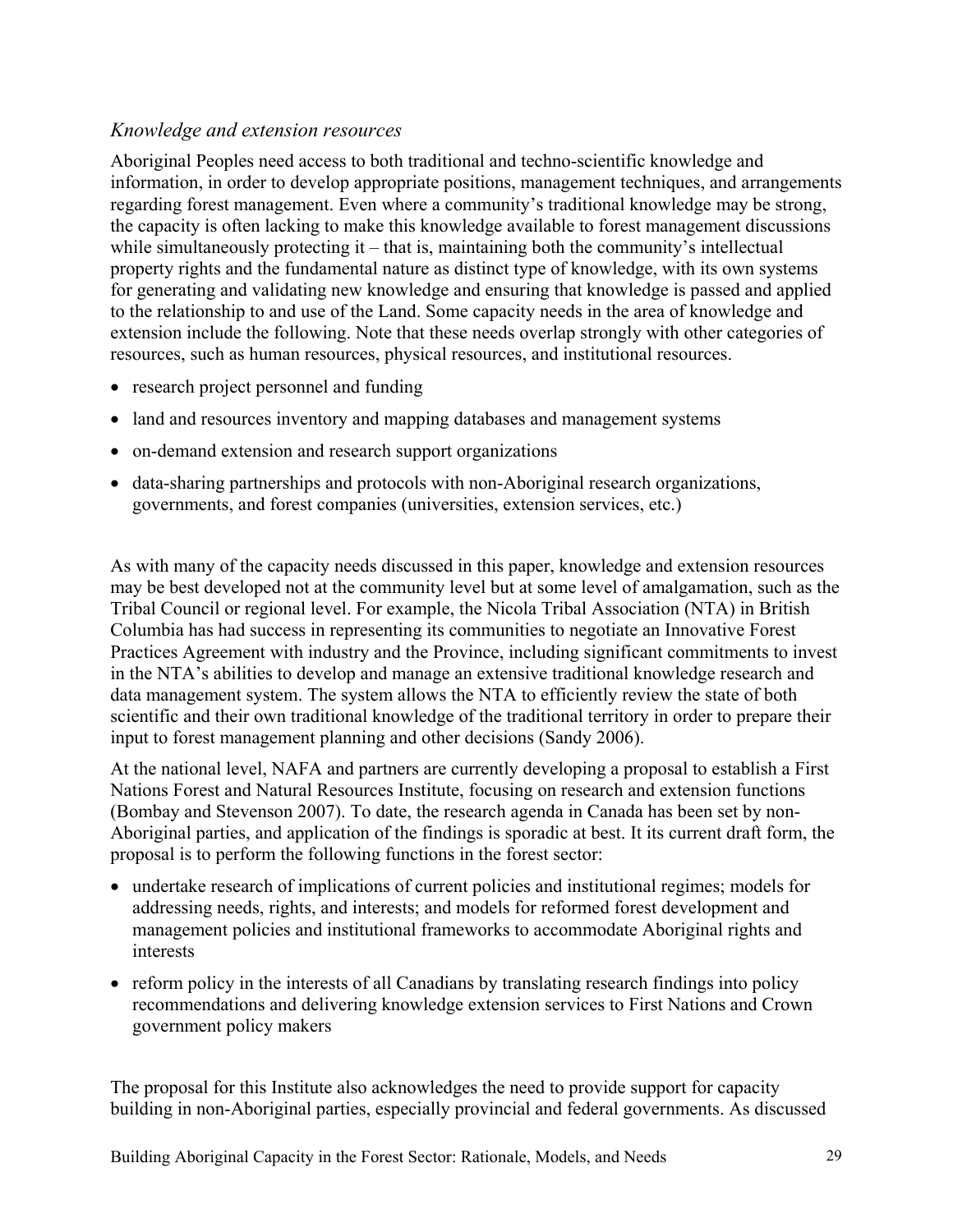### *Knowledge and extension resources*

Aboriginal Peoples need access to both traditional and techno-scientific knowledge and information, in order to develop appropriate positions, management techniques, and arrangements regarding forest management. Even where a community's traditional knowledge may be strong, the capacity is often lacking to make this knowledge available to forest management discussions while simultaneously protecting it – that is, maintaining both the community's intellectual property rights and the fundamental nature as distinct type of knowledge, with its own systems for generating and validating new knowledge and ensuring that knowledge is passed and applied to the relationship to and use of the Land. Some capacity needs in the area of knowledge and extension include the following. Note that these needs overlap strongly with other categories of resources, such as human resources, physical resources, and institutional resources.

- research project personnel and funding
- land and resources inventory and mapping databases and management systems
- on-demand extension and research support organizations
- data-sharing partnerships and protocols with non-Aboriginal research organizations, governments, and forest companies (universities, extension services, etc.)

As with many of the capacity needs discussed in this paper, knowledge and extension resources may be best developed not at the community level but at some level of amalgamation, such as the Tribal Council or regional level. For example, the Nicola Tribal Association (NTA) in British Columbia has had success in representing its communities to negotiate an Innovative Forest Practices Agreement with industry and the Province, including significant commitments to invest in the NTA's abilities to develop and manage an extensive traditional knowledge research and data management system. The system allows the NTA to efficiently review the state of both scientific and their own traditional knowledge of the traditional territory in order to prepare their input to forest management planning and other decisions (Sandy 2006).

At the national level, NAFA and partners are currently developing a proposal to establish a First Nations Forest and Natural Resources Institute, focusing on research and extension functions (Bombay and Stevenson 2007). To date, the research agenda in Canada has been set by non-Aboriginal parties, and application of the findings is sporadic at best. It its current draft form, the proposal is to perform the following functions in the forest sector:

- undertake research of implications of current policies and institutional regimes; models for addressing needs, rights, and interests; and models for reformed forest development and management policies and institutional frameworks to accommodate Aboriginal rights and interests
- reform policy in the interests of all Canadians by translating research findings into policy recommendations and delivering knowledge extension services to First Nations and Crown government policy makers

The proposal for this Institute also acknowledges the need to provide support for capacity building in non-Aboriginal parties, especially provincial and federal governments. As discussed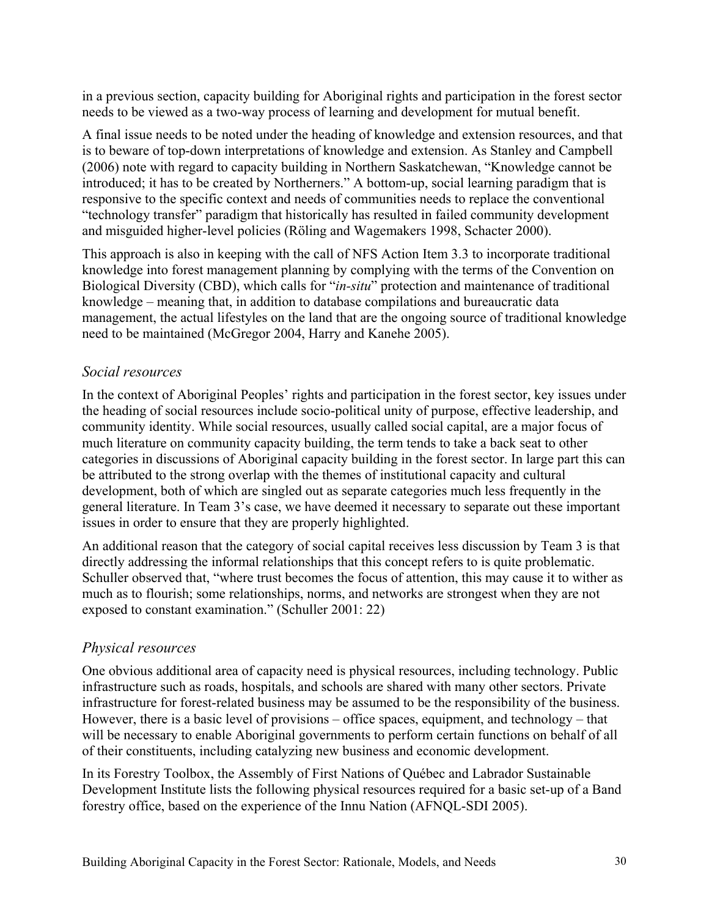in a previous section, capacity building for Aboriginal rights and participation in the forest sector needs to be viewed as a two-way process of learning and development for mutual benefit.

A final issue needs to be noted under the heading of knowledge and extension resources, and that is to beware of top-down interpretations of knowledge and extension. As Stanley and Campbell (2006) note with regard to capacity building in Northern Saskatchewan, "Knowledge cannot be introduced; it has to be created by Northerners." A bottom-up, social learning paradigm that is responsive to the specific context and needs of communities needs to replace the conventional "technology transfer" paradigm that historically has resulted in failed community development and misguided higher-level policies (Röling and Wagemakers 1998, Schacter 2000).

This approach is also in keeping with the call of NFS Action Item 3.3 to incorporate traditional knowledge into forest management planning by complying with the terms of the Convention on Biological Diversity (CBD), which calls for "*in-situ*" protection and maintenance of traditional knowledge – meaning that, in addition to database compilations and bureaucratic data management, the actual lifestyles on the land that are the ongoing source of traditional knowledge need to be maintained (McGregor 2004, Harry and Kanehe 2005).

### *Social resources*

In the context of Aboriginal Peoples' rights and participation in the forest sector, key issues under the heading of social resources include socio-political unity of purpose, effective leadership, and community identity. While social resources, usually called social capital, are a major focus of much literature on community capacity building, the term tends to take a back seat to other categories in discussions of Aboriginal capacity building in the forest sector. In large part this can be attributed to the strong overlap with the themes of institutional capacity and cultural development, both of which are singled out as separate categories much less frequently in the general literature. In Team 3's case, we have deemed it necessary to separate out these important issues in order to ensure that they are properly highlighted.

An additional reason that the category of social capital receives less discussion by Team 3 is that directly addressing the informal relationships that this concept refers to is quite problematic. Schuller observed that, "where trust becomes the focus of attention, this may cause it to wither as much as to flourish; some relationships, norms, and networks are strongest when they are not exposed to constant examination." (Schuller 2001: 22)

### *Physical resources*

One obvious additional area of capacity need is physical resources, including technology. Public infrastructure such as roads, hospitals, and schools are shared with many other sectors. Private infrastructure for forest-related business may be assumed to be the responsibility of the business. However, there is a basic level of provisions – office spaces, equipment, and technology – that will be necessary to enable Aboriginal governments to perform certain functions on behalf of all of their constituents, including catalyzing new business and economic development.

In its Forestry Toolbox, the Assembly of First Nations of Québec and Labrador Sustainable Development Institute lists the following physical resources required for a basic set-up of a Band forestry office, based on the experience of the Innu Nation (AFNQL-SDI 2005).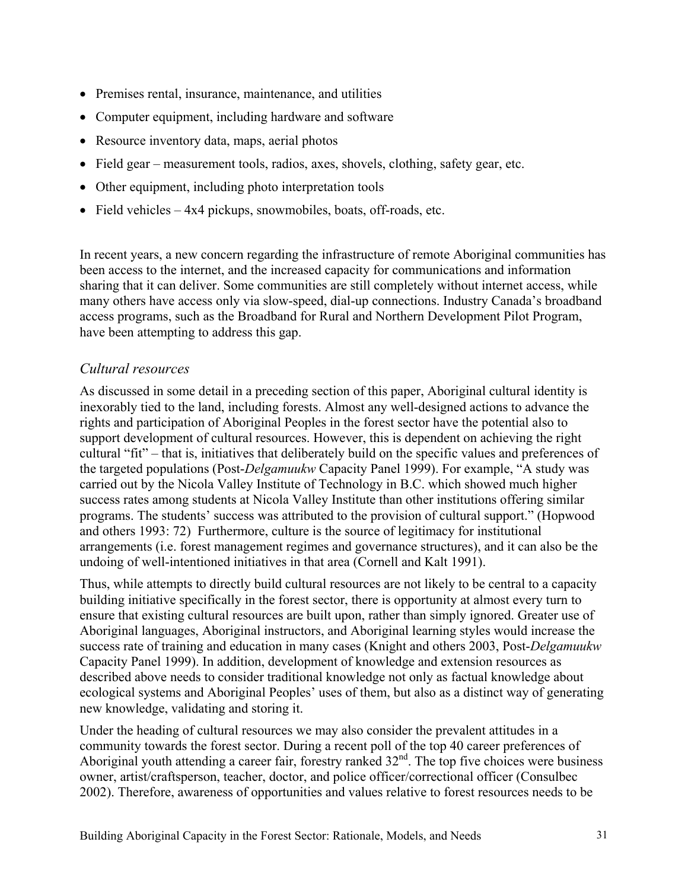- Premises rental, insurance, maintenance, and utilities
- Computer equipment, including hardware and software
- Resource inventory data, maps, aerial photos
- Field gear – measurement tools, radios, axes, shovels, clothing, safety gear, etc.
- Other equipment, including photo interpretation tools
- Field vehicles – 4x4 pickups, snowmobiles, boats, off-roads, etc.

In recent years, a new concern regarding the infrastructure of remote Aboriginal communities has been access to the internet, and the increased capacity for communications and information sharing that it can deliver. Some communities are still completely without internet access, while many others have access only via slow-speed, dial-up connections. Industry Canada's broadband access programs, such as the Broadband for Rural and Northern Development Pilot Program, have been attempting to address this gap.

### *Cultural resources*

As discussed in some detail in a preceding section of this paper, Aboriginal cultural identity is inexorably tied to the land, including forests. Almost any well-designed actions to advance the rights and participation of Aboriginal Peoples in the forest sector have the potential also to support development of cultural resources. However, this is dependent on achieving the right cultural "fit" – that is, initiatives that deliberately build on the specific values and preferences of the targeted populations (Post-*Delgamuukw* Capacity Panel 1999). For example, "A study was carried out by the Nicola Valley Institute of Technology in B.C. which showed much higher success rates among students at Nicola Valley Institute than other institutions offering similar programs. The students' success was attributed to the provision of cultural support." (Hopwood and others 1993: 72) Furthermore, culture is the source of legitimacy for institutional arrangements (i.e. forest management regimes and governance structures), and it can also be the undoing of well-intentioned initiatives in that area (Cornell and Kalt 1991).

Thus, while attempts to directly build cultural resources are not likely to be central to a capacity building initiative specifically in the forest sector, there is opportunity at almost every turn to ensure that existing cultural resources are built upon, rather than simply ignored. Greater use of Aboriginal languages, Aboriginal instructors, and Aboriginal learning styles would increase the success rate of training and education in many cases (Knight and others 2003, Post-*Delgamuukw* Capacity Panel 1999). In addition, development of knowledge and extension resources as described above needs to consider traditional knowledge not only as factual knowledge about ecological systems and Aboriginal Peoples' uses of them, but also as a distinct way of generating new knowledge, validating and storing it.

Under the heading of cultural resources we may also consider the prevalent attitudes in a community towards the forest sector. During a recent poll of the top 40 career preferences of Aboriginal youth attending a career fair, forestry ranked 32nd. The top five choices were business owner, artist/craftsperson, teacher, doctor, and police officer/correctional officer (Consulbec 2002). Therefore, awareness of opportunities and values relative to forest resources needs to be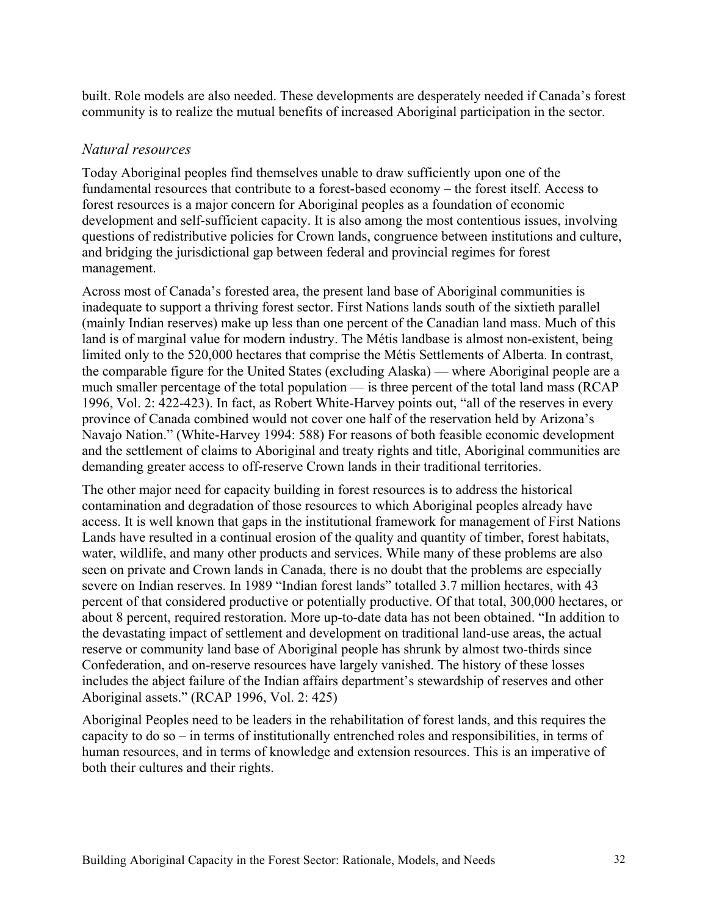built. Role models are also needed. These developments are desperately needed if Canada's forest community is to realize the mutual benefits of increased Aboriginal participation in the sector.

### *Natural resources*

Today Aboriginal peoples find themselves unable to draw sufficiently upon one of the fundamental resources that contribute to a forest-based economy – the forest itself. Access to forest resources is a major concern for Aboriginal peoples as a foundation of economic development and self-sufficient capacity. It is also among the most contentious issues, involving questions of redistributive policies for Crown lands, congruence between institutions and culture, and bridging the jurisdictional gap between federal and provincial regimes for forest management.

Across most of Canada's forested area, the present land base of Aboriginal communities is inadequate to support a thriving forest sector. First Nations lands south of the sixtieth parallel (mainly Indian reserves) make up less than one percent of the Canadian land mass. Much of this land is of marginal value for modern industry. The Métis landbase is almost non-existent, being limited only to the 520,000 hectares that comprise the Métis Settlements of Alberta. In contrast, the comparable figure for the United States (excluding Alaska) — where Aboriginal people are a much smaller percentage of the total population — is three percent of the total land mass (RCAP 1996, Vol. 2: 422-423). In fact, as Robert White-Harvey points out, "all of the reserves in every province of Canada combined would not cover one half of the reservation held by Arizona's Navajo Nation." (White-Harvey 1994: 588) For reasons of both feasible economic development and the settlement of claims to Aboriginal and treaty rights and title, Aboriginal communities are demanding greater access to off-reserve Crown lands in their traditional territories.

The other major need for capacity building in forest resources is to address the historical contamination and degradation of those resources to which Aboriginal peoples already have access. It is well known that gaps in the institutional framework for management of First Nations Lands have resulted in a continual erosion of the quality and quantity of timber, forest habitats, water, wildlife, and many other products and services. While many of these problems are also seen on private and Crown lands in Canada, there is no doubt that the problems are especially severe on Indian reserves. In 1989 "Indian forest lands" totalled 3.7 million hectares, with 43 percent of that considered productive or potentially productive. Of that total, 300,000 hectares, or about 8 percent, required restoration. More up-to-date data has not been obtained. "In addition to the devastating impact of settlement and development on traditional land-use areas, the actual reserve or community land base of Aboriginal people has shrunk by almost two-thirds since Confederation, and on-reserve resources have largely vanished. The history of these losses includes the abject failure of the Indian affairs department's stewardship of reserves and other Aboriginal assets." (RCAP 1996, Vol. 2: 425)

Aboriginal Peoples need to be leaders in the rehabilitation of forest lands, and this requires the capacity to do so – in terms of institutionally entrenched roles and responsibilities, in terms of human resources, and in terms of knowledge and extension resources. This is an imperative of both their cultures and their rights.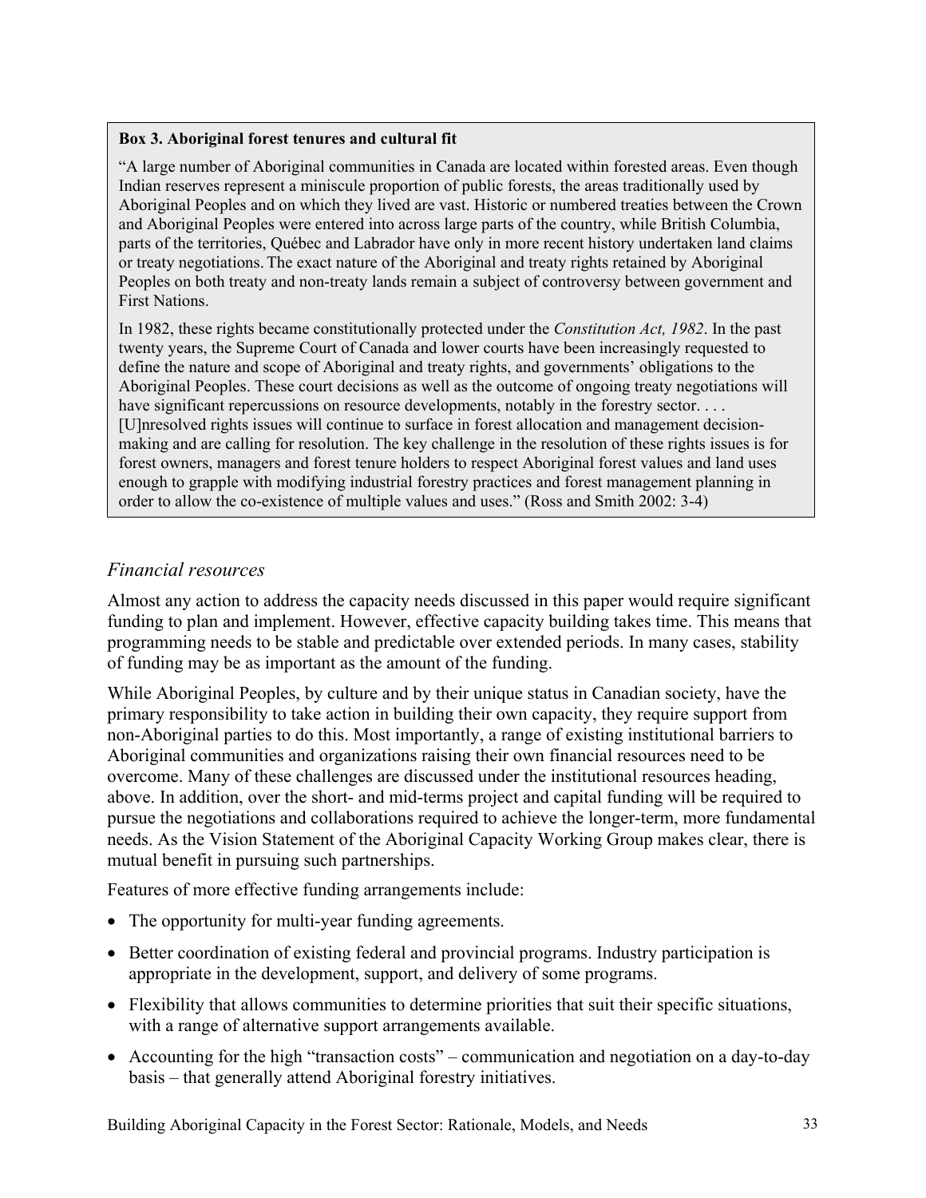**Box 3. Aboriginal forest tenures and cultural fit**

"A large number of Aboriginal communities in Canada are located within forested areas. Even though Indian reserves represent a miniscule proportion of public forests, the areas traditionally used by Aboriginal Peoples and on which they lived are vast. Historic or numbered treaties between the Crown and Aboriginal Peoples were entered into across large parts of the country, while British Columbia, parts of the territories, Québec and Labrador have only in more recent history undertaken land claims or treaty negotiations. The exact nature of the Aboriginal and treaty rights retained by Aboriginal Peoples on both treaty and non-treaty lands remain a subject of controversy between government and First Nations.

In 1982, these rights became constitutionally protected under the *Constitution Act, 1982*. In the past twenty years, the Supreme Court of Canada and lower courts have been increasingly requested to define the nature and scope of Aboriginal and treaty rights, and governments' obligations to the Aboriginal Peoples. These court decisions as well as the outcome of ongoing treaty negotiations will have significant repercussions on resource developments, notably in the forestry sector. . . . [U]nresolved rights issues will continue to surface in forest allocation and management decision-making and are calling for resolution. The key challenge in the resolution of these rights issues is for forest owners, managers and forest tenure holders to respect Aboriginal forest values and land uses enough to grapple with modifying industrial forestry practices and forest management planning in order to allow the co-existence of multiple values and uses." (Ross and Smith 2002: 3-4)

### *Financial resources*

Almost any action to address the capacity needs discussed in this paper would require significant funding to plan and implement. However, effective capacity building takes time. This means that programming needs to be stable and predictable over extended periods. In many cases, stability of funding may be as important as the amount of the funding.

While Aboriginal Peoples, by culture and by their unique status in Canadian society, have the primary responsibility to take action in building their own capacity, they require support from non-Aboriginal parties to do this. Most importantly, a range of existing institutional barriers to Aboriginal communities and organizations raising their own financial resources need to be overcome. Many of these challenges are discussed under the institutional resources heading, above. In addition, over the short- and mid-terms project and capital funding will be required to pursue the negotiations and collaborations required to achieve the longer-term, more fundamental needs. As the Vision Statement of the Aboriginal Capacity Working Group makes clear, there is mutual benefit in pursuing such partnerships.

Features of more effective funding arrangements include:

- The opportunity for multi-year funding agreements.
- Better coordination of existing federal and provincial programs. Industry participation is appropriate in the development, support, and delivery of some programs.
- Flexibility that allows communities to determine priorities that suit their specific situations, with a range of alternative support arrangements available.
- Accounting for the high "transaction costs" – communication and negotiation on a day-to-day basis – that generally attend Aboriginal forestry initiatives.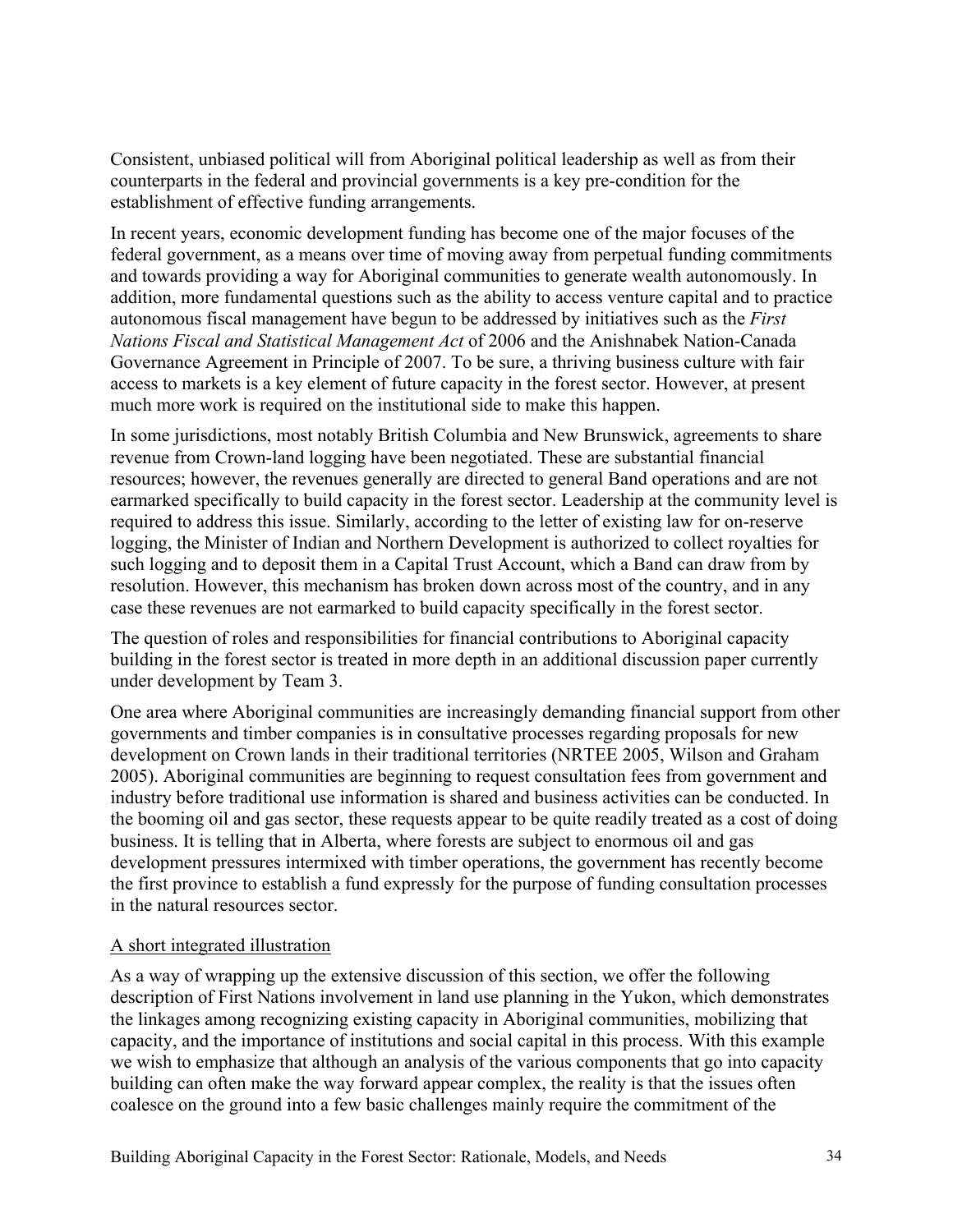Consistent, unbiased political will from Aboriginal political leadership as well as from their counterparts in the federal and provincial governments is a key pre-condition for the establishment of effective funding arrangements.

In recent years, economic development funding has become one of the major focuses of the federal government, as a means over time of moving away from perpetual funding commitments and towards providing a way for Aboriginal communities to generate wealth autonomously. In addition, more fundamental questions such as the ability to access venture capital and to practice autonomous fiscal management have begun to be addressed by initiatives such as the *First Nations Fiscal and Statistical Management Act* of 2006 and the Anishnabek Nation-Canada Governance Agreement in Principle of 2007. To be sure, a thriving business culture with fair access to markets is a key element of future capacity in the forest sector. However, at present much more work is required on the institutional side to make this happen.

In some jurisdictions, most notably British Columbia and New Brunswick, agreements to share revenue from Crown-land logging have been negotiated. These are substantial financial resources; however, the revenues generally are directed to general Band operations and are not earmarked specifically to build capacity in the forest sector. Leadership at the community level is required to address this issue. Similarly, according to the letter of existing law for on-reserve logging, the Minister of Indian and Northern Development is authorized to collect royalties for such logging and to deposit them in a Capital Trust Account, which a Band can draw from by resolution. However, this mechanism has broken down across most of the country, and in any case these revenues are not earmarked to build capacity specifically in the forest sector.

The question of roles and responsibilities for financial contributions to Aboriginal capacity building in the forest sector is treated in more depth in an additional discussion paper currently under development by Team 3.

One area where Aboriginal communities are increasingly demanding financial support from other governments and timber companies is in consultative processes regarding proposals for new development on Crown lands in their traditional territories (NRTEE 2005, Wilson and Graham 2005). Aboriginal communities are beginning to request consultation fees from government and industry before traditional use information is shared and business activities can be conducted. In the booming oil and gas sector, these requests appear to be quite readily treated as a cost of doing business. It is telling that in Alberta, where forests are subject to enormous oil and gas development pressures intermixed with timber operations, the government has recently become the first province to establish a fund expressly for the purpose of funding consultation processes in the natural resources sector.

<u>A short integrated illustration</u>

As a way of wrapping up the extensive discussion of this section, we offer the following description of First Nations involvement in land use planning in the Yukon, which demonstrates the linkages among recognizing existing capacity in Aboriginal communities, mobilizing that capacity, and the importance of institutions and social capital in this process. With this example we wish to emphasize that although an analysis of the various components that go into capacity building can often make the way forward appear complex, the reality is that the issues often coalesce on the ground into a few basic challenges mainly require the commitment of the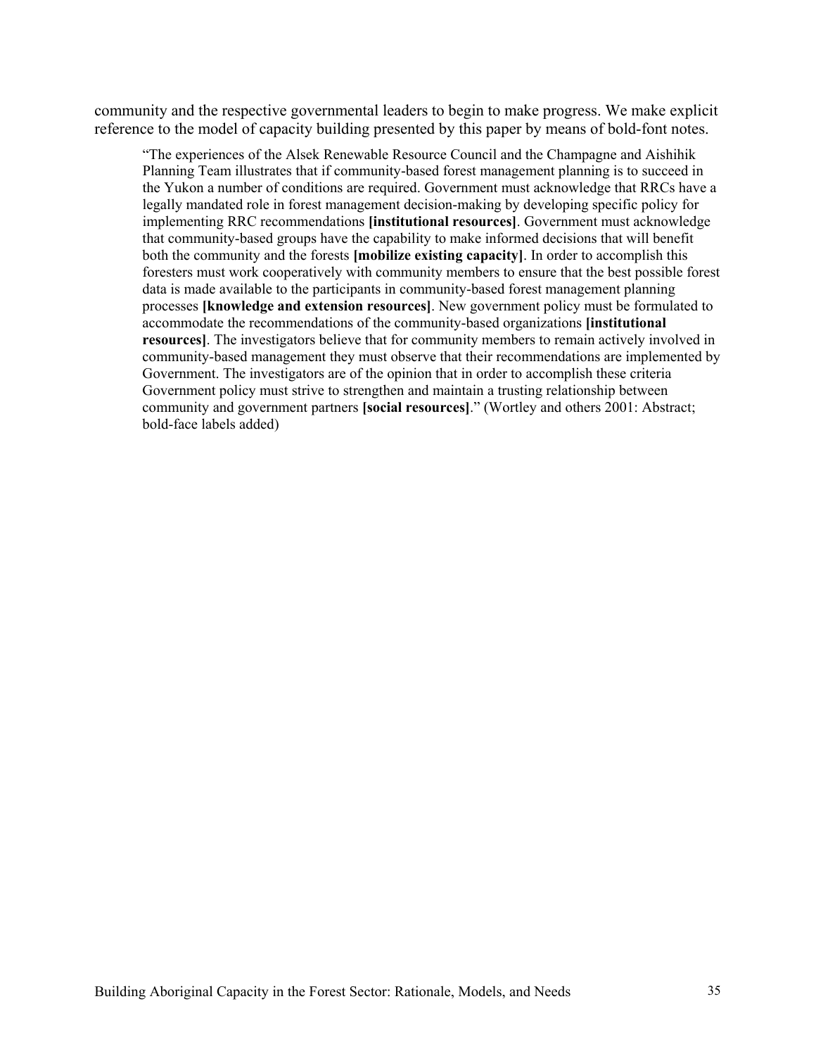community and the respective governmental leaders to begin to make progress. We make explicit reference to the model of capacity building presented by this paper by means of bold-font notes.

> "The experiences of the Alsek Renewable Resource Council and the Champagne and Aishihik Planning Team illustrates that if community-based forest management planning is to succeed in the Yukon a number of conditions are required. Government must acknowledge that RRCs have a legally mandated role in forest management decision-making by developing specific policy for implementing RRC recommendations **[institutional resources]**. Government must acknowledge that community-based groups have the capability to make informed decisions that will benefit both the community and the forests **[mobilize existing capacity]**. In order to accomplish this foresters must work cooperatively with community members to ensure that the best possible forest data is made available to the participants in community-based forest management planning processes **[knowledge and extension resources]**. New government policy must be formulated to accommodate the recommendations of the community-based organizations **[institutional resources]**. The investigators believe that for community members to remain actively involved in community-based management they must observe that their recommendations are implemented by Government. The investigators are of the opinion that in order to accomplish these criteria Government policy must strive to strengthen and maintain a trusting relationship between community and government partners **[social resources]**." (Wortley and others 2001: Abstract; bold-face labels added)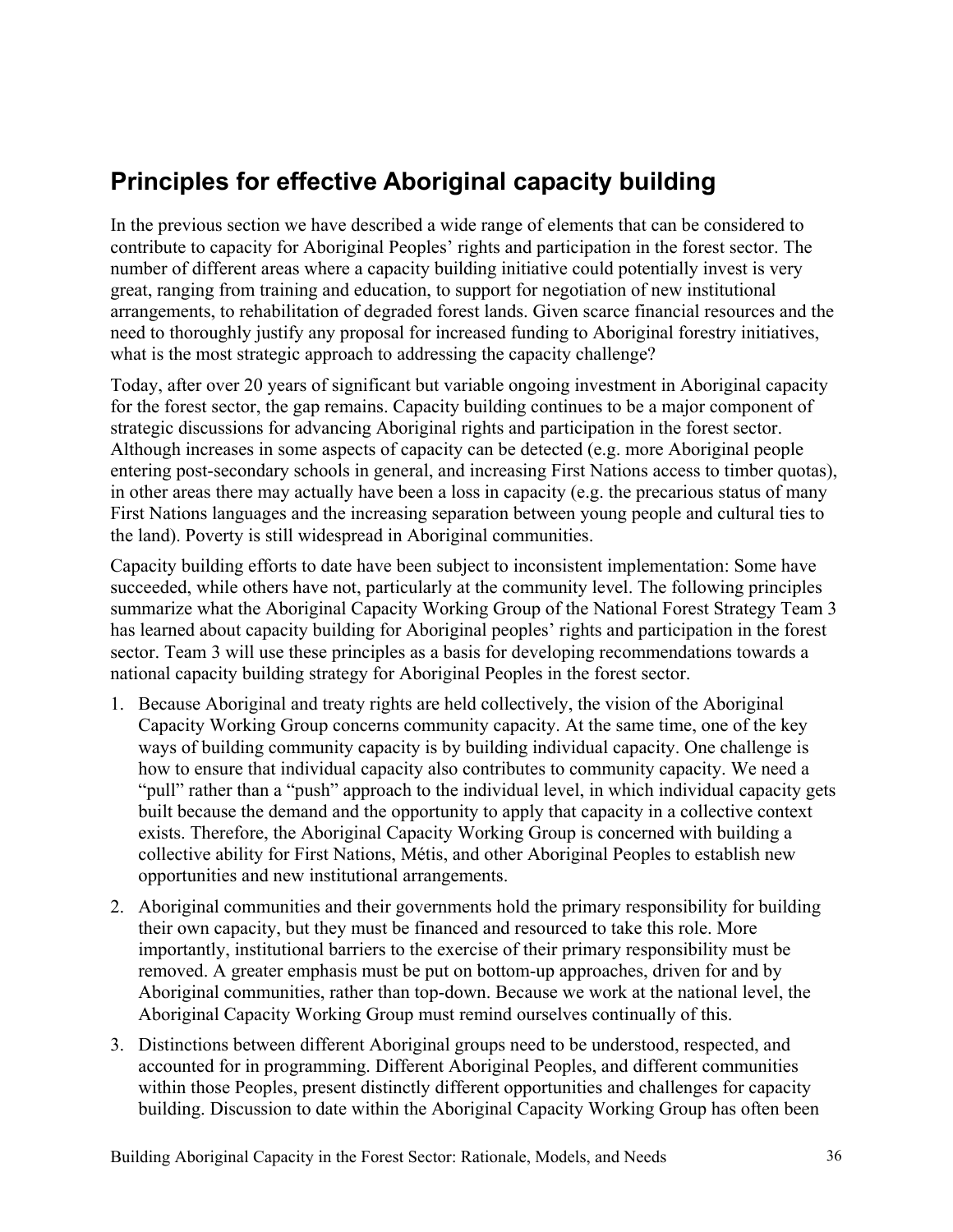## Principles for effective Aboriginal capacity building

In the previous section we have described a wide range of elements that can be considered to contribute to capacity for Aboriginal Peoples' rights and participation in the forest sector. The number of different areas where a capacity building initiative could potentially invest is very great, ranging from training and education, to support for negotiation of new institutional arrangements, to rehabilitation of degraded forest lands. Given scarce financial resources and the need to thoroughly justify any proposal for increased funding to Aboriginal forestry initiatives, what is the most strategic approach to addressing the capacity challenge?

Today, after over 20 years of significant but variable ongoing investment in Aboriginal capacity for the forest sector, the gap remains. Capacity building continues to be a major component of strategic discussions for advancing Aboriginal rights and participation in the forest sector. Although increases in some aspects of capacity can be detected (e.g. more Aboriginal people entering post-secondary schools in general, and increasing First Nations access to timber quotas), in other areas there may actually have been a loss in capacity (e.g. the precarious status of many First Nations languages and the increasing separation between young people and cultural ties to the land). Poverty is still widespread in Aboriginal communities.

Capacity building efforts to date have been subject to inconsistent implementation: Some have succeeded, while others have not, particularly at the community level. The following principles summarize what the Aboriginal Capacity Working Group of the National Forest Strategy Team 3 has learned about capacity building for Aboriginal peoples' rights and participation in the forest sector. Team 3 will use these principles as a basis for developing recommendations towards a national capacity building strategy for Aboriginal Peoples in the forest sector.

1. Because Aboriginal and treaty rights are held collectively, the vision of the Aboriginal Capacity Working Group concerns community capacity. At the same time, one of the key ways of building community capacity is by building individual capacity. One challenge is how to ensure that individual capacity also contributes to community capacity. We need a "pull" rather than a "push" approach to the individual level, in which individual capacity gets built because the demand and the opportunity to apply that capacity in a collective context exists. Therefore, the Aboriginal Capacity Working Group is concerned with building a collective ability for First Nations, Métis, and other Aboriginal Peoples to establish new opportunities and new institutional arrangements.
2. Aboriginal communities and their governments hold the primary responsibility for building their own capacity, but they must be financed and resourced to take this role. More importantly, institutional barriers to the exercise of their primary responsibility must be removed. A greater emphasis must be put on bottom-up approaches, driven for and by Aboriginal communities, rather than top-down. Because we work at the national level, the Aboriginal Capacity Working Group must remind ourselves continually of this.
3. Distinctions between different Aboriginal groups need to be understood, respected, and accounted for in programming. Different Aboriginal Peoples, and different communities within those Peoples, present distinctly different opportunities and challenges for capacity building. Discussion to date within the Aboriginal Capacity Working Group has often been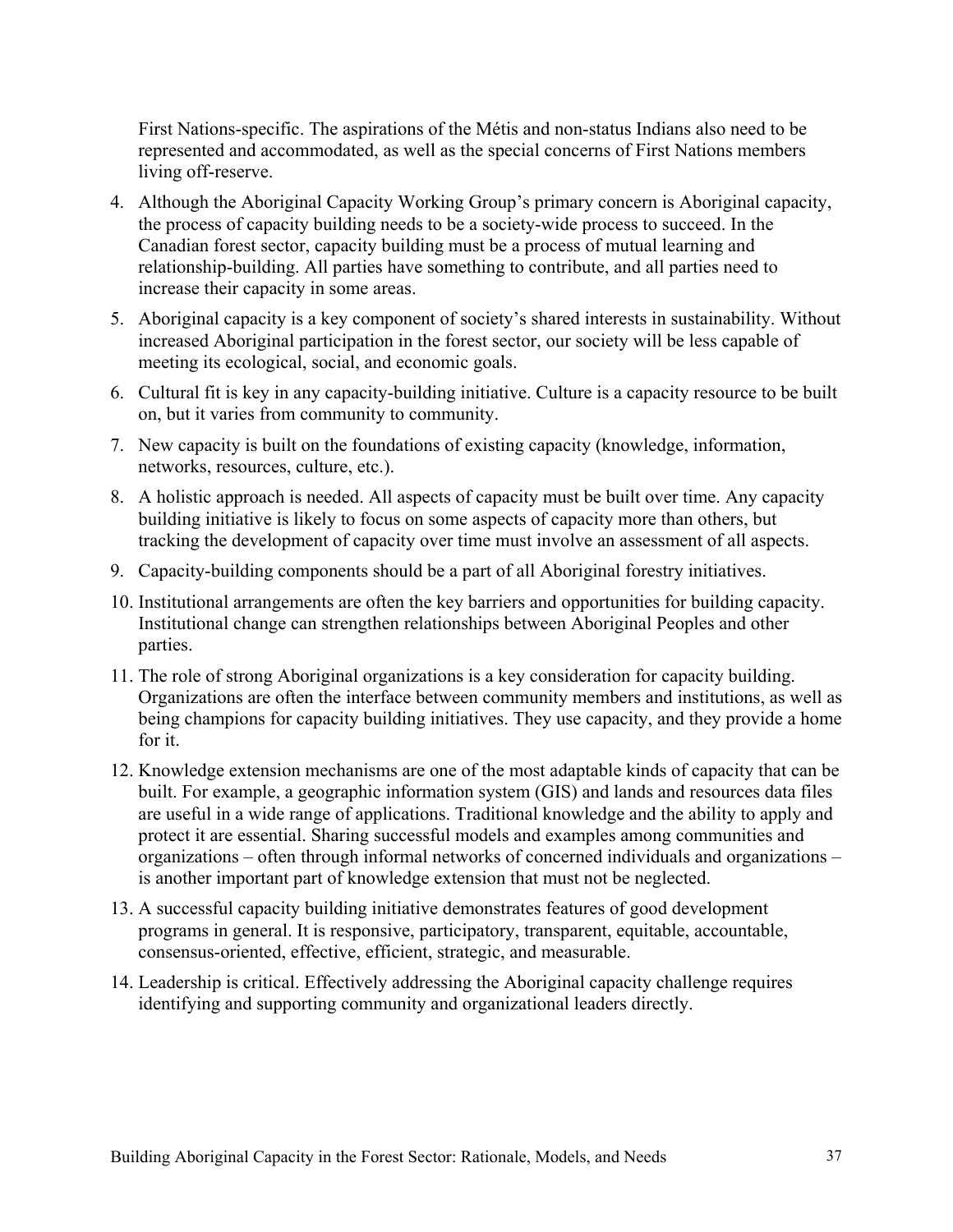First Nations-specific. The aspirations of the Métis and non-status Indians also need to be represented and accommodated, as well as the special concerns of First Nations members living off-reserve.

4. Although the Aboriginal Capacity Working Group's primary concern is Aboriginal capacity, the process of capacity building needs to be a society-wide process to succeed. In the Canadian forest sector, capacity building must be a process of mutual learning and relationship-building. All parties have something to contribute, and all parties need to increase their capacity in some areas.
5. Aboriginal capacity is a key component of society's shared interests in sustainability. Without increased Aboriginal participation in the forest sector, our society will be less capable of meeting its ecological, social, and economic goals.
6. Cultural fit is key in any capacity-building initiative. Culture is a capacity resource to be built on, but it varies from community to community.
7. New capacity is built on the foundations of existing capacity (knowledge, information, networks, resources, culture, etc.).
8. A holistic approach is needed. All aspects of capacity must be built over time. Any capacity building initiative is likely to focus on some aspects of capacity more than others, but tracking the development of capacity over time must involve an assessment of all aspects.
9. Capacity-building components should be a part of all Aboriginal forestry initiatives.
10. Institutional arrangements are often the key barriers and opportunities for building capacity. Institutional change can strengthen relationships between Aboriginal Peoples and other parties.
11. The role of strong Aboriginal organizations is a key consideration for capacity building. Organizations are often the interface between community members and institutions, as well as being champions for capacity building initiatives. They use capacity, and they provide a home for it.
12. Knowledge extension mechanisms are one of the most adaptable kinds of capacity that can be built. For example, a geographic information system (GIS) and lands and resources data files are useful in a wide range of applications. Traditional knowledge and the ability to apply and protect it are essential. Sharing successful models and examples among communities and organizations – often through informal networks of concerned individuals and organizations – is another important part of knowledge extension that must not be neglected.
13. A successful capacity building initiative demonstrates features of good development programs in general. It is responsive, participatory, transparent, equitable, accountable, consensus-oriented, effective, efficient, strategic, and measurable.
14. Leadership is critical. Effectively addressing the Aboriginal capacity challenge requires identifying and supporting community and organizational leaders directly.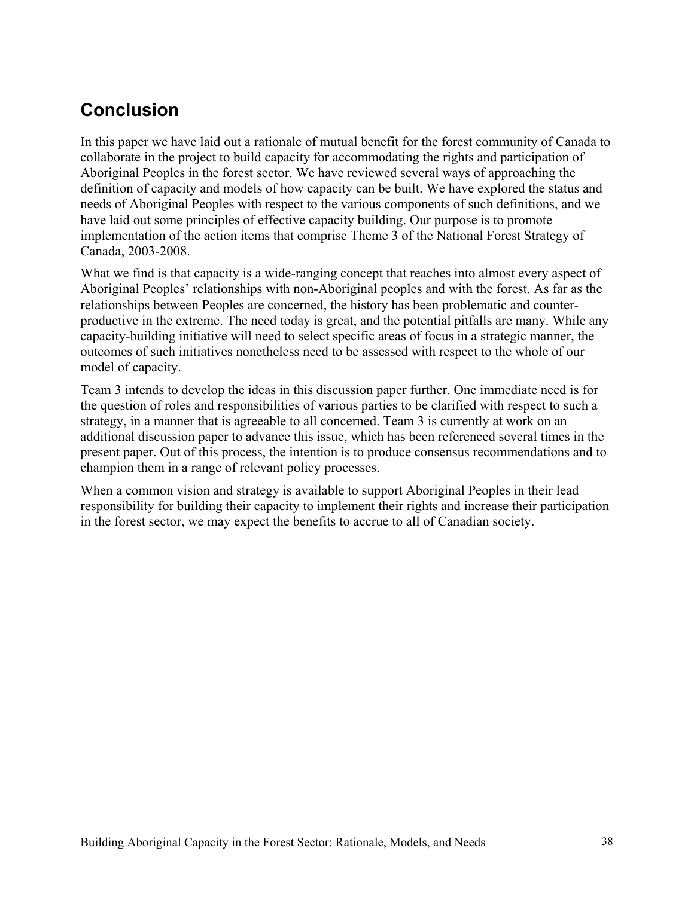## Conclusion

In this paper we have laid out a rationale of mutual benefit for the forest community of Canada to collaborate in the project to build capacity for accommodating the rights and participation of Aboriginal Peoples in the forest sector. We have reviewed several ways of approaching the definition of capacity and models of how capacity can be built. We have explored the status and needs of Aboriginal Peoples with respect to the various components of such definitions, and we have laid out some principles of effective capacity building. Our purpose is to promote implementation of the action items that comprise Theme 3 of the National Forest Strategy of Canada, 2003-2008.

What we find is that capacity is a wide-ranging concept that reaches into almost every aspect of Aboriginal Peoples' relationships with non-Aboriginal peoples and with the forest. As far as the relationships between Peoples are concerned, the history has been problematic and counter-productive in the extreme. The need today is great, and the potential pitfalls are many. While any capacity-building initiative will need to select specific areas of focus in a strategic manner, the outcomes of such initiatives nonetheless need to be assessed with respect to the whole of our model of capacity.

Team 3 intends to develop the ideas in this discussion paper further. One immediate need is for the question of roles and responsibilities of various parties to be clarified with respect to such a strategy, in a manner that is agreeable to all concerned. Team 3 is currently at work on an additional discussion paper to advance this issue, which has been referenced several times in the present paper. Out of this process, the intention is to produce consensus recommendations and to champion them in a range of relevant policy processes.

When a common vision and strategy is available to support Aboriginal Peoples in their lead responsibility for building their capacity to implement their rights and increase their participation in the forest sector, we may expect the benefits to accrue to all of Canadian society.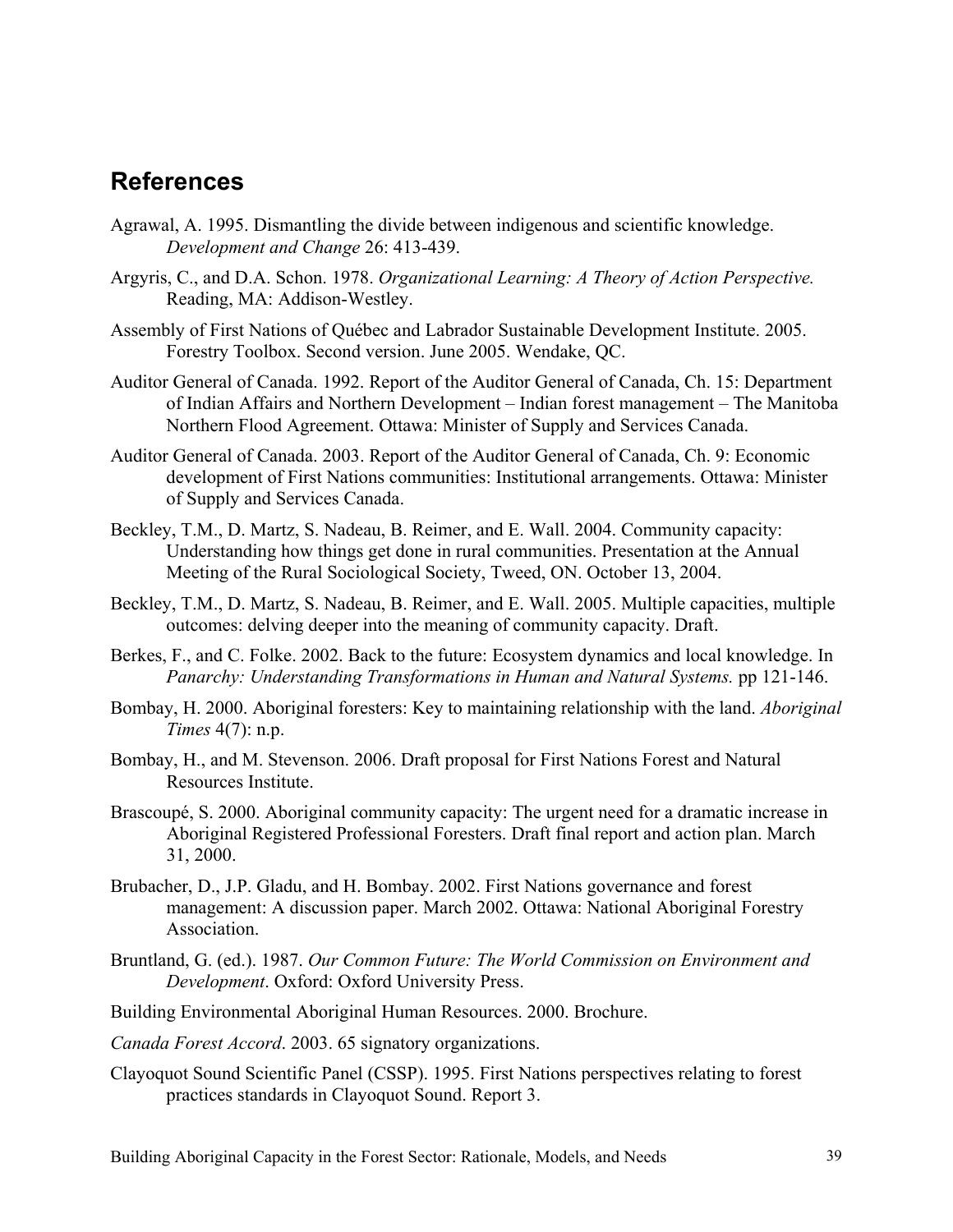## References

Agrawal, A. 1995. Dismantling the divide between indigenous and scientific knowledge. *Development and Change* 26: 413-439.

Argyris, C., and D.A. Schon. 1978. *Organizational Learning: A Theory of Action Perspective.* Reading, MA: Addison-Westley.

Assembly of First Nations of Québec and Labrador Sustainable Development Institute. 2005. Forestry Toolbox. Second version. June 2005. Wendake, QC.

Auditor General of Canada. 1992. Report of the Auditor General of Canada, Ch. 15: Department of Indian Affairs and Northern Development – Indian forest management – The Manitoba Northern Flood Agreement. Ottawa: Minister of Supply and Services Canada.

Auditor General of Canada. 2003. Report of the Auditor General of Canada, Ch. 9: Economic development of First Nations communities: Institutional arrangements. Ottawa: Minister of Supply and Services Canada.

Beckley, T.M., D. Martz, S. Nadeau, B. Reimer, and E. Wall. 2004. Community capacity: Understanding how things get done in rural communities. Presentation at the Annual Meeting of the Rural Sociological Society, Tweed, ON. October 13, 2004.

Beckley, T.M., D. Martz, S. Nadeau, B. Reimer, and E. Wall. 2005. Multiple capacities, multiple outcomes: delving deeper into the meaning of community capacity. Draft.

Berkes, F., and C. Folke. 2002. Back to the future: Ecosystem dynamics and local knowledge. In *Panarchy: Understanding Transformations in Human and Natural Systems.* pp 121-146.

Bombay, H. 2000. Aboriginal foresters: Key to maintaining relationship with the land. *Aboriginal Times* 4(7): n.p.

Bombay, H., and M. Stevenson. 2006. Draft proposal for First Nations Forest and Natural Resources Institute.

Brascoupé, S. 2000. Aboriginal community capacity: The urgent need for a dramatic increase in Aboriginal Registered Professional Foresters. Draft final report and action plan. March 31, 2000.

Brubacher, D., J.P. Gladu, and H. Bombay. 2002. First Nations governance and forest management: A discussion paper. March 2002. Ottawa: National Aboriginal Forestry Association.

Bruntland, G. (ed.). 1987. *Our Common Future: The World Commission on Environment and Development*. Oxford: Oxford University Press.

Building Environmental Aboriginal Human Resources. 2000. Brochure.

*Canada Forest Accord*. 2003. 65 signatory organizations.

Clayoquot Sound Scientific Panel (CSSP). 1995. First Nations perspectives relating to forest practices standards in Clayoquot Sound. Report 3.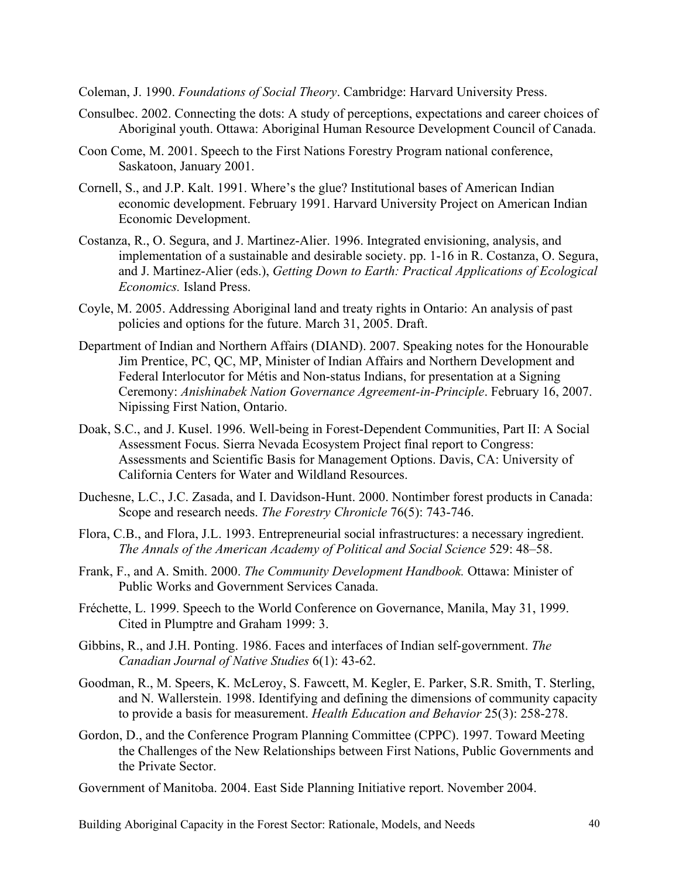Coleman, J. 1990. *Foundations of Social Theory*. Cambridge: Harvard University Press.

Consulbec. 2002. Connecting the dots: A study of perceptions, expectations and career choices of Aboriginal youth. Ottawa: Aboriginal Human Resource Development Council of Canada.

Coon Come, M. 2001. Speech to the First Nations Forestry Program national conference, Saskatoon, January 2001.

Cornell, S., and J.P. Kalt. 1991. Where's the glue? Institutional bases of American Indian economic development. February 1991. Harvard University Project on American Indian Economic Development.

Costanza, R., O. Segura, and J. Martinez-Alier. 1996. Integrated envisioning, analysis, and implementation of a sustainable and desirable society. pp. 1-16 in R. Costanza, O. Segura, and J. Martinez-Alier (eds.), *Getting Down to Earth: Practical Applications of Ecological Economics.* Island Press.

Coyle, M. 2005. Addressing Aboriginal land and treaty rights in Ontario: An analysis of past policies and options for the future. March 31, 2005. Draft.

Department of Indian and Northern Affairs (DIAND). 2007. Speaking notes for the Honourable Jim Prentice, PC, QC, MP, Minister of Indian Affairs and Northern Development and Federal Interlocutor for Métis and Non-status Indians, for presentation at a Signing Ceremony: *Anishinabek Nation Governance Agreement-in-Principle*. February 16, 2007. Nipissing First Nation, Ontario.

Doak, S.C., and J. Kusel. 1996. Well-being in Forest-Dependent Communities, Part II: A Social Assessment Focus. Sierra Nevada Ecosystem Project final report to Congress: Assessments and Scientific Basis for Management Options. Davis, CA: University of California Centers for Water and Wildland Resources.

Duchesne, L.C., J.C. Zasada, and I. Davidson-Hunt. 2000. Nontimber forest products in Canada: Scope and research needs. *The Forestry Chronicle* 76(5): 743-746.

Flora, C.B., and Flora, J.L. 1993. Entrepreneurial social infrastructures: a necessary ingredient. *The Annals of the American Academy of Political and Social Science* 529: 48–58.

Frank, F., and A. Smith. 2000. *The Community Development Handbook.* Ottawa: Minister of Public Works and Government Services Canada.

Fréchette, L. 1999. Speech to the World Conference on Governance, Manila, May 31, 1999. Cited in Plumptre and Graham 1999: 3.

Gibbins, R., and J.H. Ponting. 1986. Faces and interfaces of Indian self-government. *The Canadian Journal of Native Studies* 6(1): 43-62.

Goodman, R., M. Speers, K. McLeroy, S. Fawcett, M. Kegler, E. Parker, S.R. Smith, T. Sterling, and N. Wallerstein. 1998. Identifying and defining the dimensions of community capacity to provide a basis for measurement. *Health Education and Behavior* 25(3): 258-278.

Gordon, D., and the Conference Program Planning Committee (CPPC). 1997. Toward Meeting the Challenges of the New Relationships between First Nations, Public Governments and the Private Sector.

Government of Manitoba. 2004. East Side Planning Initiative report. November 2004.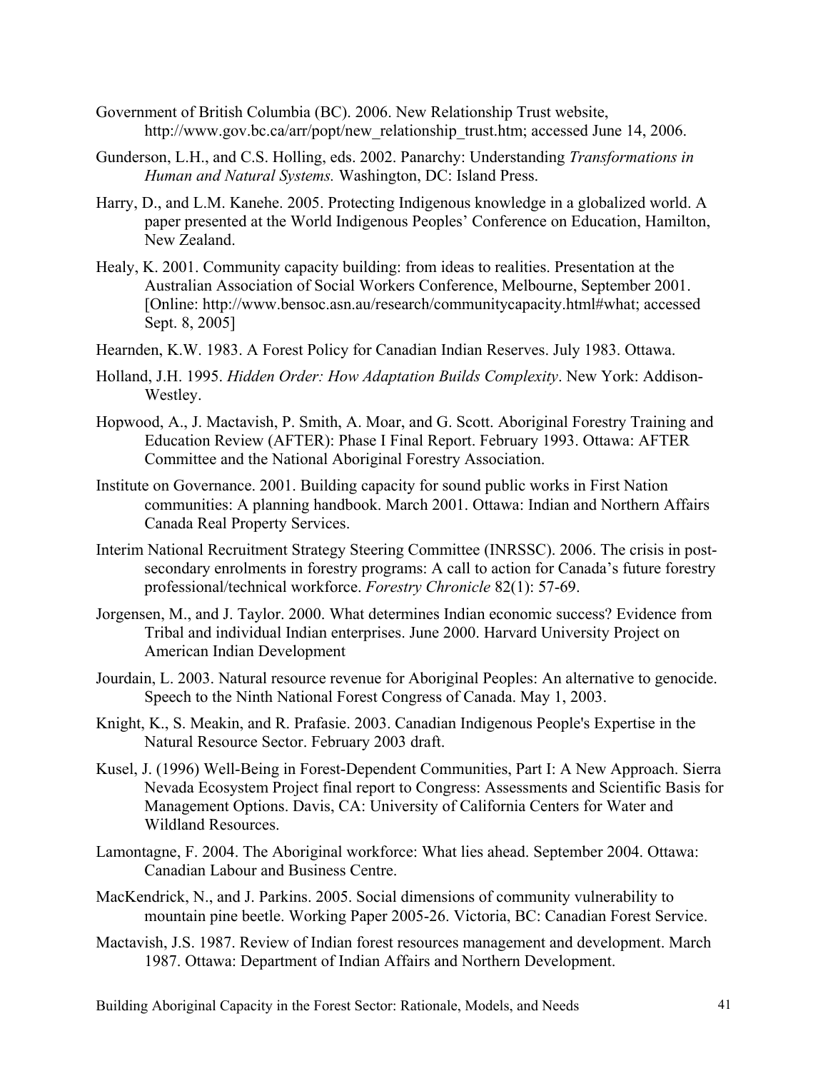Government of British Columbia (BC). 2006. New Relationship Trust website, http://www.gov.bc.ca/arr/popt/new_relationship_trust.htm; accessed June 14, 2006.

Gunderson, L.H., and C.S. Holling, eds. 2002. Panarchy: Understanding *Transformations in Human and Natural Systems.* Washington, DC: Island Press.

Harry, D., and L.M. Kanehe. 2005. Protecting Indigenous knowledge in a globalized world. A paper presented at the World Indigenous Peoples' Conference on Education, Hamilton, New Zealand.

Healy, K. 2001. Community capacity building: from ideas to realities. Presentation at the Australian Association of Social Workers Conference, Melbourne, September 2001. [Online: http://www.bensoc.asn.au/research/communitycapacity.html#what; accessed Sept. 8, 2005]

Hearnden, K.W. 1983. A Forest Policy for Canadian Indian Reserves. July 1983. Ottawa.

Holland, J.H. 1995. *Hidden Order: How Adaptation Builds Complexity*. New York: Addison-Westley.

Hopwood, A., J. Mactavish, P. Smith, A. Moar, and G. Scott. Aboriginal Forestry Training and Education Review (AFTER): Phase I Final Report. February 1993. Ottawa: AFTER Committee and the National Aboriginal Forestry Association.

Institute on Governance. 2001. Building capacity for sound public works in First Nation communities: A planning handbook. March 2001. Ottawa: Indian and Northern Affairs Canada Real Property Services.

Interim National Recruitment Strategy Steering Committee (INRSSC). 2006. The crisis in post-secondary enrolments in forestry programs: A call to action for Canada's future forestry professional/technical workforce. *Forestry Chronicle* 82(1): 57-69.

Jorgensen, M., and J. Taylor. 2000. What determines Indian economic success? Evidence from Tribal and individual Indian enterprises. June 2000. Harvard University Project on American Indian Development

Jourdain, L. 2003. Natural resource revenue for Aboriginal Peoples: An alternative to genocide. Speech to the Ninth National Forest Congress of Canada. May 1, 2003.

Knight, K., S. Meakin, and R. Prafasie. 2003. Canadian Indigenous People's Expertise in the Natural Resource Sector. February 2003 draft.

Kusel, J. (1996) Well-Being in Forest-Dependent Communities, Part I: A New Approach. Sierra Nevada Ecosystem Project final report to Congress: Assessments and Scientific Basis for Management Options. Davis, CA: University of California Centers for Water and Wildland Resources.

Lamontagne, F. 2004. The Aboriginal workforce: What lies ahead. September 2004. Ottawa: Canadian Labour and Business Centre.

MacKendrick, N., and J. Parkins. 2005. Social dimensions of community vulnerability to mountain pine beetle. Working Paper 2005-26. Victoria, BC: Canadian Forest Service.

Mactavish, J.S. 1987. Review of Indian forest resources management and development. March 1987. Ottawa: Department of Indian Affairs and Northern Development.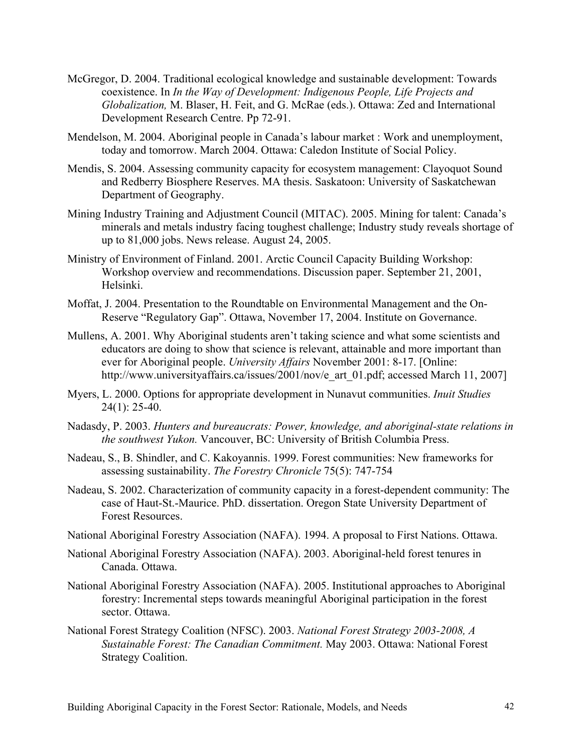McGregor, D. 2004. Traditional ecological knowledge and sustainable development: Towards coexistence. In *In the Way of Development: Indigenous People, Life Projects and Globalization,* M. Blaser, H. Feit, and G. McRae (eds.). Ottawa: Zed and International Development Research Centre. Pp 72-91.

Mendelson, M. 2004. Aboriginal people in Canada's labour market : Work and unemployment, today and tomorrow. March 2004. Ottawa: Caledon Institute of Social Policy.

Mendis, S. 2004. Assessing community capacity for ecosystem management: Clayoquot Sound and Redberry Biosphere Reserves. MA thesis. Saskatoon: University of Saskatchewan Department of Geography.

Mining Industry Training and Adjustment Council (MITAC). 2005. Mining for talent: Canada's minerals and metals industry facing toughest challenge; Industry study reveals shortage of up to 81,000 jobs. News release. August 24, 2005.

Ministry of Environment of Finland. 2001. Arctic Council Capacity Building Workshop: Workshop overview and recommendations. Discussion paper. September 21, 2001, Helsinki.

Moffat, J. 2004. Presentation to the Roundtable on Environmental Management and the On-Reserve "Regulatory Gap". Ottawa, November 17, 2004. Institute on Governance.

Mullens, A. 2001. Why Aboriginal students aren't taking science and what some scientists and educators are doing to show that science is relevant, attainable and more important than ever for Aboriginal people. *University Affairs* November 2001: 8-17. [Online: http://www.universityaffairs.ca/issues/2001/nov/e_art_01.pdf; accessed March 11, 2007]

Myers, L. 2000. Options for appropriate development in Nunavut communities. *Inuit Studies* 24(1): 25-40.

Nadasdy, P. 2003. *Hunters and bureaucrats: Power, knowledge, and aboriginal-state relations in the southwest Yukon.* Vancouver, BC: University of British Columbia Press.

Nadeau, S., B. Shindler, and C. Kakoyannis. 1999. Forest communities: New frameworks for assessing sustainability. *The Forestry Chronicle* 75(5): 747-754

Nadeau, S. 2002. Characterization of community capacity in a forest-dependent community: The case of Haut-St.-Maurice. PhD. dissertation. Oregon State University Department of Forest Resources.

National Aboriginal Forestry Association (NAFA). 1994. A proposal to First Nations. Ottawa.

National Aboriginal Forestry Association (NAFA). 2003. Aboriginal-held forest tenures in Canada. Ottawa.

National Aboriginal Forestry Association (NAFA). 2005. Institutional approaches to Aboriginal forestry: Incremental steps towards meaningful Aboriginal participation in the forest sector. Ottawa.

National Forest Strategy Coalition (NFSC). 2003. *National Forest Strategy 2003-2008, A Sustainable Forest: The Canadian Commitment.* May 2003. Ottawa: National Forest Strategy Coalition.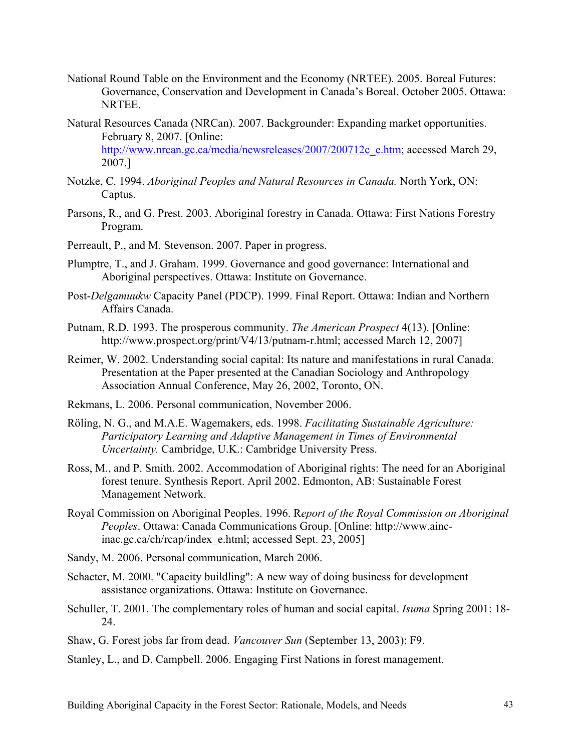National Round Table on the Environment and the Economy (NRTEE). 2005. Boreal Futures: Governance, Conservation and Development in Canada's Boreal. October 2005. Ottawa: NRTEE.

Natural Resources Canada (NRCan). 2007. Backgrounder: Expanding market opportunities. February 8, 2007. [Online: http://www.nrcan.gc.ca/media/newsreleases/2007/200712c_e.htm; accessed March 29, 2007.]

Notzke, C. 1994. *Aboriginal Peoples and Natural Resources in Canada.* North York, ON: Captus.

Parsons, R., and G. Prest. 2003. Aboriginal forestry in Canada. Ottawa: First Nations Forestry Program.

Perreault, P., and M. Stevenson. 2007. Paper in progress.

Plumptre, T., and J. Graham. 1999. Governance and good governance: International and Aboriginal perspectives. Ottawa: Institute on Governance.

Post-*Delgamuukw* Capacity Panel (PDCP). 1999. Final Report. Ottawa: Indian and Northern Affairs Canada.

Putnam, R.D. 1993. The prosperous community. *The American Prospect* 4(13). [Online: http://www.prospect.org/print/V4/13/putnam-r.html; accessed March 12, 2007]

Reimer, W. 2002. Understanding social capital: Its nature and manifestations in rural Canada. Presentation at the Paper presented at the Canadian Sociology and Anthropology Association Annual Conference, May 26, 2002, Toronto, ON.

Rekmans, L. 2006. Personal communication, November 2006.

Röling, N. G., and M.A.E. Wagemakers, eds. 1998. *Facilitating Sustainable Agriculture: Participatory Learning and Adaptive Management in Times of Environmental Uncertainty.* Cambridge, U.K.: Cambridge University Press.

Ross, M., and P. Smith. 2002. Accommodation of Aboriginal rights: The need for an Aboriginal forest tenure. Synthesis Report. April 2002. Edmonton, AB: Sustainable Forest Management Network.

Royal Commission on Aboriginal Peoples. 1996. R*eport of the Royal Commission on Aboriginal Peoples*. Ottawa: Canada Communications Group. [Online: http://www.ainc-inac.gc.ca/ch/rcap/index_e.html; accessed Sept. 23, 2005]

Sandy, M. 2006. Personal communication, March 2006.

Schacter, M. 2000. "Capacity building": A new way of doing business for development assistance organizations. Ottawa: Institute on Governance.

Schuller, T. 2001. The complementary roles of human and social capital. *Isuma* Spring 2001: 18-24.

Shaw, G. Forest jobs far from dead. *Vancouver Sun* (September 13, 2003): F9.

Stanley, L., and D. Campbell. 2006. Engaging First Nations in forest management.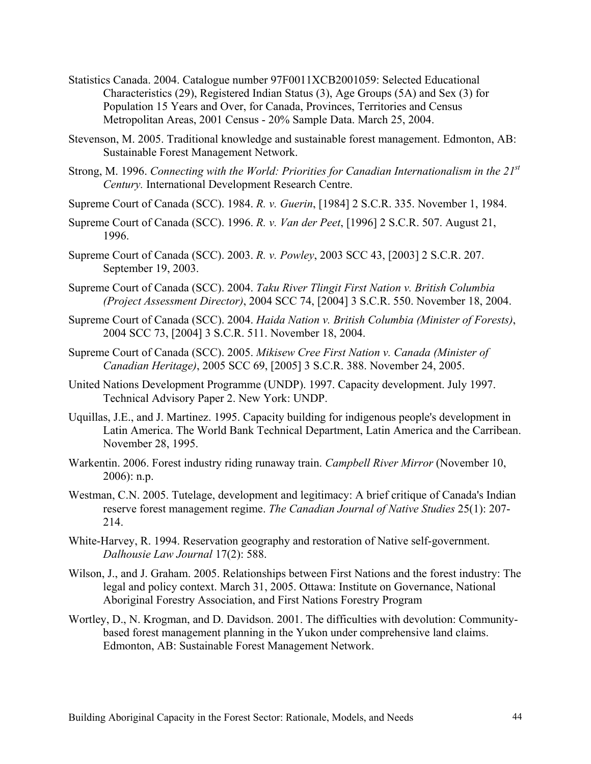Statistics Canada. 2004. Catalogue number 97F0011XCB2001059: Selected Educational Characteristics (29), Registered Indian Status (3), Age Groups (5A) and Sex (3) for Population 15 Years and Over, for Canada, Provinces, Territories and Census Metropolitan Areas, 2001 Census - 20% Sample Data. March 25, 2004.

Stevenson, M. 2005. Traditional knowledge and sustainable forest management. Edmonton, AB: Sustainable Forest Management Network.

Strong, M. 1996. *Connecting with the World: Priorities for Canadian Internationalism in the 21st Century.* International Development Research Centre.

Supreme Court of Canada (SCC). 1984. *R. v. Guerin*, [1984] 2 S.C.R. 335. November 1, 1984.

Supreme Court of Canada (SCC). 1996. *R. v. Van der Peet*, [1996] 2 S.C.R. 507. August 21, 1996.

Supreme Court of Canada (SCC). 2003. *R. v. Powley*, 2003 SCC 43, [2003] 2 S.C.R. 207. September 19, 2003.

Supreme Court of Canada (SCC). 2004. *Taku River Tlingit First Nation v. British Columbia (Project Assessment Director)*, 2004 SCC 74, [2004] 3 S.C.R. 550. November 18, 2004.

Supreme Court of Canada (SCC). 2004. *Haida Nation v. British Columbia (Minister of Forests)*, 2004 SCC 73, [2004] 3 S.C.R. 511. November 18, 2004.

Supreme Court of Canada (SCC). 2005. *Mikisew Cree First Nation v. Canada (Minister of Canadian Heritage)*, 2005 SCC 69, [2005] 3 S.C.R. 388. November 24, 2005.

United Nations Development Programme (UNDP). 1997. Capacity development. July 1997. Technical Advisory Paper 2. New York: UNDP.

Uquillas, J.E., and J. Martinez. 1995. Capacity building for indigenous people's development in Latin America. The World Bank Technical Department, Latin America and the Carribean. November 28, 1995.

Warkentin. 2006. Forest industry riding runaway train. *Campbell River Mirror* (November 10, 2006): n.p.

Westman, C.N. 2005. Tutelage, development and legitimacy: A brief critique of Canada's Indian reserve forest management regime. *The Canadian Journal of Native Studies* 25(1): 207-214.

White-Harvey, R. 1994. Reservation geography and restoration of Native self-government. *Dalhousie Law Journal* 17(2): 588.

Wilson, J., and J. Graham. 2005. Relationships between First Nations and the forest industry: The legal and policy context. March 31, 2005. Ottawa: Institute on Governance, National Aboriginal Forestry Association, and First Nations Forestry Program

Wortley, D., N. Krogman, and D. Davidson. 2001. The difficulties with devolution: Community-based forest management planning in the Yukon under comprehensive land claims. Edmonton, AB: Sustainable Forest Management Network.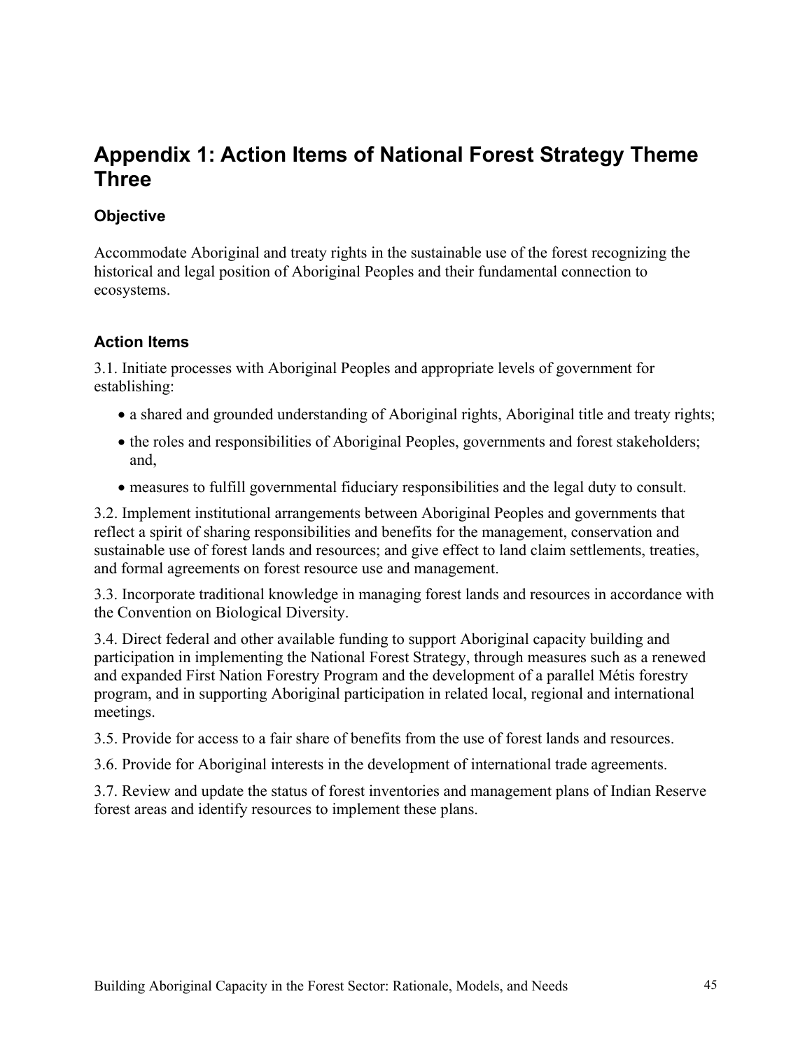# Appendix 1: Action Items of National Forest Strategy Theme Three

### Objective

Accommodate Aboriginal and treaty rights in the sustainable use of the forest recognizing the historical and legal position of Aboriginal Peoples and their fundamental connection to ecosystems.

### Action Items

3.1. Initiate processes with Aboriginal Peoples and appropriate levels of government for establishing:

- a shared and grounded understanding of Aboriginal rights, Aboriginal title and treaty rights;
- the roles and responsibilities of Aboriginal Peoples, governments and forest stakeholders; and,
- measures to fulfill governmental fiduciary responsibilities and the legal duty to consult.

3.2. Implement institutional arrangements between Aboriginal Peoples and governments that reflect a spirit of sharing responsibilities and benefits for the management, conservation and sustainable use of forest lands and resources; and give effect to land claim settlements, treaties, and formal agreements on forest resource use and management.

3.3. Incorporate traditional knowledge in managing forest lands and resources in accordance with the Convention on Biological Diversity.

3.4. Direct federal and other available funding to support Aboriginal capacity building and participation in implementing the National Forest Strategy, through measures such as a renewed and expanded First Nation Forestry Program and the development of a parallel Métis forestry program, and in supporting Aboriginal participation in related local, regional and international meetings.

3.5. Provide for access to a fair share of benefits from the use of forest lands and resources.

3.6. Provide for Aboriginal interests in the development of international trade agreements.

3.7. Review and update the status of forest inventories and management plans of Indian Reserve forest areas and identify resources to implement these plans.